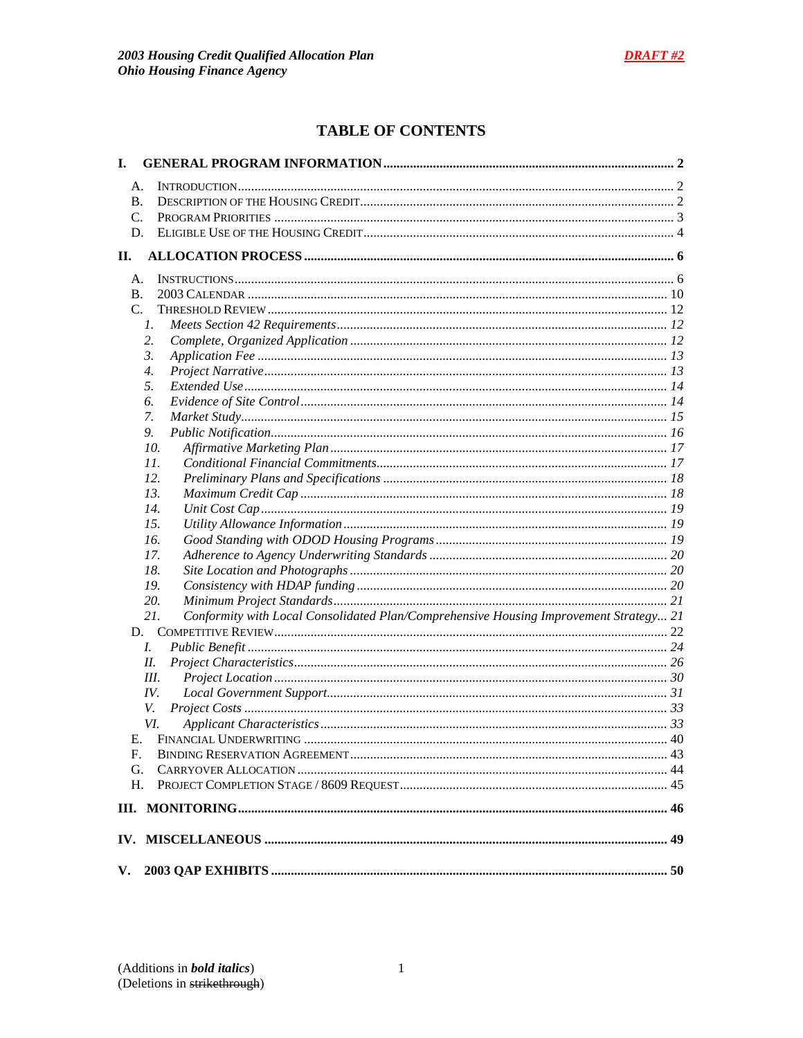# TABLE OF CONTENTS

**I. GENERAL PROGRAM INFORMATION .......... 2**

- A. INTRODUCTION .......... 2
- B. DESCRIPTION OF THE HOUSING CREDIT .......... 2
- C. PROGRAM PRIORITIES .......... 3
- D. ELIGIBLE USE OF THE HOUSING CREDIT .......... 4

**II. ALLOCATION PROCESS .......... 6**

- A. INSTRUCTIONS .......... 6
- B. 2003 CALENDAR .......... 10
- C. THRESHOLD REVIEW .......... 12
  - *1. Meets Section 42 Requirements .......... 12*
  - *2. Complete, Organized Application .......... 12*
  - *3. Application Fee .......... 13*
  - *4. Project Narrative .......... 13*
  - *5. Extended Use .......... 14*
  - *6. Evidence of Site Control .......... 14*
  - *7. Market Study .......... 15*
  - *9. Public Notification .......... 16*
  - *10. Affirmative Marketing Plan .......... 17*
  - *11. Conditional Financial Commitments .......... 17*
  - *12. Preliminary Plans and Specifications .......... 18*
  - *13. Maximum Credit Cap .......... 18*
  - *14. Unit Cost Cap .......... 19*
  - *15. Utility Allowance Information .......... 19*
  - *16. Good Standing with ODOD Housing Programs .......... 19*
  - *17. Adherence to Agency Underwriting Standards .......... 20*
  - *18. Site Location and Photographs .......... 20*
  - *19. Consistency with HDAP funding .......... 20*
  - *20. Minimum Project Standards .......... 21*
  - *21. Conformity with Local Consolidated Plan/Comprehensive Housing Improvement Strategy .......... 21*
- D. COMPETITIVE REVIEW .......... 22
  - *I. Public Benefit .......... 24*
  - *II. Project Characteristics .......... 26*
  - *III. Project Location .......... 30*
  - *IV. Local Government Support .......... 31*
  - *V. Project Costs .......... 33*
  - *VI. Applicant Characteristics .......... 33*
- E. FINANCIAL UNDERWRITING .......... 40
- F. BINDING RESERVATION AGREEMENT .......... 43
- G. CARRYOVER ALLOCATION .......... 44
- H. PROJECT COMPLETION STAGE / 8609 REQUEST .......... 45

**III. MONITORING .......... 46**

**IV. MISCELLANEOUS .......... 49**

**V. 2003 QAP EXHIBITS .......... 50**

(Additions in ***bold italics***)
(Deletions in ~~strikethrough~~)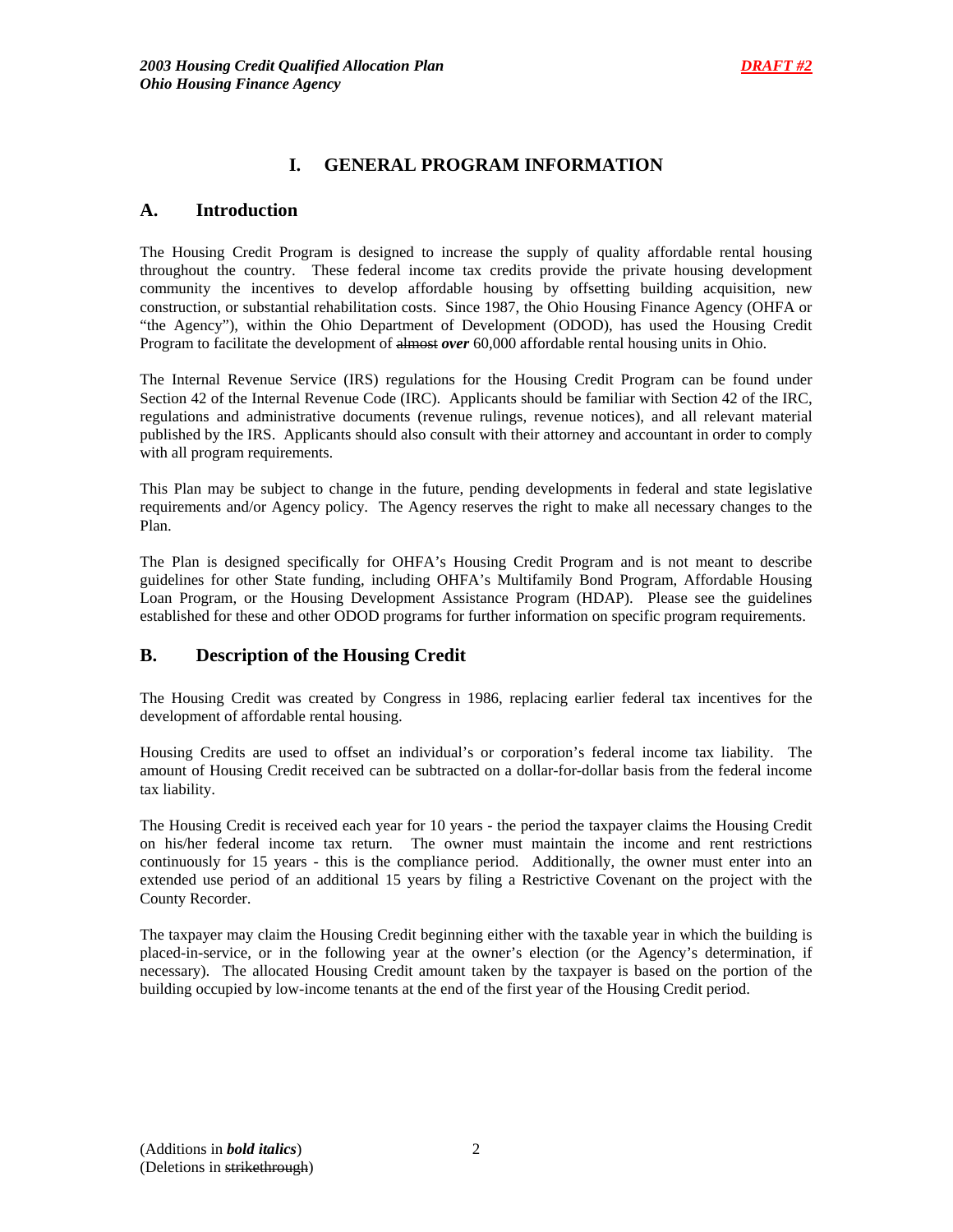# I. GENERAL PROGRAM INFORMATION

## A. Introduction

The Housing Credit Program is designed to increase the supply of quality affordable rental housing throughout the country. These federal income tax credits provide the private housing development community the incentives to develop affordable housing by offsetting building acquisition, new construction, or substantial rehabilitation costs. Since 1987, the Ohio Housing Finance Agency (OHFA or "the Agency"), within the Ohio Department of Development (ODOD), has used the Housing Credit Program to facilitate the development of ~~almost~~ ***over*** 60,000 affordable rental housing units in Ohio.

The Internal Revenue Service (IRS) regulations for the Housing Credit Program can be found under Section 42 of the Internal Revenue Code (IRC). Applicants should be familiar with Section 42 of the IRC, regulations and administrative documents (revenue rulings, revenue notices), and all relevant material published by the IRS. Applicants should also consult with their attorney and accountant in order to comply with all program requirements.

This Plan may be subject to change in the future, pending developments in federal and state legislative requirements and/or Agency policy. The Agency reserves the right to make all necessary changes to the Plan.

The Plan is designed specifically for OHFA's Housing Credit Program and is not meant to describe guidelines for other State funding, including OHFA's Multifamily Bond Program, Affordable Housing Loan Program, or the Housing Development Assistance Program (HDAP). Please see the guidelines established for these and other ODOD programs for further information on specific program requirements.

## B. Description of the Housing Credit

The Housing Credit was created by Congress in 1986, replacing earlier federal tax incentives for the development of affordable rental housing.

Housing Credits are used to offset an individual's or corporation's federal income tax liability. The amount of Housing Credit received can be subtracted on a dollar-for-dollar basis from the federal income tax liability.

The Housing Credit is received each year for 10 years - the period the taxpayer claims the Housing Credit on his/her federal income tax return. The owner must maintain the income and rent restrictions continuously for 15 years - this is the compliance period. Additionally, the owner must enter into an extended use period of an additional 15 years by filing a Restrictive Covenant on the project with the County Recorder.

The taxpayer may claim the Housing Credit beginning either with the taxable year in which the building is placed-in-service, or in the following year at the owner's election (or the Agency's determination, if necessary). The allocated Housing Credit amount taken by the taxpayer is based on the portion of the building occupied by low-income tenants at the end of the first year of the Housing Credit period.

(Additions in ***bold italics***)
(Deletions in ~~strikethrough~~)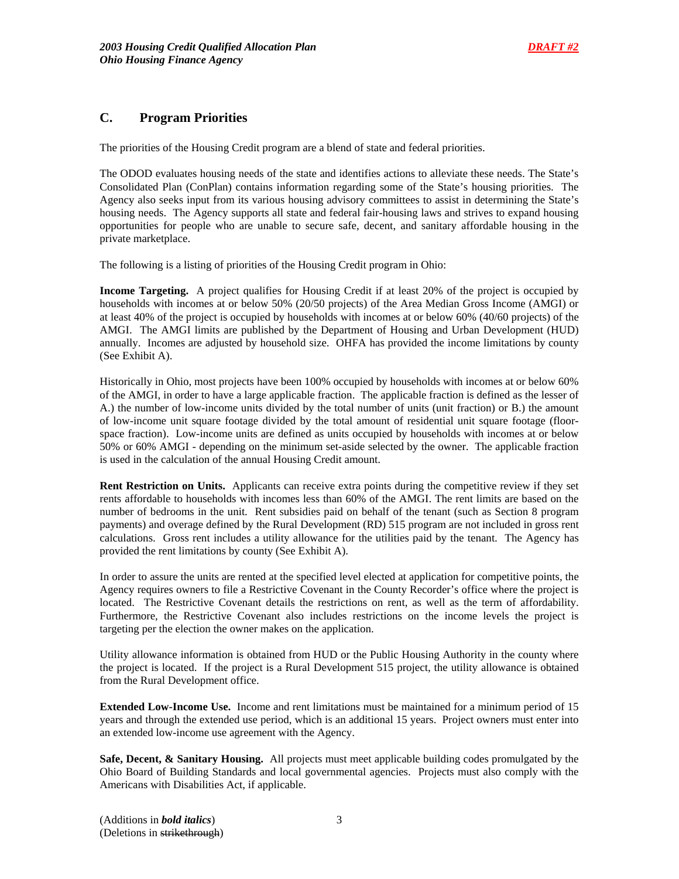## C. Program Priorities

The priorities of the Housing Credit program are a blend of state and federal priorities.

The ODOD evaluates housing needs of the state and identifies actions to alleviate these needs. The State's Consolidated Plan (ConPlan) contains information regarding some of the State's housing priorities. The Agency also seeks input from its various housing advisory committees to assist in determining the State's housing needs. The Agency supports all state and federal fair-housing laws and strives to expand housing opportunities for people who are unable to secure safe, decent, and sanitary affordable housing in the private marketplace.

The following is a listing of priorities of the Housing Credit program in Ohio:

**Income Targeting.** A project qualifies for Housing Credit if at least 20% of the project is occupied by households with incomes at or below 50% (20/50 projects) of the Area Median Gross Income (AMGI) or at least 40% of the project is occupied by households with incomes at or below 60% (40/60 projects) of the AMGI. The AMGI limits are published by the Department of Housing and Urban Development (HUD) annually. Incomes are adjusted by household size. OHFA has provided the income limitations by county (See Exhibit A).

Historically in Ohio, most projects have been 100% occupied by households with incomes at or below 60% of the AMGI, in order to have a large applicable fraction. The applicable fraction is defined as the lesser of A.) the number of low-income units divided by the total number of units (unit fraction) or B.) the amount of low-income unit square footage divided by the total amount of residential unit square footage (floor-space fraction). Low-income units are defined as units occupied by households with incomes at or below 50% or 60% AMGI - depending on the minimum set-aside selected by the owner. The applicable fraction is used in the calculation of the annual Housing Credit amount.

**Rent Restriction on Units.** Applicants can receive extra points during the competitive review if they set rents affordable to households with incomes less than 60% of the AMGI. The rent limits are based on the number of bedrooms in the unit. Rent subsidies paid on behalf of the tenant (such as Section 8 program payments) and overage defined by the Rural Development (RD) 515 program are not included in gross rent calculations. Gross rent includes a utility allowance for the utilities paid by the tenant. The Agency has provided the rent limitations by county (See Exhibit A).

In order to assure the units are rented at the specified level elected at application for competitive points, the Agency requires owners to file a Restrictive Covenant in the County Recorder's office where the project is located. The Restrictive Covenant details the restrictions on rent, as well as the term of affordability. Furthermore, the Restrictive Covenant also includes restrictions on the income levels the project is targeting per the election the owner makes on the application.

Utility allowance information is obtained from HUD or the Public Housing Authority in the county where the project is located. If the project is a Rural Development 515 project, the utility allowance is obtained from the Rural Development office.

**Extended Low-Income Use.** Income and rent limitations must be maintained for a minimum period of 15 years and through the extended use period, which is an additional 15 years. Project owners must enter into an extended low-income use agreement with the Agency.

**Safe, Decent, & Sanitary Housing.** All projects must meet applicable building codes promulgated by the Ohio Board of Building Standards and local governmental agencies. Projects must also comply with the Americans with Disabilities Act, if applicable.

(Additions in ***bold italics***)
(Deletions in ~~strikethrough~~)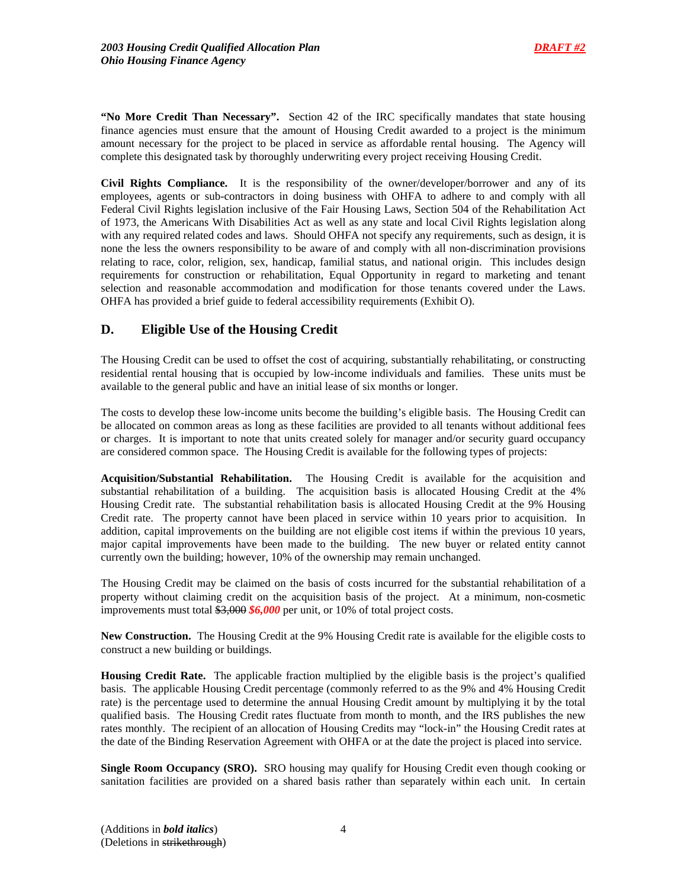**"No More Credit Than Necessary".** Section 42 of the IRC specifically mandates that state housing finance agencies must ensure that the amount of Housing Credit awarded to a project is the minimum amount necessary for the project to be placed in service as affordable rental housing. The Agency will complete this designated task by thoroughly underwriting every project receiving Housing Credit.

**Civil Rights Compliance.** It is the responsibility of the owner/developer/borrower and any of its employees, agents or sub-contractors in doing business with OHFA to adhere to and comply with all Federal Civil Rights legislation inclusive of the Fair Housing Laws, Section 504 of the Rehabilitation Act of 1973, the Americans With Disabilities Act as well as any state and local Civil Rights legislation along with any required related codes and laws. Should OHFA not specify any requirements, such as design, it is none the less the owners responsibility to be aware of and comply with all non-discrimination provisions relating to race, color, religion, sex, handicap, familial status, and national origin. This includes design requirements for construction or rehabilitation, Equal Opportunity in regard to marketing and tenant selection and reasonable accommodation and modification for those tenants covered under the Laws. OHFA has provided a brief guide to federal accessibility requirements (Exhibit O).

## D. Eligible Use of the Housing Credit

The Housing Credit can be used to offset the cost of acquiring, substantially rehabilitating, or constructing residential rental housing that is occupied by low-income individuals and families. These units must be available to the general public and have an initial lease of six months or longer.

The costs to develop these low-income units become the building's eligible basis. The Housing Credit can be allocated on common areas as long as these facilities are provided to all tenants without additional fees or charges. It is important to note that units created solely for manager and/or security guard occupancy are considered common space. The Housing Credit is available for the following types of projects:

**Acquisition/Substantial Rehabilitation.** The Housing Credit is available for the acquisition and substantial rehabilitation of a building. The acquisition basis is allocated Housing Credit at the 4% Housing Credit rate. The substantial rehabilitation basis is allocated Housing Credit at the 9% Housing Credit rate. The property cannot have been placed in service within 10 years prior to acquisition. In addition, capital improvements on the building are not eligible cost items if within the previous 10 years, major capital improvements have been made to the building. The new buyer or related entity cannot currently own the building; however, 10% of the ownership may remain unchanged.

The Housing Credit may be claimed on the basis of costs incurred for the substantial rehabilitation of a property without claiming credit on the acquisition basis of the project. At a minimum, non-cosmetic improvements must total ~~$3,000~~ ***$6,000*** per unit, or 10% of total project costs.

**New Construction.** The Housing Credit at the 9% Housing Credit rate is available for the eligible costs to construct a new building or buildings.

**Housing Credit Rate.** The applicable fraction multiplied by the eligible basis is the project's qualified basis. The applicable Housing Credit percentage (commonly referred to as the 9% and 4% Housing Credit rate) is the percentage used to determine the annual Housing Credit amount by multiplying it by the total qualified basis. The Housing Credit rates fluctuate from month to month, and the IRS publishes the new rates monthly. The recipient of an allocation of Housing Credits may "lock-in" the Housing Credit rates at the date of the Binding Reservation Agreement with OHFA or at the date the project is placed into service.

**Single Room Occupancy (SRO).** SRO housing may qualify for Housing Credit even though cooking or sanitation facilities are provided on a shared basis rather than separately within each unit. In certain

(Additions in ***bold italics***)
(Deletions in ~~strikethrough~~)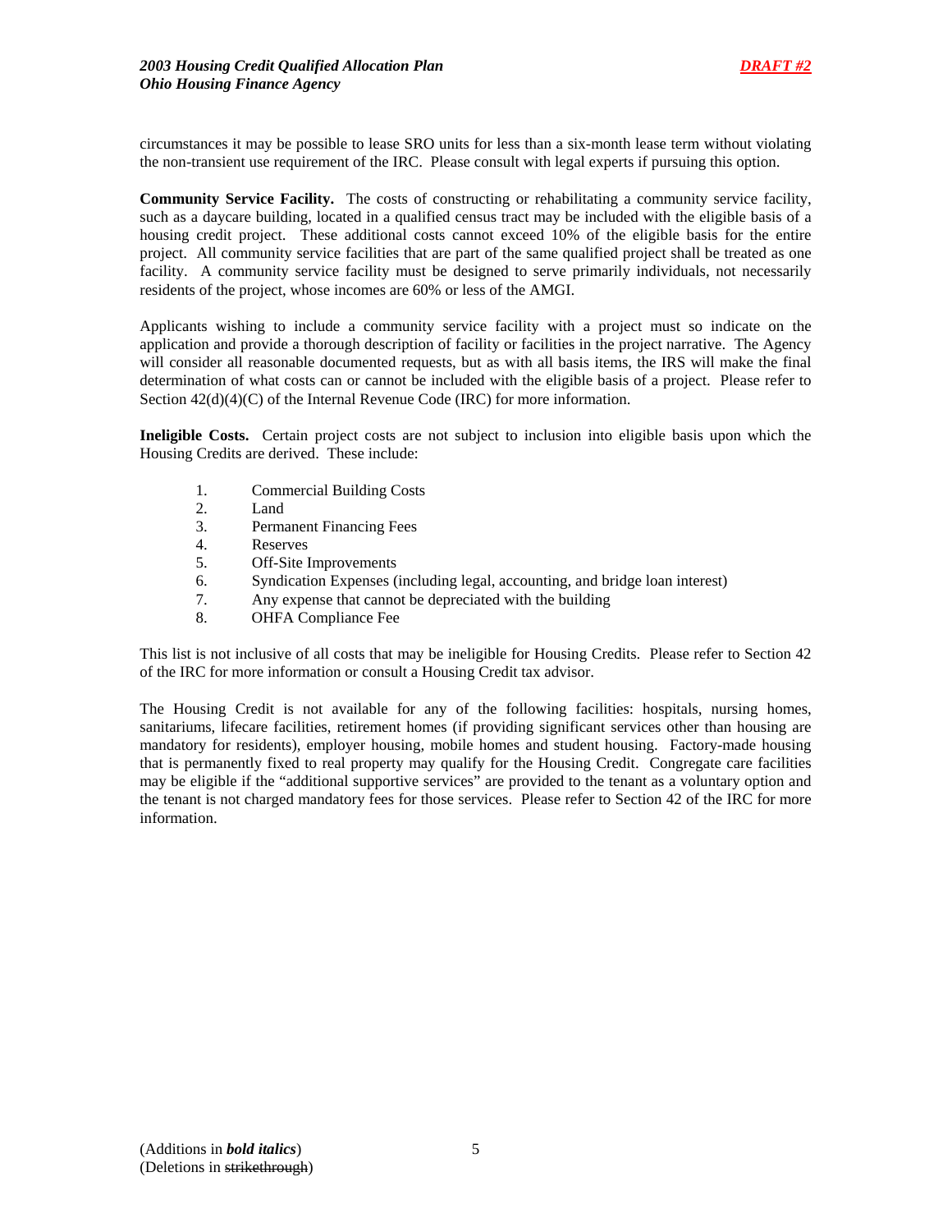circumstances it may be possible to lease SRO units for less than a six-month lease term without violating the non-transient use requirement of the IRC. Please consult with legal experts if pursuing this option.

**Community Service Facility.** The costs of constructing or rehabilitating a community service facility, such as a daycare building, located in a qualified census tract may be included with the eligible basis of a housing credit project. These additional costs cannot exceed 10% of the eligible basis for the entire project. All community service facilities that are part of the same qualified project shall be treated as one facility. A community service facility must be designed to serve primarily individuals, not necessarily residents of the project, whose incomes are 60% or less of the AMGI.

Applicants wishing to include a community service facility with a project must so indicate on the application and provide a thorough description of facility or facilities in the project narrative. The Agency will consider all reasonable documented requests, but as with all basis items, the IRS will make the final determination of what costs can or cannot be included with the eligible basis of a project. Please refer to Section 42(d)(4)(C) of the Internal Revenue Code (IRC) for more information.

**Ineligible Costs.** Certain project costs are not subject to inclusion into eligible basis upon which the Housing Credits are derived. These include:

1. Commercial Building Costs
2. Land
3. Permanent Financing Fees
4. Reserves
5. Off-Site Improvements
6. Syndication Expenses (including legal, accounting, and bridge loan interest)
7. Any expense that cannot be depreciated with the building
8. OHFA Compliance Fee

This list is not inclusive of all costs that may be ineligible for Housing Credits. Please refer to Section 42 of the IRC for more information or consult a Housing Credit tax advisor.

The Housing Credit is not available for any of the following facilities: hospitals, nursing homes, sanitariums, lifecare facilities, retirement homes (if providing significant services other than housing are mandatory for residents), employer housing, mobile homes and student housing. Factory-made housing that is permanently fixed to real property may qualify for the Housing Credit. Congregate care facilities may be eligible if the "additional supportive services" are provided to the tenant as a voluntary option and the tenant is not charged mandatory fees for those services. Please refer to Section 42 of the IRC for more information.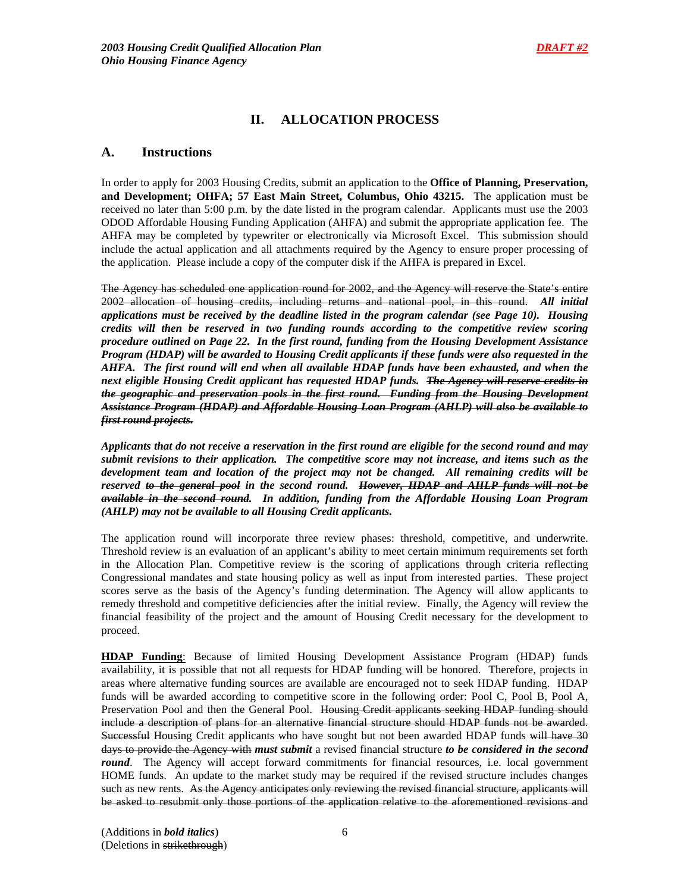## II. ALLOCATION PROCESS

### A. Instructions

In order to apply for 2003 Housing Credits, submit an application to the **Office of Planning, Preservation, and Development; OHFA; 57 East Main Street, Columbus, Ohio 43215.** The application must be received no later than 5:00 p.m. by the date listed in the program calendar. Applicants must use the 2003 ODOD Affordable Housing Funding Application (AHFA) and submit the appropriate application fee. The AHFA may be completed by typewriter or electronically via Microsoft Excel. This submission should include the actual application and all attachments required by the Agency to ensure proper processing of the application. Please include a copy of the computer disk if the AHFA is prepared in Excel.

~~The Agency has scheduled one application round for 2002, and the Agency will reserve the State's entire 2002 allocation of housing credits, including returns and national pool, in this round.~~ ***All initial applications must be received by the deadline listed in the program calendar (see Page 10). Housing credits will then be reserved in two funding rounds according to the competitive review scoring procedure outlined on Page 22. In the first round, funding from the Housing Development Assistance Program (HDAP) will be awarded to Housing Credit applicants if these funds were also requested in the AHFA. The first round will end when all available HDAP funds have been exhausted, and when the next eligible Housing Credit applicant has requested HDAP funds.*** ~~***The Agency will reserve credits in the geographic and preservation pools in the first round. Funding from the Housing Development Assistance Program (HDAP) and Affordable Housing Loan Program (AHLP) will also be available to first round projects.***~~

***Applicants that do not receive a reservation in the first round are eligible for the second round and may submit revisions to their application. The competitive score may not increase, and items such as the development team and location of the project may not be changed. All remaining credits will be reserved*** ~~***to the general pool***~~ ***in the second round.*** ~~***However, HDAP and AHLP funds will not be available in the second round.***~~ ***In addition, funding from the Affordable Housing Loan Program (AHLP) may not be available to all Housing Credit applicants.***

The application round will incorporate three review phases: threshold, competitive, and underwrite. Threshold review is an evaluation of an applicant's ability to meet certain minimum requirements set forth in the Allocation Plan. Competitive review is the scoring of applications through criteria reflecting Congressional mandates and state housing policy as well as input from interested parties. These project scores serve as the basis of the Agency's funding determination. The Agency will allow applicants to remedy threshold and competitive deficiencies after the initial review. Finally, the Agency will review the financial feasibility of the project and the amount of Housing Credit necessary for the development to proceed.

**HDAP Funding**: Because of limited Housing Development Assistance Program (HDAP) funds availability, it is possible that not all requests for HDAP funding will be honored. Therefore, projects in areas where alternative funding sources are available are encouraged not to seek HDAP funding. HDAP funds will be awarded according to competitive score in the following order: Pool C, Pool B, Pool A, Preservation Pool and then the General Pool. ~~Housing Credit applicants seeking HDAP funding should include a description of plans for an alternative financial structure should HDAP funds not be awarded. Successful~~ Housing Credit applicants who have sought but not been awarded HDAP funds ~~will have 30 days to provide the Agency with~~ ***must submit*** a revised financial structure ***to be considered in the second round***. The Agency will accept forward commitments for financial resources, i.e. local government HOME funds. An update to the market study may be required if the revised structure includes changes such as new rents. ~~As the Agency anticipates only reviewing the revised financial structure, applicants will be asked to resubmit only those portions of the application relative to the aforementioned revisions and~~

(Additions in ***bold italics***)
(Deletions in ~~strikethrough~~)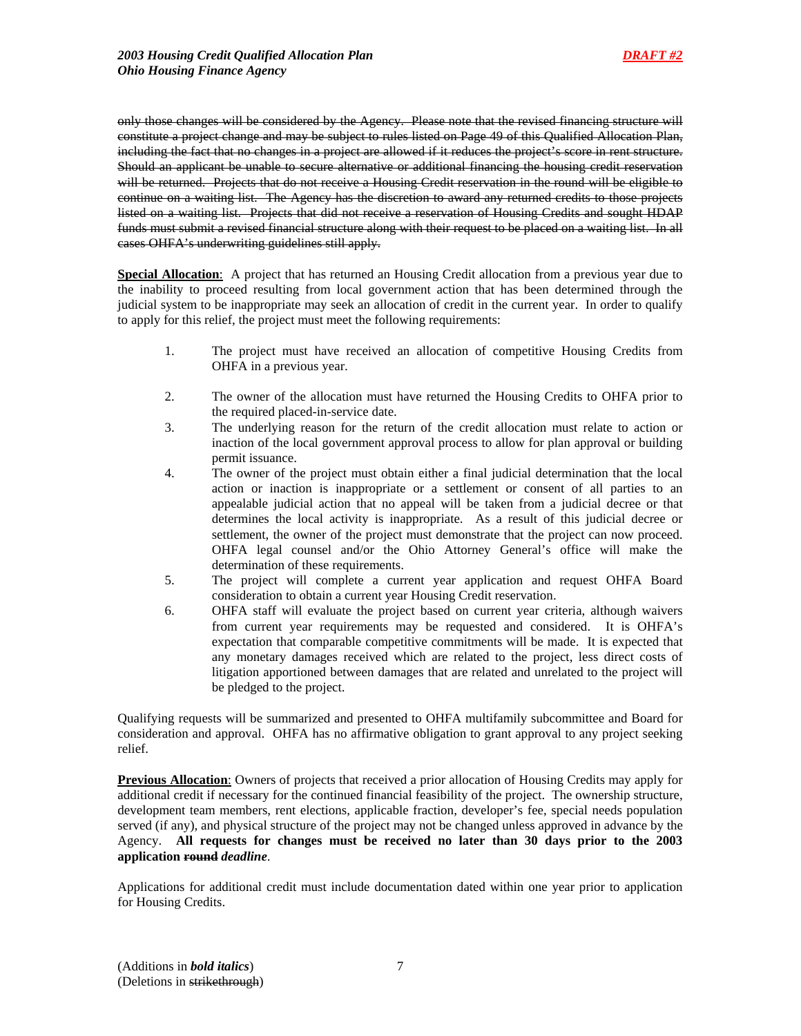~~only those changes will be considered by the Agency. Please note that the revised financing structure will constitute a project change and may be subject to rules listed on Page 49 of this Qualified Allocation Plan, including the fact that no changes in a project are allowed if it reduces the project's score in rent structure. Should an applicant be unable to secure alternative or additional financing the housing credit reservation will be returned. Projects that do not receive a Housing Credit reservation in the round will be eligible to continue on a waiting list. The Agency has the discretion to award any returned credits to those projects listed on a waiting list. Projects that did not receive a reservation of Housing Credits and sought HDAP funds must submit a revised financial structure along with their request to be placed on a waiting list. In all cases OHFA's underwriting guidelines still apply.~~

**Special Allocation**: A project that has returned an Housing Credit allocation from a previous year due to the inability to proceed resulting from local government action that has been determined through the judicial system to be inappropriate may seek an allocation of credit in the current year. In order to qualify to apply for this relief, the project must meet the following requirements:

1. The project must have received an allocation of competitive Housing Credits from OHFA in a previous year.
2. The owner of the allocation must have returned the Housing Credits to OHFA prior to the required placed-in-service date.
3. The underlying reason for the return of the credit allocation must relate to action or inaction of the local government approval process to allow for plan approval or building permit issuance.
4. The owner of the project must obtain either a final judicial determination that the local action or inaction is inappropriate or a settlement or consent of all parties to an appealable judicial action that no appeal will be taken from a judicial decree or that determines the local activity is inappropriate. As a result of this judicial decree or settlement, the owner of the project must demonstrate that the project can now proceed. OHFA legal counsel and/or the Ohio Attorney General's office will make the determination of these requirements.
5. The project will complete a current year application and request OHFA Board consideration to obtain a current year Housing Credit reservation.
6. OHFA staff will evaluate the project based on current year criteria, although waivers from current year requirements may be requested and considered. It is OHFA's expectation that comparable competitive commitments will be made. It is expected that any monetary damages received which are related to the project, less direct costs of litigation apportioned between damages that are related and unrelated to the project will be pledged to the project.

Qualifying requests will be summarized and presented to OHFA multifamily subcommittee and Board for consideration and approval. OHFA has no affirmative obligation to grant approval to any project seeking relief.

**Previous Allocation**: Owners of projects that received a prior allocation of Housing Credits may apply for additional credit if necessary for the continued financial feasibility of the project. The ownership structure, development team members, rent elections, applicable fraction, developer's fee, special needs population served (if any), and physical structure of the project may not be changed unless approved in advance by the Agency. **All requests for changes must be received no later than 30 days prior to the 2003 application ~~round~~ *deadline*.**

Applications for additional credit must include documentation dated within one year prior to application for Housing Credits.

(Additions in ***bold italics***)
(Deletions in ~~strikethrough~~)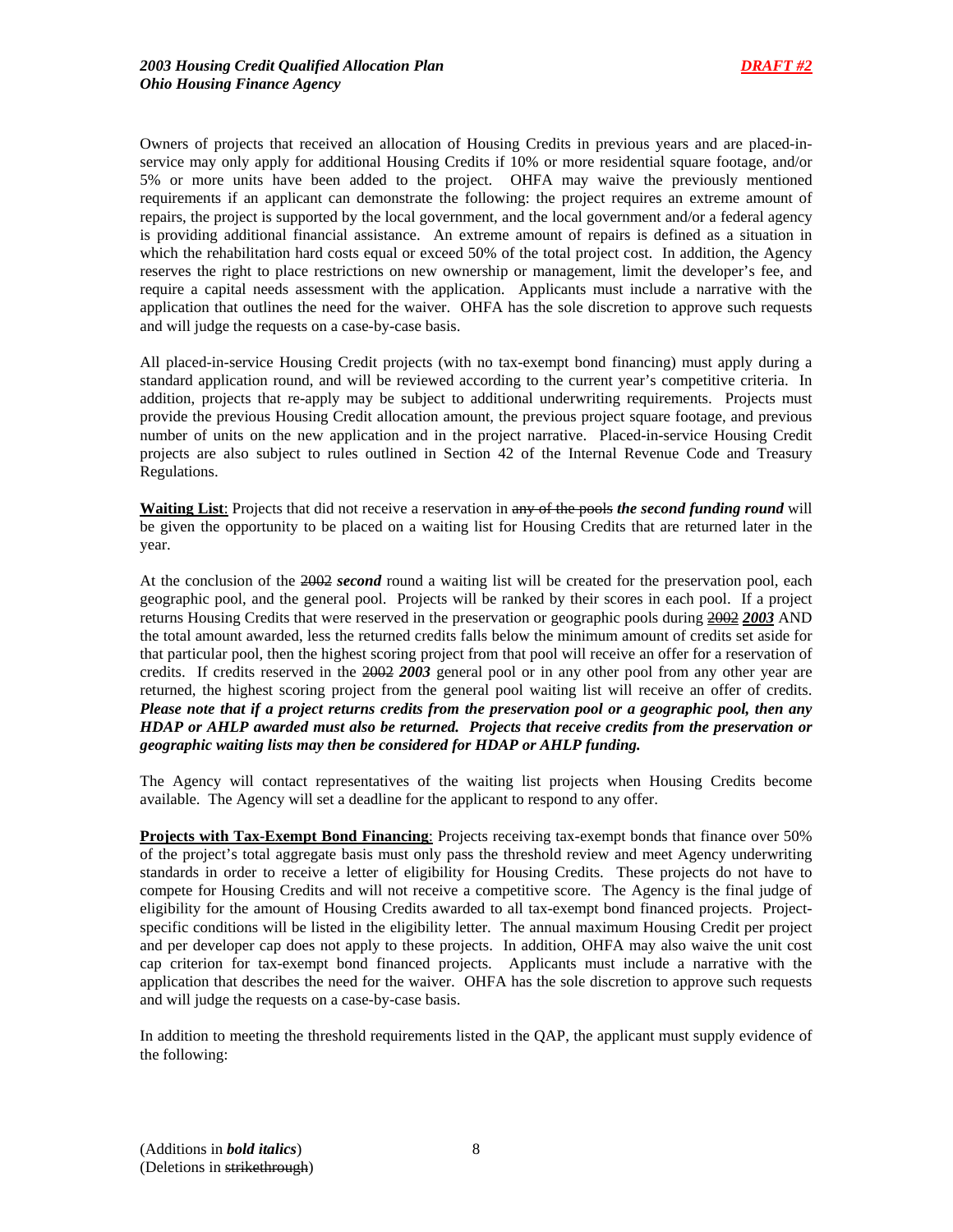Owners of projects that received an allocation of Housing Credits in previous years and are placed-in-service may only apply for additional Housing Credits if 10% or more residential square footage, and/or 5% or more units have been added to the project. OHFA may waive the previously mentioned requirements if an applicant can demonstrate the following: the project requires an extreme amount of repairs, the project is supported by the local government, and the local government and/or a federal agency is providing additional financial assistance. An extreme amount of repairs is defined as a situation in which the rehabilitation hard costs equal or exceed 50% of the total project cost. In addition, the Agency reserves the right to place restrictions on new ownership or management, limit the developer's fee, and require a capital needs assessment with the application. Applicants must include a narrative with the application that outlines the need for the waiver. OHFA has the sole discretion to approve such requests and will judge the requests on a case-by-case basis.

All placed-in-service Housing Credit projects (with no tax-exempt bond financing) must apply during a standard application round, and will be reviewed according to the current year's competitive criteria. In addition, projects that re-apply may be subject to additional underwriting requirements. Projects must provide the previous Housing Credit allocation amount, the previous project square footage, and previous number of units on the new application and in the project narrative. Placed-in-service Housing Credit projects are also subject to rules outlined in Section 42 of the Internal Revenue Code and Treasury Regulations.

**Waiting List**: Projects that did not receive a reservation in ~~any of the pools~~ ***the second funding round*** will be given the opportunity to be placed on a waiting list for Housing Credits that are returned later in the year.

At the conclusion of the ~~2002~~ ***second*** round a waiting list will be created for the preservation pool, each geographic pool, and the general pool. Projects will be ranked by their scores in each pool. If a project returns Housing Credits that were reserved in the preservation or geographic pools during ~~2002~~ ***2003*** AND the total amount awarded, less the returned credits falls below the minimum amount of credits set aside for that particular pool, then the highest scoring project from that pool will receive an offer for a reservation of credits. If credits reserved in the ~~2002~~ ***2003*** general pool or in any other pool from any other year are returned, the highest scoring project from the general pool waiting list will receive an offer of credits. ***Please note that if a project returns credits from the preservation pool or a geographic pool, then any HDAP or AHLP awarded must also be returned. Projects that receive credits from the preservation or geographic waiting lists may then be considered for HDAP or AHLP funding.***

The Agency will contact representatives of the waiting list projects when Housing Credits become available. The Agency will set a deadline for the applicant to respond to any offer.

**Projects with Tax-Exempt Bond Financing**: Projects receiving tax-exempt bonds that finance over 50% of the project's total aggregate basis must only pass the threshold review and meet Agency underwriting standards in order to receive a letter of eligibility for Housing Credits. These projects do not have to compete for Housing Credits and will not receive a competitive score. The Agency is the final judge of eligibility for the amount of Housing Credits awarded to all tax-exempt bond financed projects. Project-specific conditions will be listed in the eligibility letter. The annual maximum Housing Credit per project and per developer cap does not apply to these projects. In addition, OHFA may also waive the unit cost cap criterion for tax-exempt bond financed projects. Applicants must include a narrative with the application that describes the need for the waiver. OHFA has the sole discretion to approve such requests and will judge the requests on a case-by-case basis.

In addition to meeting the threshold requirements listed in the QAP, the applicant must supply evidence of the following: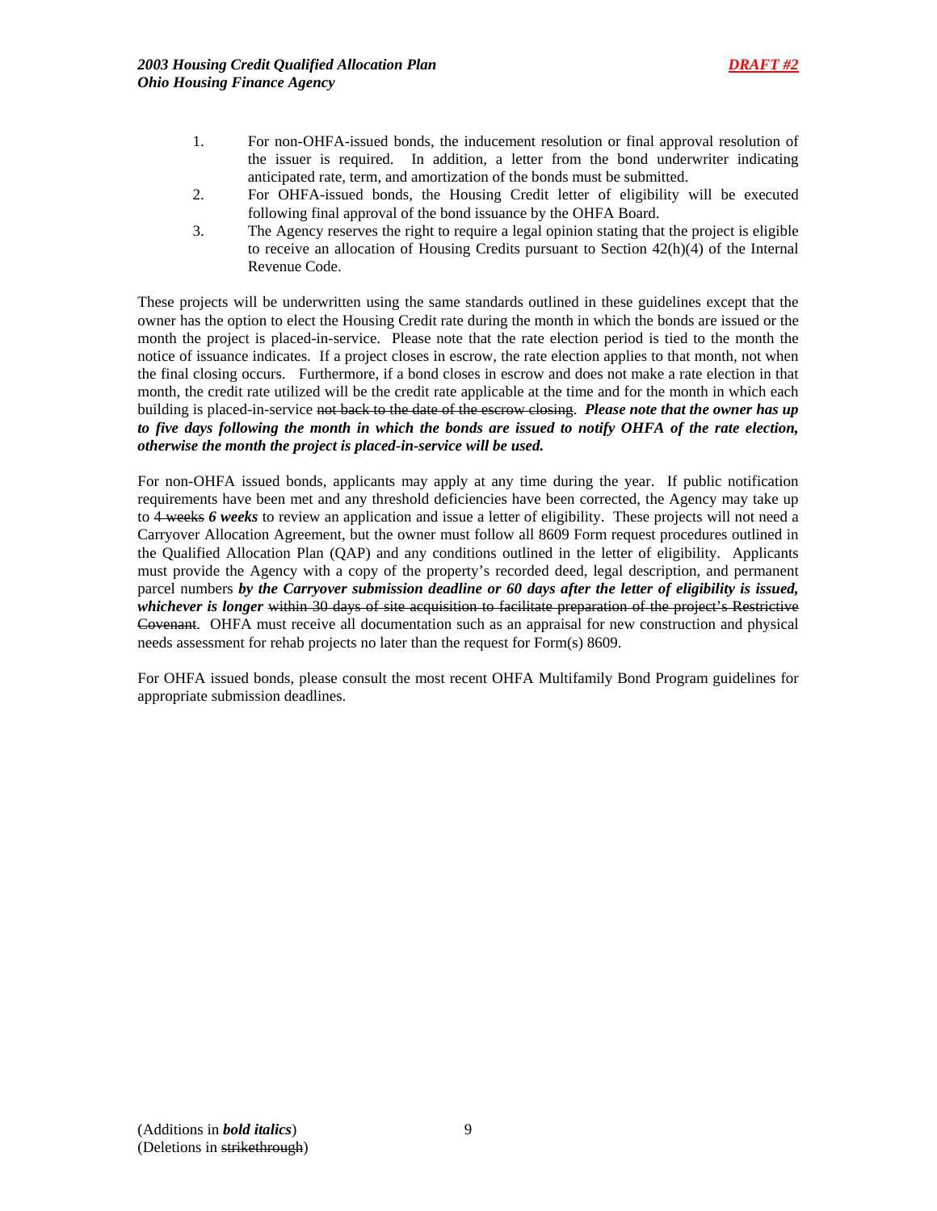1. For non-OHFA-issued bonds, the inducement resolution or final approval resolution of the issuer is required. In addition, a letter from the bond underwriter indicating anticipated rate, term, and amortization of the bonds must be submitted.
2. For OHFA-issued bonds, the Housing Credit letter of eligibility will be executed following final approval of the bond issuance by the OHFA Board.
3. The Agency reserves the right to require a legal opinion stating that the project is eligible to receive an allocation of Housing Credits pursuant to Section 42(h)(4) of the Internal Revenue Code.

These projects will be underwritten using the same standards outlined in these guidelines except that the owner has the option to elect the Housing Credit rate during the month in which the bonds are issued or the month the project is placed-in-service. Please note that the rate election period is tied to the month the notice of issuance indicates. If a project closes in escrow, the rate election applies to that month, not when the final closing occurs. Furthermore, if a bond closes in escrow and does not make a rate election in that month, the credit rate utilized will be the credit rate applicable at the time and for the month in which each building is placed-in-service ~~not back to the date of the escrow closing~~. ***Please note that the owner has up to five days following the month in which the bonds are issued to notify OHFA of the rate election, otherwise the month the project is placed-in-service will be used.***

For non-OHFA issued bonds, applicants may apply at any time during the year. If public notification requirements have been met and any threshold deficiencies have been corrected, the Agency may take up to ~~4 weeks~~ ***6 weeks*** to review an application and issue a letter of eligibility. These projects will not need a Carryover Allocation Agreement, but the owner must follow all 8609 Form request procedures outlined in the Qualified Allocation Plan (QAP) and any conditions outlined in the letter of eligibility. Applicants must provide the Agency with a copy of the property's recorded deed, legal description, and permanent parcel numbers ***by the Carryover submission deadline or 60 days after the letter of eligibility is issued, whichever is longer*** ~~within 30 days of site acquisition to facilitate preparation of the project's Restrictive Covenant~~. OHFA must receive all documentation such as an appraisal for new construction and physical needs assessment for rehab projects no later than the request for Form(s) 8609.

For OHFA issued bonds, please consult the most recent OHFA Multifamily Bond Program guidelines for appropriate submission deadlines.

(Additions in ***bold italics***)
(Deletions in ~~strikethrough~~)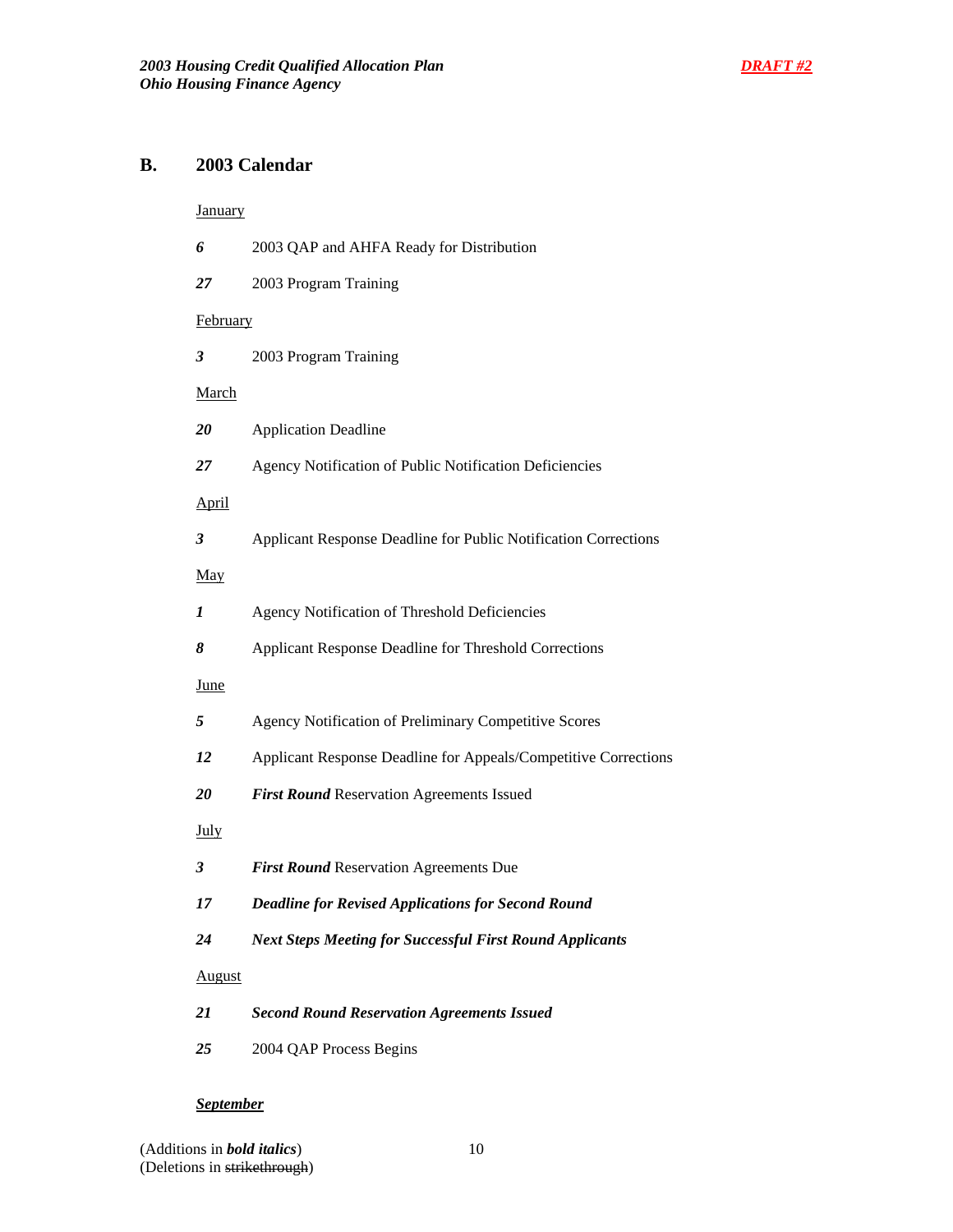## B. 2003 Calendar

January

***6*** 2003 QAP and AHFA Ready for Distribution

***27*** 2003 Program Training

February

***3*** 2003 Program Training

March

***20*** Application Deadline

***27*** Agency Notification of Public Notification Deficiencies

April

***3*** Applicant Response Deadline for Public Notification Corrections

May

***1*** Agency Notification of Threshold Deficiencies

***8*** Applicant Response Deadline for Threshold Corrections

June

***5*** Agency Notification of Preliminary Competitive Scores

***12*** Applicant Response Deadline for Appeals/Competitive Corrections

***20*** ***First Round*** Reservation Agreements Issued

July

***3*** ***First Round*** Reservation Agreements Due

***17*** ***Deadline for Revised Applications for Second Round***

***24*** ***Next Steps Meeting for Successful First Round Applicants***

August

***21*** ***Second Round Reservation Agreements Issued***

***25*** 2004 QAP Process Begins

***September***

(Additions in ***bold italics***)
(Deletions in ~~strikethrough~~)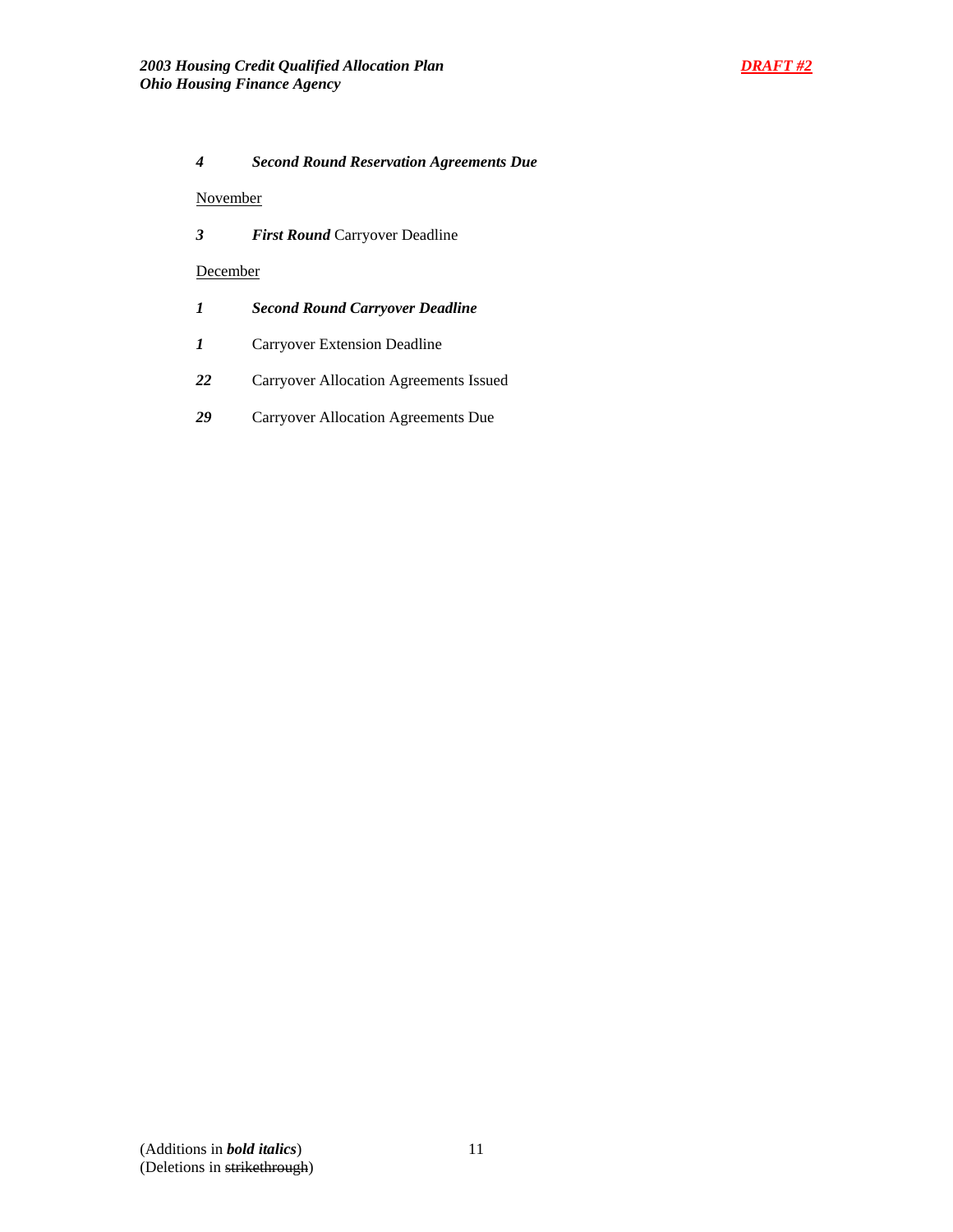***4*** ***Second Round Reservation Agreements Due***

November

***3*** ***First Round*** Carryover Deadline

December

***1*** ***Second Round Carryover Deadline***

***1*** Carryover Extension Deadline

***22*** Carryover Allocation Agreements Issued

***29*** Carryover Allocation Agreements Due

(Additions in ***bold italics***)
(Deletions in ~~strikethrough~~)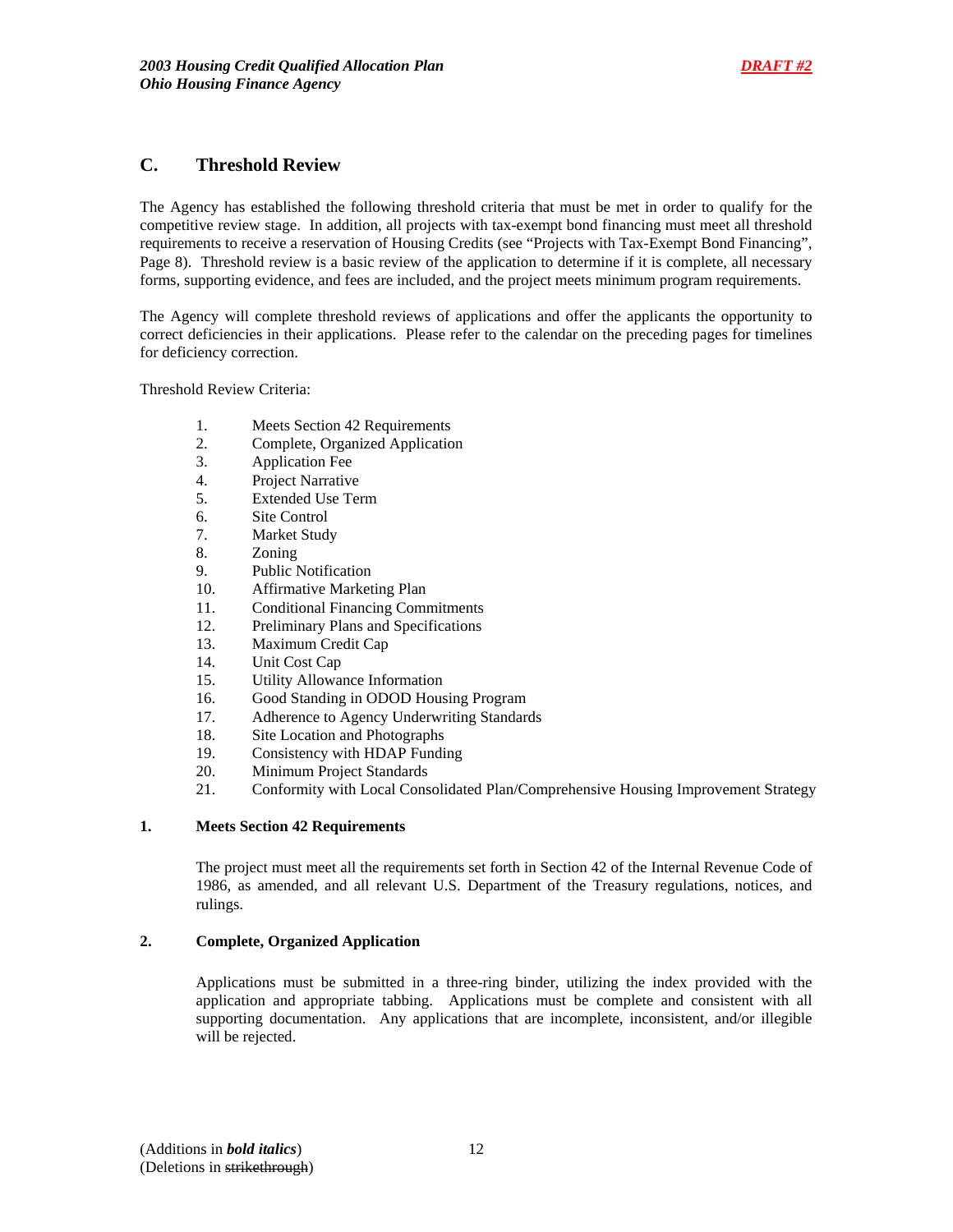## C. Threshold Review

The Agency has established the following threshold criteria that must be met in order to qualify for the competitive review stage. In addition, all projects with tax-exempt bond financing must meet all threshold requirements to receive a reservation of Housing Credits (see "Projects with Tax-Exempt Bond Financing", Page 8). Threshold review is a basic review of the application to determine if it is complete, all necessary forms, supporting evidence, and fees are included, and the project meets minimum program requirements.

The Agency will complete threshold reviews of applications and offer the applicants the opportunity to correct deficiencies in their applications. Please refer to the calendar on the preceding pages for timelines for deficiency correction.

Threshold Review Criteria:

1. Meets Section 42 Requirements
2. Complete, Organized Application
3. Application Fee
4. Project Narrative
5. Extended Use Term
6. Site Control
7. Market Study
8. Zoning
9. Public Notification
10. Affirmative Marketing Plan
11. Conditional Financing Commitments
12. Preliminary Plans and Specifications
13. Maximum Credit Cap
14. Unit Cost Cap
15. Utility Allowance Information
16. Good Standing in ODOD Housing Program
17. Adherence to Agency Underwriting Standards
18. Site Location and Photographs
19. Consistency with HDAP Funding
20. Minimum Project Standards
21. Conformity with Local Consolidated Plan/Comprehensive Housing Improvement Strategy

### 1. Meets Section 42 Requirements

The project must meet all the requirements set forth in Section 42 of the Internal Revenue Code of 1986, as amended, and all relevant U.S. Department of the Treasury regulations, notices, and rulings.

### 2. Complete, Organized Application

Applications must be submitted in a three-ring binder, utilizing the index provided with the application and appropriate tabbing. Applications must be complete and consistent with all supporting documentation. Any applications that are incomplete, inconsistent, and/or illegible will be rejected.

(Additions in ***bold italics***)
(Deletions in ~~strikethrough~~)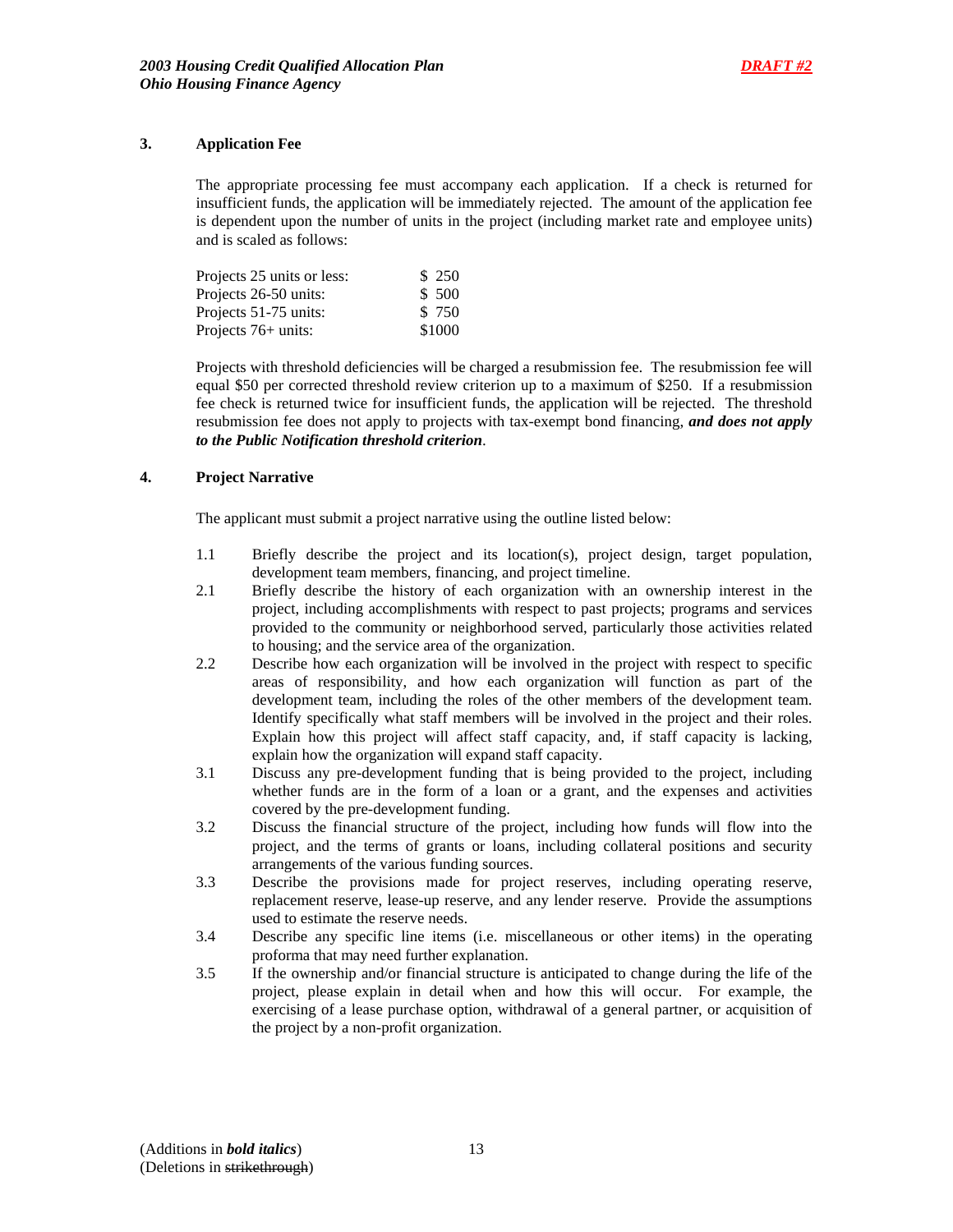### 3. Application Fee

The appropriate processing fee must accompany each application. If a check is returned for insufficient funds, the application will be immediately rejected. The amount of the application fee is dependent upon the number of units in the project (including market rate and employee units) and is scaled as follows:

| | |
|---|---|
| Projects 25 units or less: | $ 250 |
| Projects 26-50 units: | $ 500 |
| Projects 51-75 units: | $ 750 |
| Projects 76+ units: | $1000 |

Projects with threshold deficiencies will be charged a resubmission fee. The resubmission fee will equal $50 per corrected threshold review criterion up to a maximum of $250. If a resubmission fee check is returned twice for insufficient funds, the application will be rejected. The threshold resubmission fee does not apply to projects with tax-exempt bond financing, ***and does not apply to the Public Notification threshold criterion***.

### 4. Project Narrative

The applicant must submit a project narrative using the outline listed below:

1.1 Briefly describe the project and its location(s), project design, target population, development team members, financing, and project timeline.

2.1 Briefly describe the history of each organization with an ownership interest in the project, including accomplishments with respect to past projects; programs and services provided to the community or neighborhood served, particularly those activities related to housing; and the service area of the organization.

2.2 Describe how each organization will be involved in the project with respect to specific areas of responsibility, and how each organization will function as part of the development team, including the roles of the other members of the development team. Identify specifically what staff members will be involved in the project and their roles. Explain how this project will affect staff capacity, and, if staff capacity is lacking, explain how the organization will expand staff capacity.

3.1 Discuss any pre-development funding that is being provided to the project, including whether funds are in the form of a loan or a grant, and the expenses and activities covered by the pre-development funding.

3.2 Discuss the financial structure of the project, including how funds will flow into the project, and the terms of grants or loans, including collateral positions and security arrangements of the various funding sources.

3.3 Describe the provisions made for project reserves, including operating reserve, replacement reserve, lease-up reserve, and any lender reserve. Provide the assumptions used to estimate the reserve needs.

3.4 Describe any specific line items (i.e. miscellaneous or other items) in the operating proforma that may need further explanation.

3.5 If the ownership and/or financial structure is anticipated to change during the life of the project, please explain in detail when and how this will occur. For example, the exercising of a lease purchase option, withdrawal of a general partner, or acquisition of the project by a non-profit organization.

(Additions in ***bold italics***)
(Deletions in ~~strikethrough~~)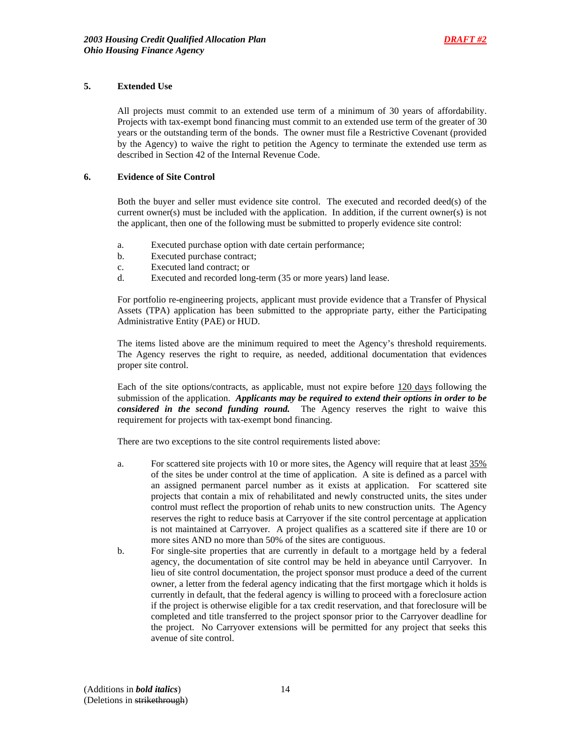## 5. Extended Use

All projects must commit to an extended use term of a minimum of 30 years of affordability. Projects with tax-exempt bond financing must commit to an extended use term of the greater of 30 years or the outstanding term of the bonds. The owner must file a Restrictive Covenant (provided by the Agency) to waive the right to petition the Agency to terminate the extended use term as described in Section 42 of the Internal Revenue Code.

## 6. Evidence of Site Control

Both the buyer and seller must evidence site control. The executed and recorded deed(s) of the current owner(s) must be included with the application. In addition, if the current owner(s) is not the applicant, then one of the following must be submitted to properly evidence site control:

a. Executed purchase option with date certain performance;
b. Executed purchase contract;
c. Executed land contract; or
d. Executed and recorded long-term (35 or more years) land lease.

For portfolio re-engineering projects, applicant must provide evidence that a Transfer of Physical Assets (TPA) application has been submitted to the appropriate party, either the Participating Administrative Entity (PAE) or HUD.

The items listed above are the minimum required to meet the Agency's threshold requirements. The Agency reserves the right to require, as needed, additional documentation that evidences proper site control.

Each of the site options/contracts, as applicable, must not expire before 120 days following the submission of the application. ***Applicants may be required to extend their options in order to be considered in the second funding round.*** The Agency reserves the right to waive this requirement for projects with tax-exempt bond financing.

There are two exceptions to the site control requirements listed above:

a. For scattered site projects with 10 or more sites, the Agency will require that at least 35% of the sites be under control at the time of application. A site is defined as a parcel with an assigned permanent parcel number as it exists at application. For scattered site projects that contain a mix of rehabilitated and newly constructed units, the sites under control must reflect the proportion of rehab units to new construction units. The Agency reserves the right to reduce basis at Carryover if the site control percentage at application is not maintained at Carryover. A project qualifies as a scattered site if there are 10 or more sites AND no more than 50% of the sites are contiguous.

b. For single-site properties that are currently in default to a mortgage held by a federal agency, the documentation of site control may be held in abeyance until Carryover. In lieu of site control documentation, the project sponsor must produce a deed of the current owner, a letter from the federal agency indicating that the first mortgage which it holds is currently in default, that the federal agency is willing to proceed with a foreclosure action if the project is otherwise eligible for a tax credit reservation, and that foreclosure will be completed and title transferred to the project sponsor prior to the Carryover deadline for the project. No Carryover extensions will be permitted for any project that seeks this avenue of site control.

(Additions in ***bold italics***)
(Deletions in ~~strikethrough~~)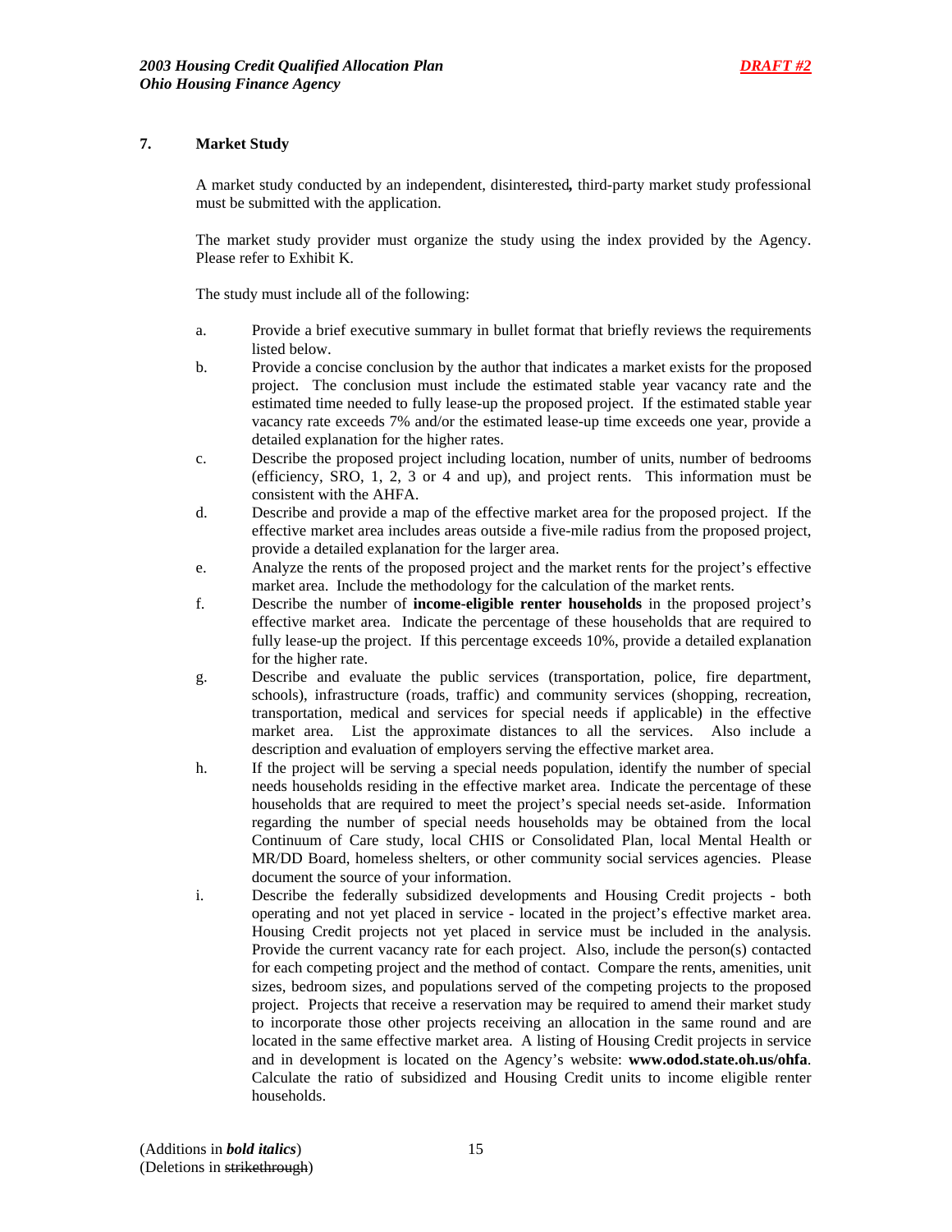## 7. Market Study

A market study conducted by an independent, disinterested***,*** third-party market study professional must be submitted with the application.

The market study provider must organize the study using the index provided by the Agency. Please refer to Exhibit K.

The study must include all of the following:

a. Provide a brief executive summary in bullet format that briefly reviews the requirements listed below.

b. Provide a concise conclusion by the author that indicates a market exists for the proposed project. The conclusion must include the estimated stable year vacancy rate and the estimated time needed to fully lease-up the proposed project. If the estimated stable year vacancy rate exceeds 7% and/or the estimated lease-up time exceeds one year, provide a detailed explanation for the higher rates.

c. Describe the proposed project including location, number of units, number of bedrooms (efficiency, SRO, 1, 2, 3 or 4 and up), and project rents. This information must be consistent with the AHFA.

d. Describe and provide a map of the effective market area for the proposed project. If the effective market area includes areas outside a five-mile radius from the proposed project, provide a detailed explanation for the larger area.

e. Analyze the rents of the proposed project and the market rents for the project's effective market area. Include the methodology for the calculation of the market rents.

f. Describe the number of **income-eligible renter households** in the proposed project's effective market area. Indicate the percentage of these households that are required to fully lease-up the project. If this percentage exceeds 10%, provide a detailed explanation for the higher rate.

g. Describe and evaluate the public services (transportation, police, fire department, schools), infrastructure (roads, traffic) and community services (shopping, recreation, transportation, medical and services for special needs if applicable) in the effective market area. List the approximate distances to all the services. Also include a description and evaluation of employers serving the effective market area.

h. If the project will be serving a special needs population, identify the number of special needs households residing in the effective market area. Indicate the percentage of these households that are required to meet the project's special needs set-aside. Information regarding the number of special needs households may be obtained from the local Continuum of Care study, local CHIS or Consolidated Plan, local Mental Health or MR/DD Board, homeless shelters, or other community social services agencies. Please document the source of your information.

i. Describe the federally subsidized developments and Housing Credit projects - both operating and not yet placed in service - located in the project's effective market area. Housing Credit projects not yet placed in service must be included in the analysis. Provide the current vacancy rate for each project. Also, include the person(s) contacted for each competing project and the method of contact. Compare the rents, amenities, unit sizes, bedroom sizes, and populations served of the competing projects to the proposed project. Projects that receive a reservation may be required to amend their market study to incorporate those other projects receiving an allocation in the same round and are located in the same effective market area. A listing of Housing Credit projects in service and in development is located on the Agency's website: **www.odod.state.oh.us/ohfa**. Calculate the ratio of subsidized and Housing Credit units to income eligible renter households.

(Additions in ***bold italics***)
(Deletions in ~~strikethrough~~)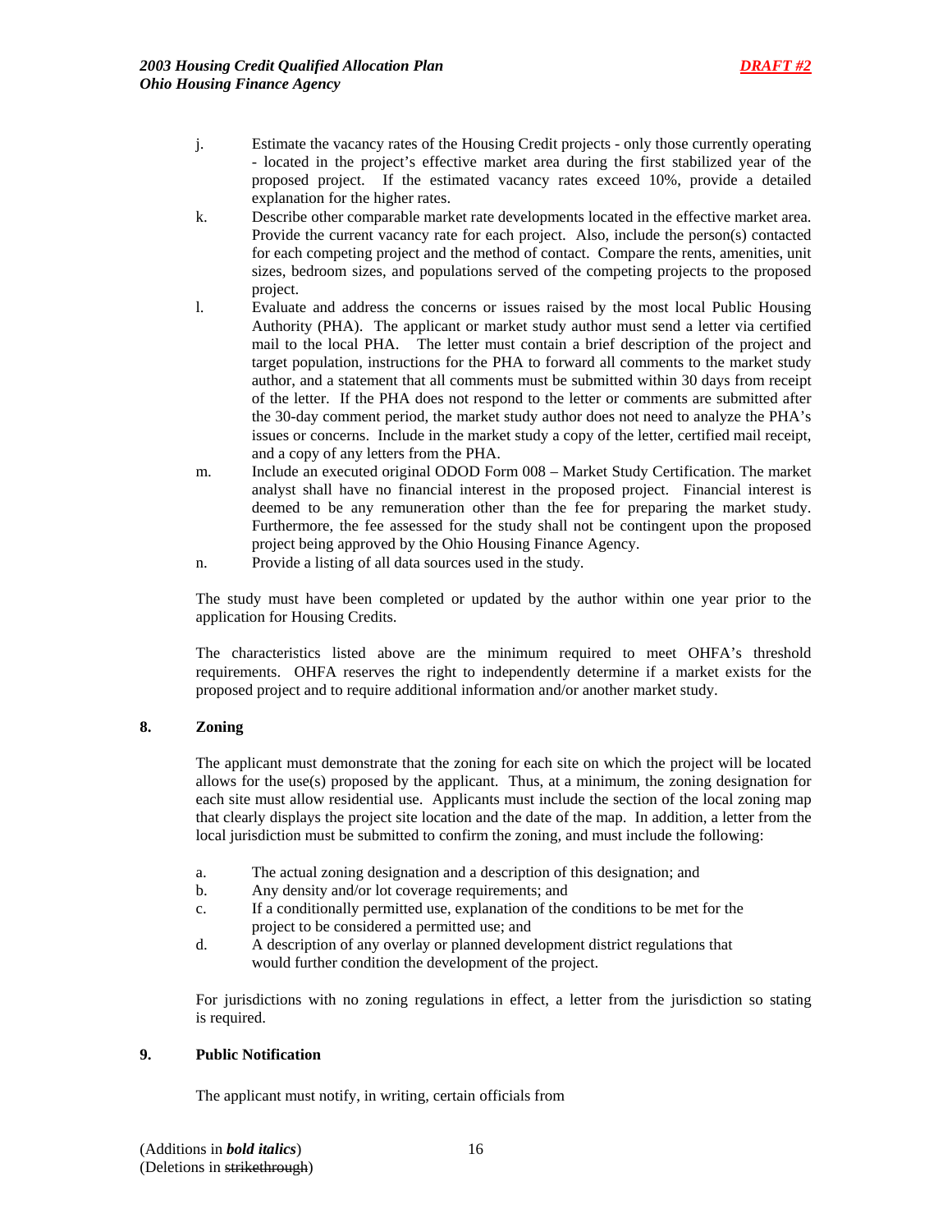j. Estimate the vacancy rates of the Housing Credit projects - only those currently operating - located in the project's effective market area during the first stabilized year of the proposed project. If the estimated vacancy rates exceed 10%, provide a detailed explanation for the higher rates.

k. Describe other comparable market rate developments located in the effective market area. Provide the current vacancy rate for each project. Also, include the person(s) contacted for each competing project and the method of contact. Compare the rents, amenities, unit sizes, bedroom sizes, and populations served of the competing projects to the proposed project.

l. Evaluate and address the concerns or issues raised by the most local Public Housing Authority (PHA). The applicant or market study author must send a letter via certified mail to the local PHA. The letter must contain a brief description of the project and target population, instructions for the PHA to forward all comments to the market study author, and a statement that all comments must be submitted within 30 days from receipt of the letter. If the PHA does not respond to the letter or comments are submitted after the 30-day comment period, the market study author does not need to analyze the PHA's issues or concerns. Include in the market study a copy of the letter, certified mail receipt, and a copy of any letters from the PHA.

m. Include an executed original ODOD Form 008 – Market Study Certification. The market analyst shall have no financial interest in the proposed project. Financial interest is deemed to be any remuneration other than the fee for preparing the market study. Furthermore, the fee assessed for the study shall not be contingent upon the proposed project being approved by the Ohio Housing Finance Agency.

n. Provide a listing of all data sources used in the study.

The study must have been completed or updated by the author within one year prior to the application for Housing Credits.

The characteristics listed above are the minimum required to meet OHFA's threshold requirements. OHFA reserves the right to independently determine if a market exists for the proposed project and to require additional information and/or another market study.

## 8. Zoning

The applicant must demonstrate that the zoning for each site on which the project will be located allows for the use(s) proposed by the applicant. Thus, at a minimum, the zoning designation for each site must allow residential use. Applicants must include the section of the local zoning map that clearly displays the project site location and the date of the map. In addition, a letter from the local jurisdiction must be submitted to confirm the zoning, and must include the following:

a. The actual zoning designation and a description of this designation; and
b. Any density and/or lot coverage requirements; and
c. If a conditionally permitted use, explanation of the conditions to be met for the project to be considered a permitted use; and
d. A description of any overlay or planned development district regulations that would further condition the development of the project.

For jurisdictions with no zoning regulations in effect, a letter from the jurisdiction so stating is required.

## 9. Public Notification

The applicant must notify, in writing, certain officials from

(Additions in ***bold italics***)
(Deletions in ~~strikethrough~~)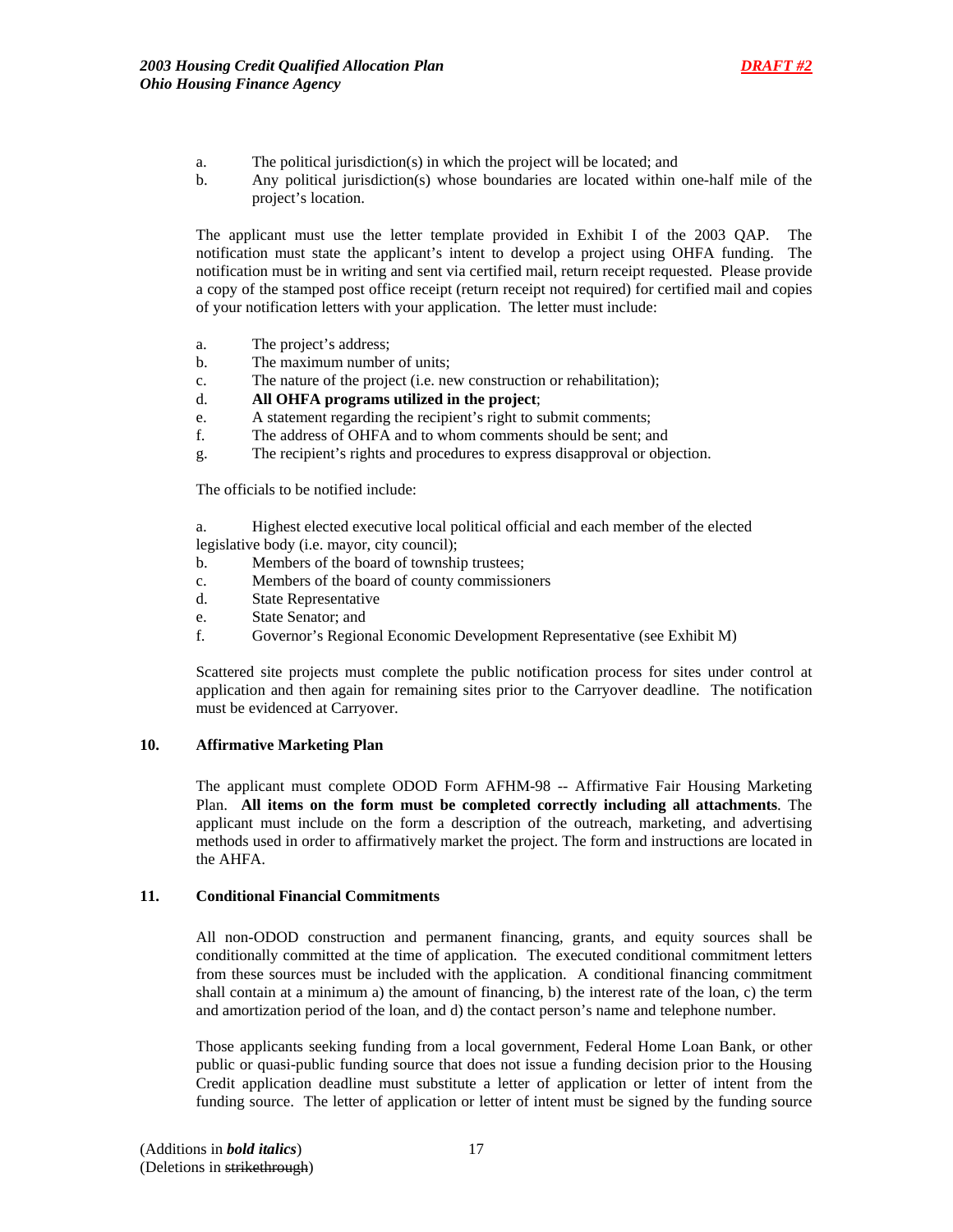a. The political jurisdiction(s) in which the project will be located; and
b. Any political jurisdiction(s) whose boundaries are located within one-half mile of the project's location.

The applicant must use the letter template provided in Exhibit I of the 2003 QAP. The notification must state the applicant's intent to develop a project using OHFA funding. The notification must be in writing and sent via certified mail, return receipt requested. Please provide a copy of the stamped post office receipt (return receipt not required) for certified mail and copies of your notification letters with your application. The letter must include:

a. The project's address;
b. The maximum number of units;
c. The nature of the project (i.e. new construction or rehabilitation);
d. **All OHFA programs utilized in the project**;
e. A statement regarding the recipient's right to submit comments;
f. The address of OHFA and to whom comments should be sent; and
g. The recipient's rights and procedures to express disapproval or objection.

The officials to be notified include:

a. Highest elected executive local political official and each member of the elected legislative body (i.e. mayor, city council);
b. Members of the board of township trustees;
c. Members of the board of county commissioners
d. State Representative
e. State Senator; and
f. Governor's Regional Economic Development Representative (see Exhibit M)

Scattered site projects must complete the public notification process for sites under control at application and then again for remaining sites prior to the Carryover deadline. The notification must be evidenced at Carryover.

**10. Affirmative Marketing Plan**

The applicant must complete ODOD Form AFHM-98 -- Affirmative Fair Housing Marketing Plan. **All items on the form must be completed correctly including all attachments**. The applicant must include on the form a description of the outreach, marketing, and advertising methods used in order to affirmatively market the project. The form and instructions are located in the AHFA.

**11. Conditional Financial Commitments**

All non-ODOD construction and permanent financing, grants, and equity sources shall be conditionally committed at the time of application. The executed conditional commitment letters from these sources must be included with the application. A conditional financing commitment shall contain at a minimum a) the amount of financing, b) the interest rate of the loan, c) the term and amortization period of the loan, and d) the contact person's name and telephone number.

Those applicants seeking funding from a local government, Federal Home Loan Bank, or other public or quasi-public funding source that does not issue a funding decision prior to the Housing Credit application deadline must substitute a letter of application or letter of intent from the funding source. The letter of application or letter of intent must be signed by the funding source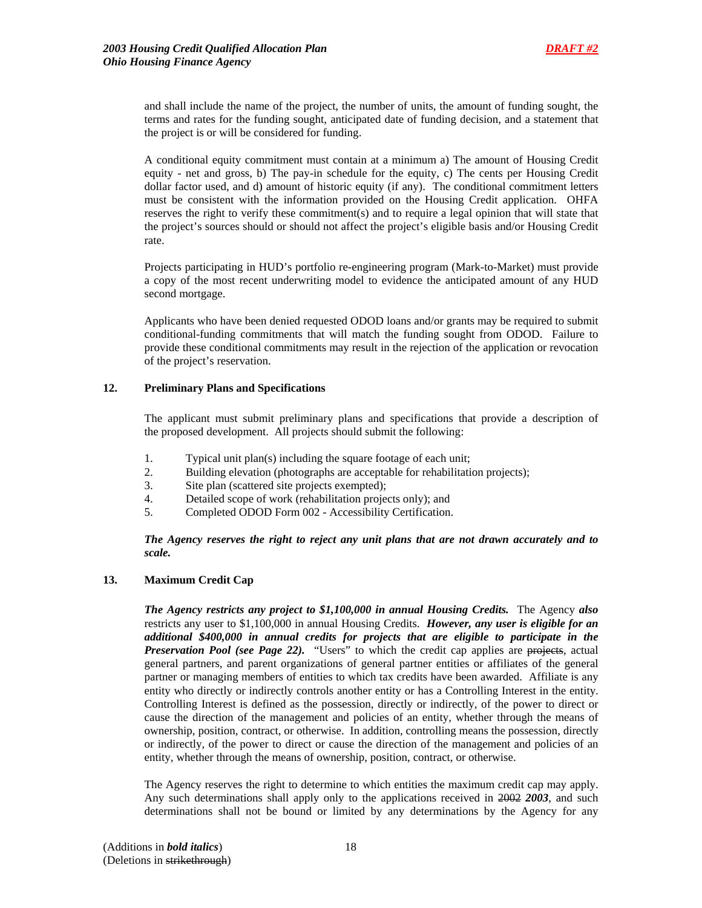and shall include the name of the project, the number of units, the amount of funding sought, the terms and rates for the funding sought, anticipated date of funding decision, and a statement that the project is or will be considered for funding.

A conditional equity commitment must contain at a minimum a) The amount of Housing Credit equity - net and gross, b) The pay-in schedule for the equity, c) The cents per Housing Credit dollar factor used, and d) amount of historic equity (if any). The conditional commitment letters must be consistent with the information provided on the Housing Credit application. OHFA reserves the right to verify these commitment(s) and to require a legal opinion that will state that the project's sources should or should not affect the project's eligible basis and/or Housing Credit rate.

Projects participating in HUD's portfolio re-engineering program (Mark-to-Market) must provide a copy of the most recent underwriting model to evidence the anticipated amount of any HUD second mortgage.

Applicants who have been denied requested ODOD loans and/or grants may be required to submit conditional-funding commitments that will match the funding sought from ODOD. Failure to provide these conditional commitments may result in the rejection of the application or revocation of the project's reservation.

### 12. Preliminary Plans and Specifications

The applicant must submit preliminary plans and specifications that provide a description of the proposed development. All projects should submit the following:

1. Typical unit plan(s) including the square footage of each unit;
2. Building elevation (photographs are acceptable for rehabilitation projects);
3. Site plan (scattered site projects exempted);
4. Detailed scope of work (rehabilitation projects only); and
5. Completed ODOD Form 002 - Accessibility Certification.

***The Agency reserves the right to reject any unit plans that are not drawn accurately and to scale.***

### 13. Maximum Credit Cap

***The Agency restricts any project to $1,100,000 in annual Housing Credits.*** The Agency ***also*** restricts any user to $1,100,000 in annual Housing Credits. ***However, any user is eligible for an additional $400,000 in annual credits for projects that are eligible to participate in the Preservation Pool (see Page 22).*** "Users" to which the credit cap applies are ~~projects~~, actual general partners, and parent organizations of general partner entities or affiliates of the general partner or managing members of entities to which tax credits have been awarded. Affiliate is any entity who directly or indirectly controls another entity or has a Controlling Interest in the entity. Controlling Interest is defined as the possession, directly or indirectly, of the power to direct or cause the direction of the management and policies of an entity, whether through the means of ownership, position, contract, or otherwise. In addition, controlling means the possession, directly or indirectly, of the power to direct or cause the direction of the management and policies of an entity, whether through the means of ownership, position, contract, or otherwise.

The Agency reserves the right to determine to which entities the maximum credit cap may apply. Any such determinations shall apply only to the applications received in ~~2002~~ ***2003***, and such determinations shall not be bound or limited by any determinations by the Agency for any

(Additions in ***bold italics***)
(Deletions in ~~strikethrough~~)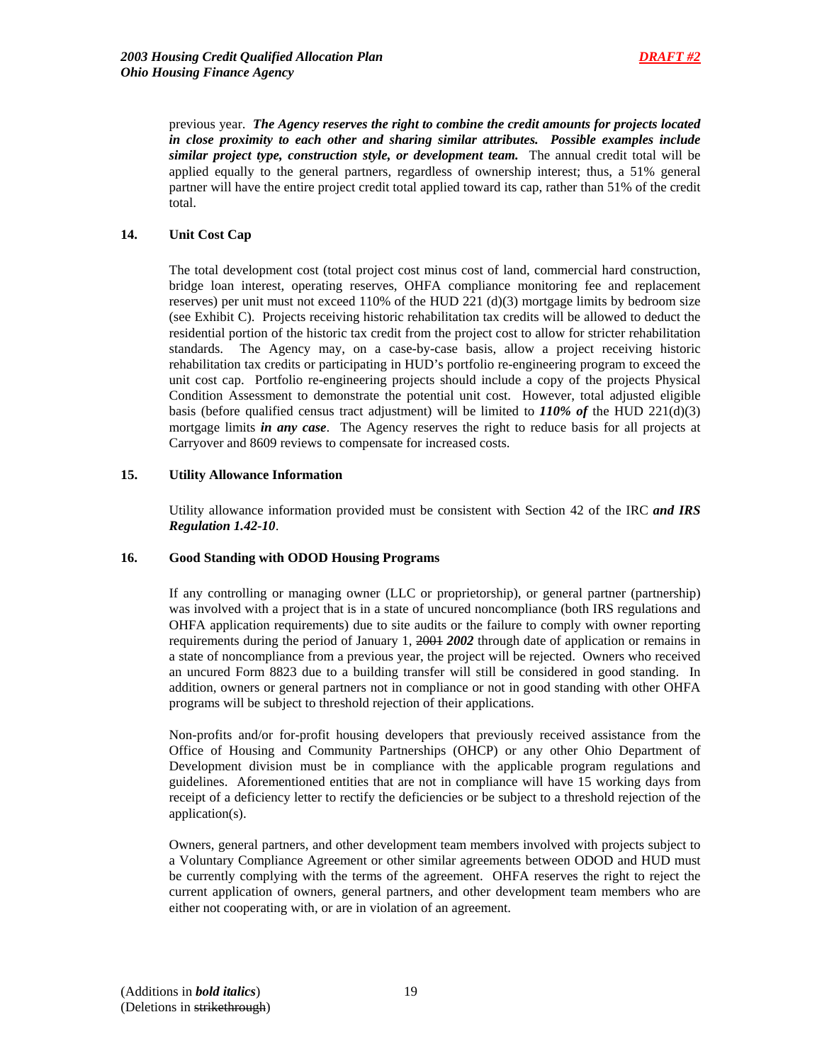previous year. ***The Agency reserves the right to combine the credit amounts for projects located in close proximity to each other and sharing similar attributes. Possible examples include similar project type, construction style, or development team.*** The annual credit total will be applied equally to the general partners, regardless of ownership interest; thus, a 51% general partner will have the entire project credit total applied toward its cap, rather than 51% of the credit total.

### 14. Unit Cost Cap

The total development cost (total project cost minus cost of land, commercial hard construction, bridge loan interest, operating reserves, OHFA compliance monitoring fee and replacement reserves) per unit must not exceed 110% of the HUD 221 (d)(3) mortgage limits by bedroom size (see Exhibit C). Projects receiving historic rehabilitation tax credits will be allowed to deduct the residential portion of the historic tax credit from the project cost to allow for stricter rehabilitation standards. The Agency may, on a case-by-case basis, allow a project receiving historic rehabilitation tax credits or participating in HUD's portfolio re-engineering program to exceed the unit cost cap. Portfolio re-engineering projects should include a copy of the projects Physical Condition Assessment to demonstrate the potential unit cost. However, total adjusted eligible basis (before qualified census tract adjustment) will be limited to ***110% of*** the HUD 221(d)(3) mortgage limits ***in any case***. The Agency reserves the right to reduce basis for all projects at Carryover and 8609 reviews to compensate for increased costs.

### 15. Utility Allowance Information

Utility allowance information provided must be consistent with Section 42 of the IRC ***and IRS Regulation 1.42-10***.

### 16. Good Standing with ODOD Housing Programs

If any controlling or managing owner (LLC or proprietorship), or general partner (partnership) was involved with a project that is in a state of uncured noncompliance (both IRS regulations and OHFA application requirements) due to site audits or the failure to comply with owner reporting requirements during the period of January 1, ~~2001~~ ***2002*** through date of application or remains in a state of noncompliance from a previous year, the project will be rejected. Owners who received an uncured Form 8823 due to a building transfer will still be considered in good standing. In addition, owners or general partners not in compliance or not in good standing with other OHFA programs will be subject to threshold rejection of their applications.

Non-profits and/or for-profit housing developers that previously received assistance from the Office of Housing and Community Partnerships (OHCP) or any other Ohio Department of Development division must be in compliance with the applicable program regulations and guidelines. Aforementioned entities that are not in compliance will have 15 working days from receipt of a deficiency letter to rectify the deficiencies or be subject to a threshold rejection of the application(s).

Owners, general partners, and other development team members involved with projects subject to a Voluntary Compliance Agreement or other similar agreements between ODOD and HUD must be currently complying with the terms of the agreement. OHFA reserves the right to reject the current application of owners, general partners, and other development team members who are either not cooperating with, or are in violation of an agreement.

(Additions in ***bold italics***)
(Deletions in ~~strikethrough~~)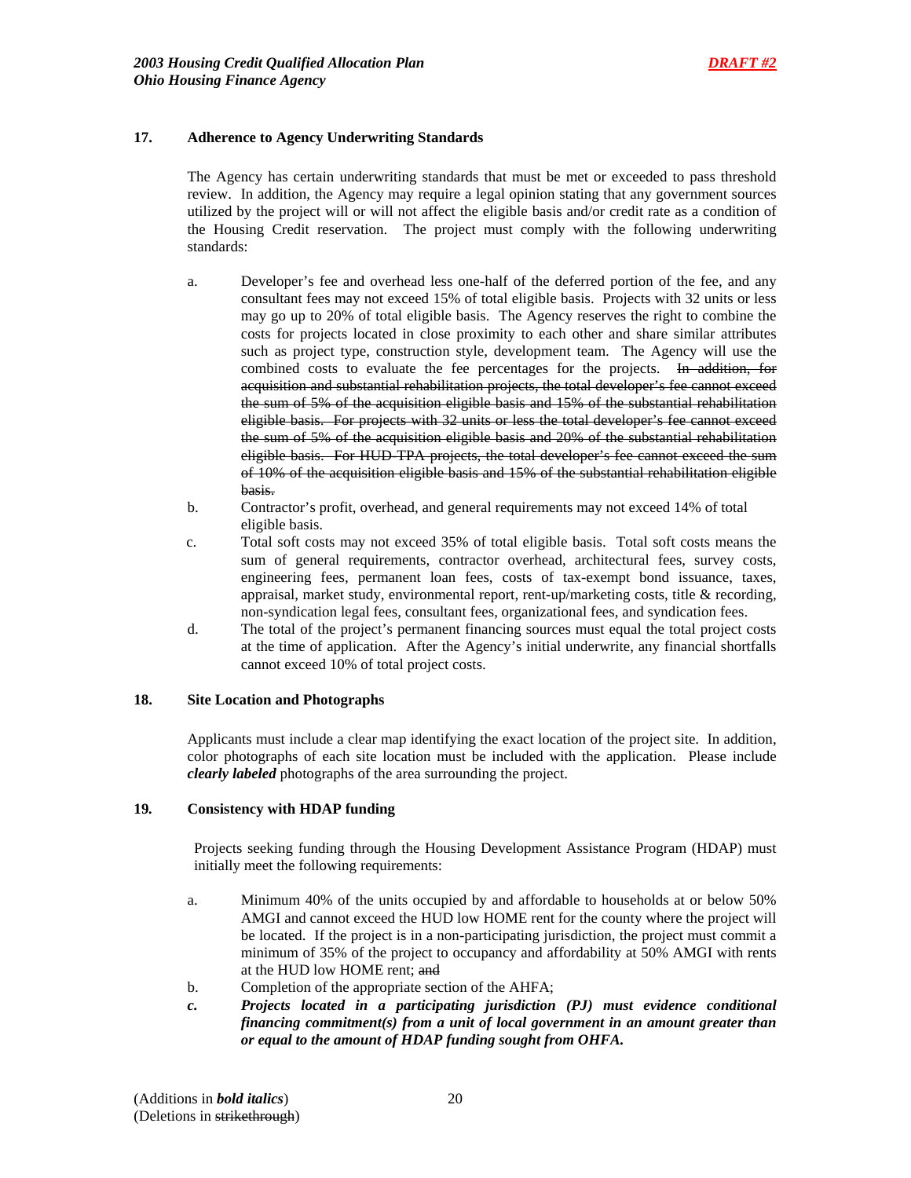## 17. Adherence to Agency Underwriting Standards

The Agency has certain underwriting standards that must be met or exceeded to pass threshold review. In addition, the Agency may require a legal opinion stating that any government sources utilized by the project will or will not affect the eligible basis and/or credit rate as a condition of the Housing Credit reservation. The project must comply with the following underwriting standards:

a. Developer's fee and overhead less one-half of the deferred portion of the fee, and any consultant fees may not exceed 15% of total eligible basis. Projects with 32 units or less may go up to 20% of total eligible basis. The Agency reserves the right to combine the costs for projects located in close proximity to each other and share similar attributes such as project type, construction style, development team. The Agency will use the combined costs to evaluate the fee percentages for the projects. ~~In addition, for acquisition and substantial rehabilitation projects, the total developer's fee cannot exceed the sum of 5% of the acquisition eligible basis and 15% of the substantial rehabilitation eligible basis. For projects with 32 units or less the total developer's fee cannot exceed the sum of 5% of the acquisition eligible basis and 20% of the substantial rehabilitation eligible basis. For HUD-TPA projects, the total developer's fee cannot exceed the sum of 10% of the acquisition eligible basis and 15% of the substantial rehabilitation eligible basis.~~

b. Contractor's profit, overhead, and general requirements may not exceed 14% of total eligible basis.

c. Total soft costs may not exceed 35% of total eligible basis. Total soft costs means the sum of general requirements, contractor overhead, architectural fees, survey costs, engineering fees, permanent loan fees, costs of tax-exempt bond issuance, taxes, appraisal, market study, environmental report, rent-up/marketing costs, title & recording, non-syndication legal fees, consultant fees, organizational fees, and syndication fees.

d. The total of the project's permanent financing sources must equal the total project costs at the time of application. After the Agency's initial underwrite, any financial shortfalls cannot exceed 10% of total project costs.

## 18. Site Location and Photographs

Applicants must include a clear map identifying the exact location of the project site. In addition, color photographs of each site location must be included with the application. Please include ***clearly labeled*** photographs of the area surrounding the project.

## 19. Consistency with HDAP funding

Projects seeking funding through the Housing Development Assistance Program (HDAP) must initially meet the following requirements:

a. Minimum 40% of the units occupied by and affordable to households at or below 50% AMGI and cannot exceed the HUD low HOME rent for the county where the project will be located. If the project is in a non-participating jurisdiction, the project must commit a minimum of 35% of the project to occupancy and affordability at 50% AMGI with rents at the HUD low HOME rent; ~~and~~

b. Completion of the appropriate section of the AHFA;

***c. Projects located in a participating jurisdiction (PJ) must evidence conditional financing commitment(s) from a unit of local government in an amount greater than or equal to the amount of HDAP funding sought from OHFA.***

(Additions in ***bold italics***)
(Deletions in ~~strikethrough~~)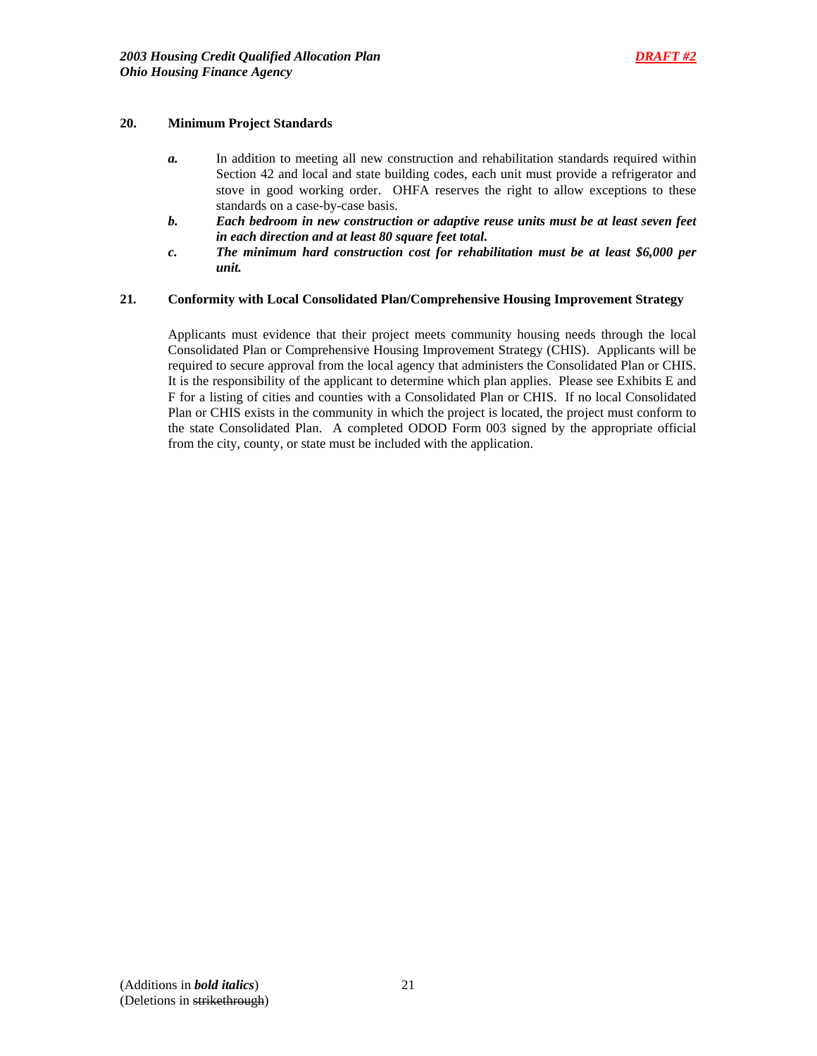## 20. Minimum Project Standards

***a.*** In addition to meeting all new construction and rehabilitation standards required within Section 42 and local and state building codes, each unit must provide a refrigerator and stove in good working order. OHFA reserves the right to allow exceptions to these standards on a case-by-case basis.

***b.*** ***Each bedroom in new construction or adaptive reuse units must be at least seven feet in each direction and at least 80 square feet total.***

***c.*** ***The minimum hard construction cost for rehabilitation must be at least $6,000 per unit.***

## 21. Conformity with Local Consolidated Plan/Comprehensive Housing Improvement Strategy

Applicants must evidence that their project meets community housing needs through the local Consolidated Plan or Comprehensive Housing Improvement Strategy (CHIS). Applicants will be required to secure approval from the local agency that administers the Consolidated Plan or CHIS. It is the responsibility of the applicant to determine which plan applies. Please see Exhibits E and F for a listing of cities and counties with a Consolidated Plan or CHIS. If no local Consolidated Plan or CHIS exists in the community in which the project is located, the project must conform to the state Consolidated Plan. A completed ODOD Form 003 signed by the appropriate official from the city, county, or state must be included with the application.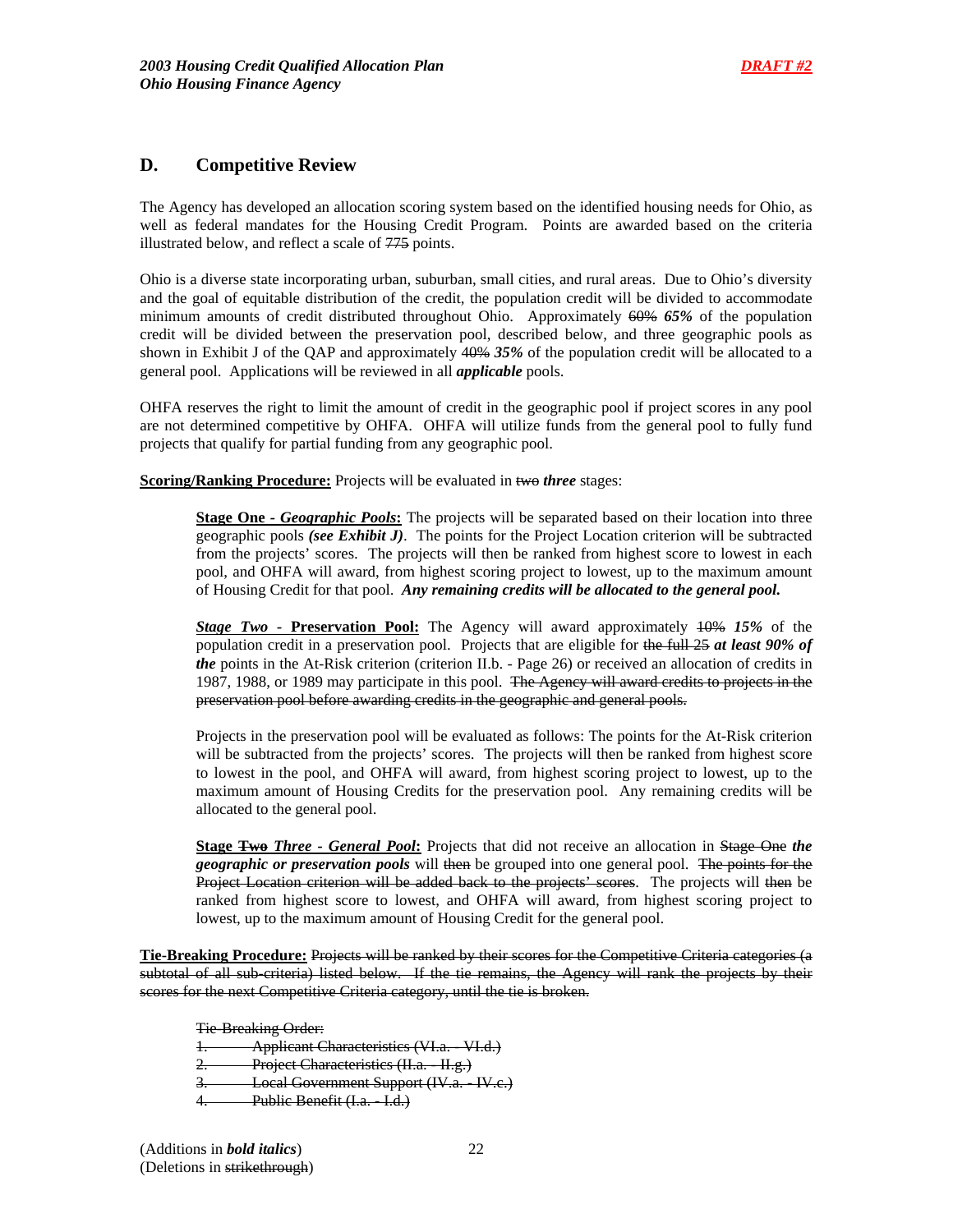## D. Competitive Review

The Agency has developed an allocation scoring system based on the identified housing needs for Ohio, as well as federal mandates for the Housing Credit Program. Points are awarded based on the criteria illustrated below, and reflect a scale of ~~775~~ points.

Ohio is a diverse state incorporating urban, suburban, small cities, and rural areas. Due to Ohio's diversity and the goal of equitable distribution of the credit, the population credit will be divided to accommodate minimum amounts of credit distributed throughout Ohio. Approximately ~~60%~~ ***65%*** of the population credit will be divided between the preservation pool, described below, and three geographic pools as shown in Exhibit J of the QAP and approximately ~~40%~~ ***35%*** of the population credit will be allocated to a general pool. Applications will be reviewed in all ***applicable*** pools.

OHFA reserves the right to limit the amount of credit in the geographic pool if project scores in any pool are not determined competitive by OHFA. OHFA will utilize funds from the general pool to fully fund projects that qualify for partial funding from any geographic pool.

**Scoring/Ranking Procedure:** Projects will be evaluated in ~~two~~ ***three*** stages:

> **Stage One - *Geographic Pools*:** The projects will be separated based on their location into three geographic pools ***(see Exhibit J)***. The points for the Project Location criterion will be subtracted from the projects' scores. The projects will then be ranked from highest score to lowest in each pool, and OHFA will award, from highest scoring project to lowest, up to the maximum amount of Housing Credit for that pool. ***Any remaining credits will be allocated to the general pool.***
>
> ***Stage Two* - Preservation Pool:** The Agency will award approximately ~~10%~~ ***15%*** of the population credit in a preservation pool. Projects that are eligible for ~~the full 25~~ ***at least 90% of the*** points in the At-Risk criterion (criterion II.b. - Page 26) or received an allocation of credits in 1987, 1988, or 1989 may participate in this pool. ~~The Agency will award credits to projects in the preservation pool before awarding credits in the geographic and general pools.~~
>
> Projects in the preservation pool will be evaluated as follows: The points for the At-Risk criterion will be subtracted from the projects' scores. The projects will then be ranked from highest score to lowest in the pool, and OHFA will award, from highest scoring project to lowest, up to the maximum amount of Housing Credits for the preservation pool. Any remaining credits will be allocated to the general pool.
>
> **Stage ~~Two~~ *Three* - *General Pool*:** Projects that did not receive an allocation in ~~Stage One~~ ***the geographic or preservation pools*** will ~~then~~ be grouped into one general pool. ~~The points for the Project Location criterion will be added back to the projects' scores~~. The projects will ~~then~~ be ranked from highest score to lowest, and OHFA will award, from highest scoring project to lowest, up to the maximum amount of Housing Credit for the general pool.

**Tie-Breaking Procedure:** ~~Projects will be ranked by their scores for the Competitive Criteria categories (a subtotal of all sub-criteria) listed below. If the tie remains, the Agency will rank the projects by their scores for the next Competitive Criteria category, until the tie is broken.~~

> ~~Tie-Breaking Order:~~
> ~~1. Applicant Characteristics (VI.a. - VI.d.)~~
> ~~2. Project Characteristics (II.a. - II.g.)~~
> ~~3. Local Government Support (IV.a. - IV.c.)~~
> ~~4. Public Benefit (I.a. - I.d.)~~

(Additions in ***bold italics***)
(Deletions in ~~strikethrough~~)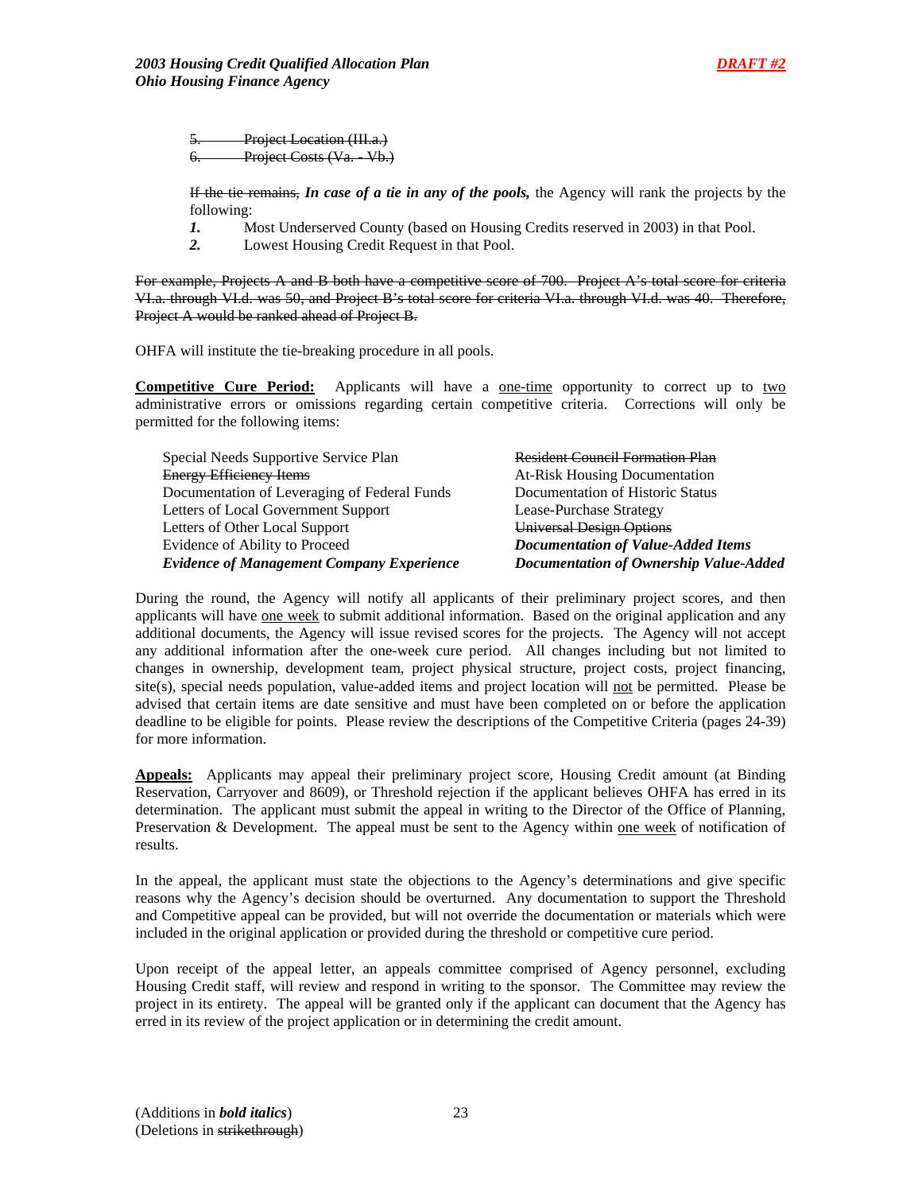~~5. Project Location (III.a.)~~
~~6. Project Costs (Va. - Vb.)~~

~~If the tie remains,~~ ***In case of a tie in any of the pools,*** the Agency will rank the projects by the following:

***1.*** Most Underserved County (based on Housing Credits reserved in 2003) in that Pool.
***2.*** Lowest Housing Credit Request in that Pool.

~~For example, Projects A and B both have a competitive score of 700. Project A's total score for criteria VI.a. through VI.d. was 50, and Project B's total score for criteria VI.a. through VI.d. was 40. Therefore, Project A would be ranked ahead of Project B.~~

OHFA will institute the tie-breaking procedure in all pools.

**Competitive Cure Period:** Applicants will have a one-time opportunity to correct up to two administrative errors or omissions regarding certain competitive criteria. Corrections will only be permitted for the following items:

Special Needs Supportive Service Plan
~~Energy Efficiency Items~~
Documentation of Leveraging of Federal Funds
Letters of Local Government Support
Letters of Other Local Support
Evidence of Ability to Proceed
***Evidence of Management Company Experience***
~~Resident Council Formation Plan~~
At-Risk Housing Documentation
Documentation of Historic Status
Lease-Purchase Strategy
~~Universal Design Options~~
***Documentation of Value-Added Items***
***Documentation of Ownership Value-Added***

During the round, the Agency will notify all applicants of their preliminary project scores, and then applicants will have one week to submit additional information. Based on the original application and any additional documents, the Agency will issue revised scores for the projects. The Agency will not accept any additional information after the one-week cure period. All changes including but not limited to changes in ownership, development team, project physical structure, project costs, project financing, site(s), special needs population, value-added items and project location will not be permitted. Please be advised that certain items are date sensitive and must have been completed on or before the application deadline to be eligible for points. Please review the descriptions of the Competitive Criteria (pages 24-39) for more information.

**Appeals:** Applicants may appeal their preliminary project score, Housing Credit amount (at Binding Reservation, Carryover and 8609), or Threshold rejection if the applicant believes OHFA has erred in its determination. The applicant must submit the appeal in writing to the Director of the Office of Planning, Preservation & Development. The appeal must be sent to the Agency within one week of notification of results.

In the appeal, the applicant must state the objections to the Agency's determinations and give specific reasons why the Agency's decision should be overturned. Any documentation to support the Threshold and Competitive appeal can be provided, but will not override the documentation or materials which were included in the original application or provided during the threshold or competitive cure period.

Upon receipt of the appeal letter, an appeals committee comprised of Agency personnel, excluding Housing Credit staff, will review and respond in writing to the sponsor. The Committee may review the project in its entirety. The appeal will be granted only if the applicant can document that the Agency has erred in its review of the project application or in determining the credit amount.

(Additions in ***bold italics***)
(Deletions in ~~strikethrough~~)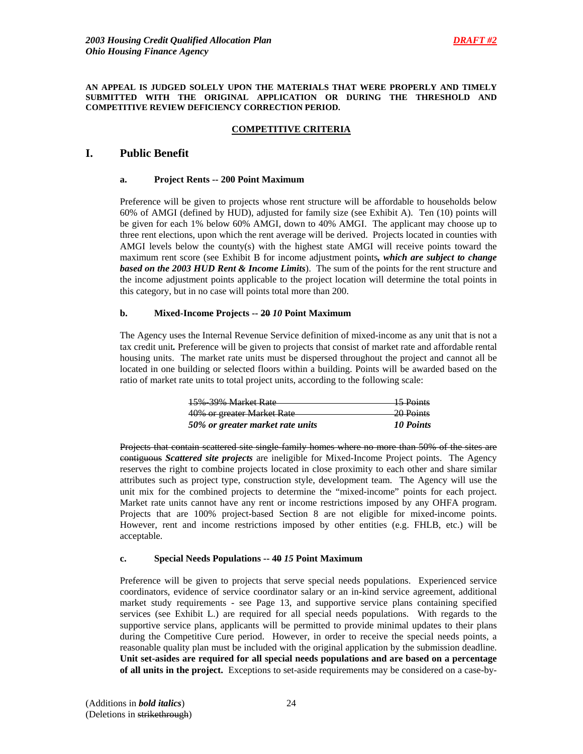**AN APPEAL IS JUDGED SOLELY UPON THE MATERIALS THAT WERE PROPERLY AND TIMELY SUBMITTED WITH THE ORIGINAL APPLICATION OR DURING THE THRESHOLD AND COMPETITIVE REVIEW DEFICIENCY CORRECTION PERIOD.**

## COMPETITIVE CRITERIA

## I. Public Benefit

### a. Project Rents -- 200 Point Maximum

Preference will be given to projects whose rent structure will be affordable to households below 60% of AMGI (defined by HUD), adjusted for family size (see Exhibit A). Ten (10) points will be given for each 1% below 60% AMGI, down to 40% AMGI. The applicant may choose up to three rent elections, upon which the rent average will be derived. Projects located in counties with AMGI levels below the county(s) with the highest state AMGI will receive points toward the maximum rent score (see Exhibit B for income adjustment points***, which are subject to change based on the 2003 HUD Rent & Income Limits***). The sum of the points for the rent structure and the income adjustment points applicable to the project location will determine the total points in this category, but in no case will points total more than 200.

### b. Mixed-Income Projects -- ~~20~~ *10* Point Maximum

The Agency uses the Internal Revenue Service definition of mixed-income as any unit that is not a tax credit unit***.*** Preference will be given to projects that consist of market rate and affordable rental housing units. The market rate units must be dispersed throughout the project and cannot all be located in one building or selected floors within a building. Points will be awarded based on the ratio of market rate units to total project units, according to the following scale:

| | |
|---|---|
| ~~15%-39% Market Rate~~ | ~~15 Points~~ |
| ~~40% or greater Market Rate~~ | ~~20 Points~~ |
| ***50% or greater market rate units*** | ***10 Points*** |

~~Projects that contain scattered site single-family homes where no more than 50% of the sites are contiguous~~ ***Scattered site projects*** are ineligible for Mixed-Income Project points. The Agency reserves the right to combine projects located in close proximity to each other and share similar attributes such as project type, construction style, development team. The Agency will use the unit mix for the combined projects to determine the "mixed-income" points for each project. Market rate units cannot have any rent or income restrictions imposed by any OHFA program. Projects that are 100% project-based Section 8 are not eligible for mixed-income points. However, rent and income restrictions imposed by other entities (e.g. FHLB, etc.) will be acceptable.

### c. Special Needs Populations -- ~~40~~ *15* Point Maximum

Preference will be given to projects that serve special needs populations. Experienced service coordinators, evidence of service coordinator salary or an in-kind service agreement, additional market study requirements - see Page 13, and supportive service plans containing specified services (see Exhibit L.) are required for all special needs populations. With regards to the supportive service plans, applicants will be permitted to provide minimal updates to their plans during the Competitive Cure period. However, in order to receive the special needs points, a reasonable quality plan must be included with the original application by the submission deadline. **Unit set-asides are required for all special needs populations and are based on a percentage of all units in the project.** Exceptions to set-aside requirements may be considered on a case-by-

(Additions in ***bold italics***)
(Deletions in ~~strikethrough~~)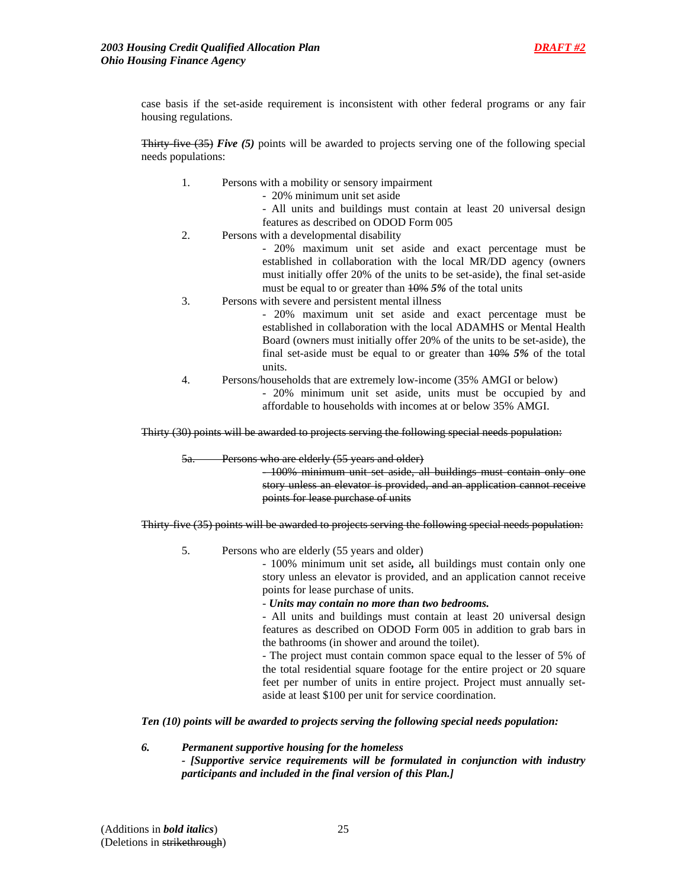case basis if the set-aside requirement is inconsistent with other federal programs or any fair housing regulations.

~~Thirty-five (35)~~ ***Five (5)*** points will be awarded to projects serving one of the following special needs populations:

1. Persons with a mobility or sensory impairment
   - 20% minimum unit set aside
   - All units and buildings must contain at least 20 universal design features as described on ODOD Form 005
2. Persons with a developmental disability
   - 20% maximum unit set aside and exact percentage must be established in collaboration with the local MR/DD agency (owners must initially offer 20% of the units to be set-aside), the final set-aside must be equal to or greater than ~~10%~~ ***5%*** of the total units
3. Persons with severe and persistent mental illness
   - 20% maximum unit set aside and exact percentage must be established in collaboration with the local ADAMHS or Mental Health Board (owners must initially offer 20% of the units to be set-aside), the final set-aside must be equal to or greater than ~~10%~~ ***5%*** of the total units.
4. Persons/households that are extremely low-income (35% AMGI or below)
   - 20% minimum unit set aside, units must be occupied by and affordable to households with incomes at or below 35% AMGI.

~~Thirty (30) points will be awarded to projects serving the following special needs population:~~

~~5a. Persons who are elderly (55 years and older)~~
~~- 100% minimum unit set aside, all buildings must contain only one story unless an elevator is provided, and an application cannot receive points for lease purchase of units~~

~~Thirty-five (35) points will be awarded to projects serving the following special needs population:~~

5. Persons who are elderly (55 years and older)
   - 100% minimum unit set aside***,*** all buildings must contain only one story unless an elevator is provided, and an application cannot receive points for lease purchase of units.
   - ***Units may contain no more than two bedrooms.***
   - All units and buildings must contain at least 20 universal design features as described on ODOD Form 005 in addition to grab bars in the bathrooms (in shower and around the toilet).
   - The project must contain common space equal to the lesser of 5% of the total residential square footage for the entire project or 20 square feet per number of units in entire project. Project must annually set-aside at least $100 per unit for service coordination.

***Ten (10) points will be awarded to projects serving the following special needs population:***

***6. Permanent supportive housing for the homeless***
***- [Supportive service requirements will be formulated in conjunction with industry participants and included in the final version of this Plan.]***

(Additions in ***bold italics***)
(Deletions in ~~strikethrough~~)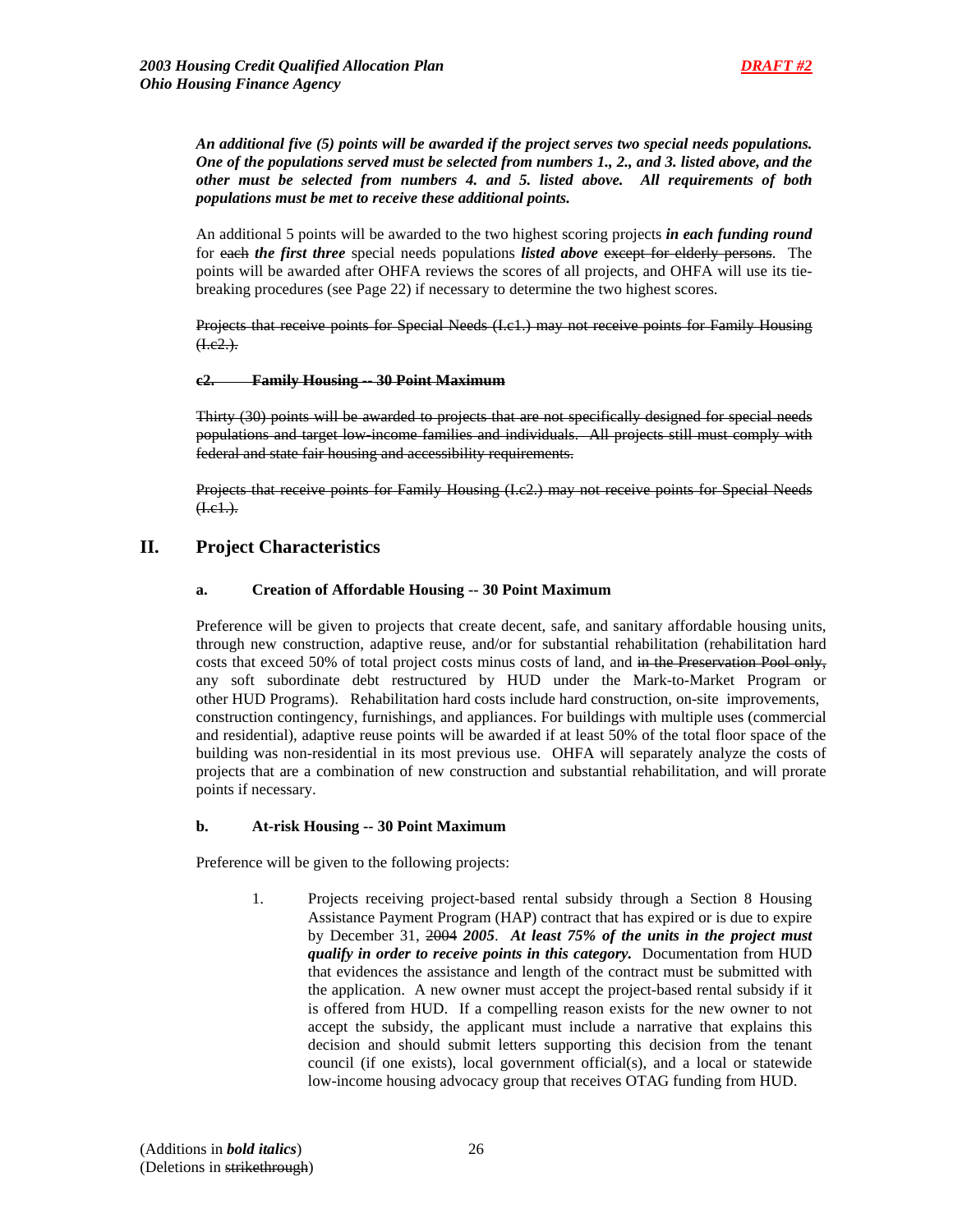***An additional five (5) points will be awarded if the project serves two special needs populations. One of the populations served must be selected from numbers 1., 2., and 3. listed above, and the other must be selected from numbers 4. and 5. listed above. All requirements of both populations must be met to receive these additional points.***

An additional 5 points will be awarded to the two highest scoring projects ***in each funding round*** for ~~each~~ ***the first three*** special needs populations ***listed above*** ~~except for elderly persons~~. The points will be awarded after OHFA reviews the scores of all projects, and OHFA will use its tie-breaking procedures (see Page 22) if necessary to determine the two highest scores.

~~Projects that receive points for Special Needs (I.c1.) may not receive points for Family Housing (I.c2.).~~

**~~c2. Family Housing -- 30 Point Maximum~~**

~~Thirty (30) points will be awarded to projects that are not specifically designed for special needs populations and target low-income families and individuals. All projects still must comply with federal and state fair housing and accessibility requirements.~~

~~Projects that receive points for Family Housing (I.c2.) may not receive points for Special Needs (I.c1.).~~

## II. Project Characteristics

### a. Creation of Affordable Housing -- 30 Point Maximum

Preference will be given to projects that create decent, safe, and sanitary affordable housing units, through new construction, adaptive reuse, and/or for substantial rehabilitation (rehabilitation hard costs that exceed 50% of total project costs minus costs of land, and ~~in the Preservation Pool only,~~ any soft subordinate debt restructured by HUD under the Mark-to-Market Program or other HUD Programs). Rehabilitation hard costs include hard construction, on-site improvements, construction contingency, furnishings, and appliances. For buildings with multiple uses (commercial and residential), adaptive reuse points will be awarded if at least 50% of the total floor space of the building was non-residential in its most previous use. OHFA will separately analyze the costs of projects that are a combination of new construction and substantial rehabilitation, and will prorate points if necessary.

### b. At-risk Housing -- 30 Point Maximum

Preference will be given to the following projects:

1. Projects receiving project-based rental subsidy through a Section 8 Housing Assistance Payment Program (HAP) contract that has expired or is due to expire by December 31, ~~2004~~ ***2005***. ***At least 75% of the units in the project must qualify in order to receive points in this category.*** Documentation from HUD that evidences the assistance and length of the contract must be submitted with the application. A new owner must accept the project-based rental subsidy if it is offered from HUD. If a compelling reason exists for the new owner to not accept the subsidy, the applicant must include a narrative that explains this decision and should submit letters supporting this decision from the tenant council (if one exists), local government official(s), and a local or statewide low-income housing advocacy group that receives OTAG funding from HUD.

(Additions in ***bold italics***)
(Deletions in ~~strikethrough~~)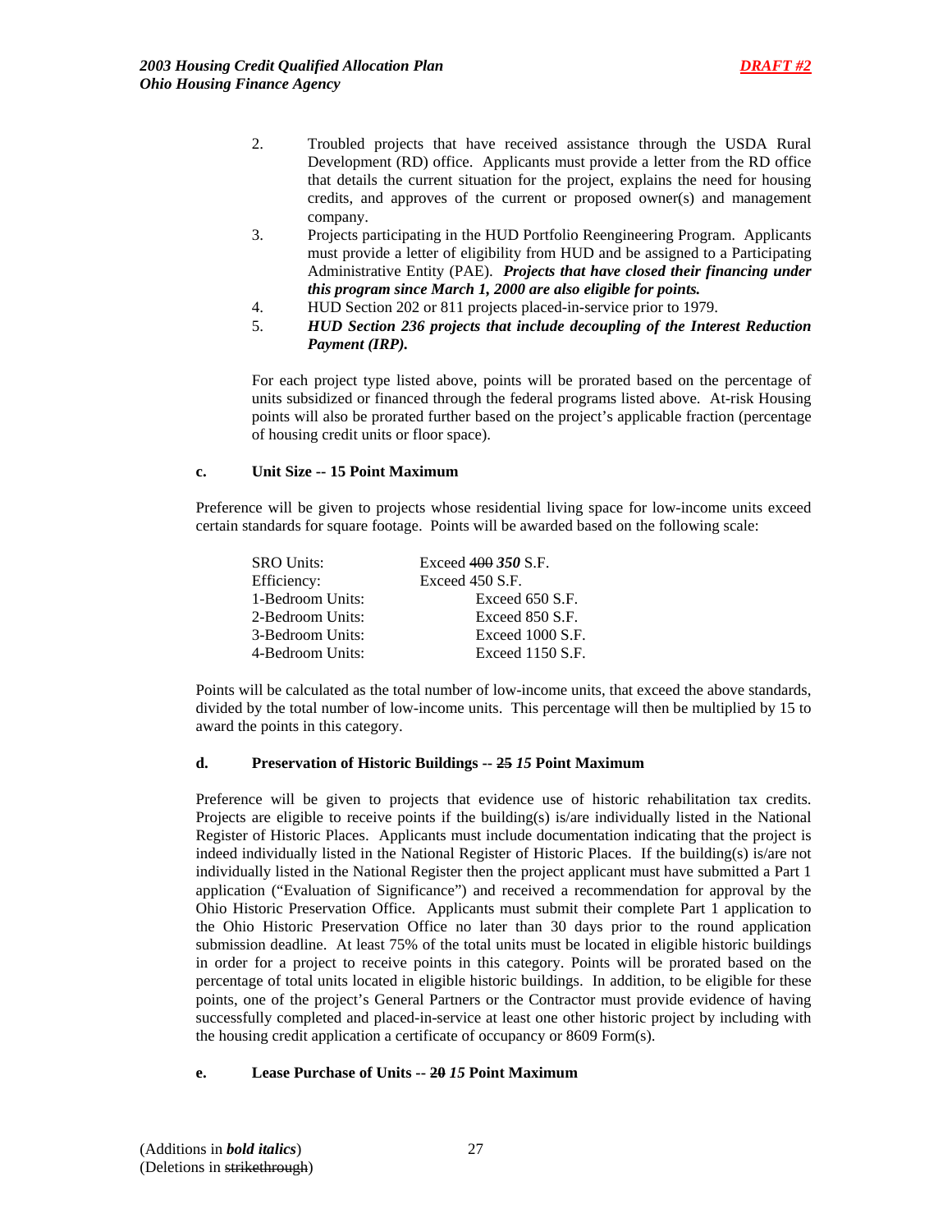2. Troubled projects that have received assistance through the USDA Rural Development (RD) office. Applicants must provide a letter from the RD office that details the current situation for the project, explains the need for housing credits, and approves of the current or proposed owner(s) and management company.
3. Projects participating in the HUD Portfolio Reengineering Program. Applicants must provide a letter of eligibility from HUD and be assigned to a Participating Administrative Entity (PAE). ***Projects that have closed their financing under this program since March 1, 2000 are also eligible for points.***
4. HUD Section 202 or 811 projects placed-in-service prior to 1979.
5. ***HUD Section 236 projects that include decoupling of the Interest Reduction Payment (IRP).***

For each project type listed above, points will be prorated based on the percentage of units subsidized or financed through the federal programs listed above. At-risk Housing points will also be prorated further based on the project's applicable fraction (percentage of housing credit units or floor space).

### c. Unit Size -- 15 Point Maximum

Preference will be given to projects whose residential living space for low-income units exceed certain standards for square footage. Points will be awarded based on the following scale:

| | |
|---|---|
| SRO Units: | Exceed ~~400~~ ***350*** S.F. |
| Efficiency: | Exceed 450 S.F. |
| 1-Bedroom Units: | Exceed 650 S.F. |
| 2-Bedroom Units: | Exceed 850 S.F. |
| 3-Bedroom Units: | Exceed 1000 S.F. |
| 4-Bedroom Units: | Exceed 1150 S.F. |

Points will be calculated as the total number of low-income units, that exceed the above standards, divided by the total number of low-income units. This percentage will then be multiplied by 15 to award the points in this category.

### d. Preservation of Historic Buildings -- ~~25~~ ***15*** Point Maximum

Preference will be given to projects that evidence use of historic rehabilitation tax credits. Projects are eligible to receive points if the building(s) is/are individually listed in the National Register of Historic Places. Applicants must include documentation indicating that the project is indeed individually listed in the National Register of Historic Places. If the building(s) is/are not individually listed in the National Register then the project applicant must have submitted a Part 1 application ("Evaluation of Significance") and received a recommendation for approval by the Ohio Historic Preservation Office. Applicants must submit their complete Part 1 application to the Ohio Historic Preservation Office no later than 30 days prior to the round application submission deadline. At least 75% of the total units must be located in eligible historic buildings in order for a project to receive points in this category. Points will be prorated based on the percentage of total units located in eligible historic buildings. In addition, to be eligible for these points, one of the project's General Partners or the Contractor must provide evidence of having successfully completed and placed-in-service at least one other historic project by including with the housing credit application a certificate of occupancy or 8609 Form(s).

### e. Lease Purchase of Units -- ~~20~~ ***15*** Point Maximum

(Additions in ***bold italics***)
(Deletions in ~~strikethrough~~)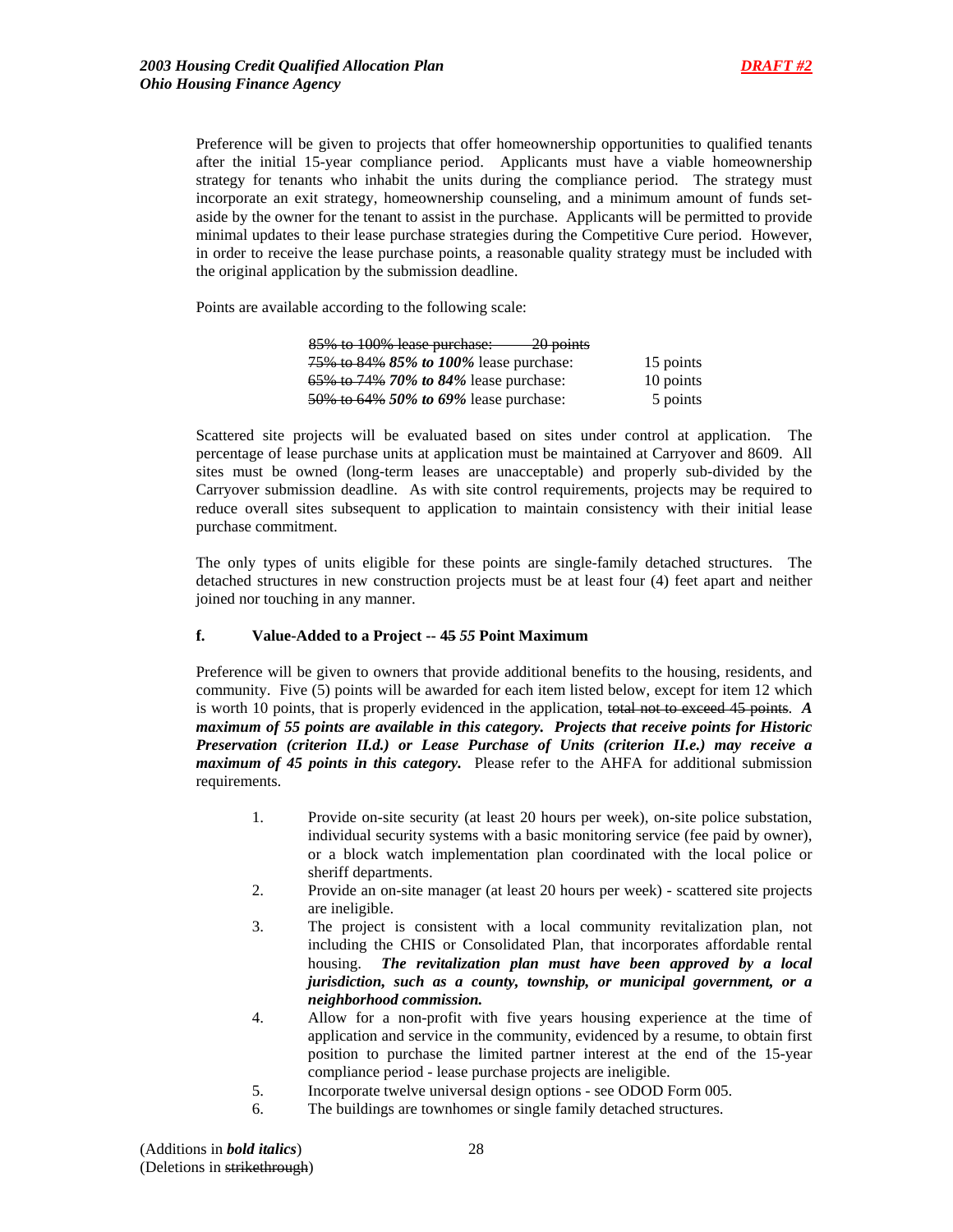Preference will be given to projects that offer homeownership opportunities to qualified tenants after the initial 15-year compliance period. Applicants must have a viable homeownership strategy for tenants who inhabit the units during the compliance period. The strategy must incorporate an exit strategy, homeownership counseling, and a minimum amount of funds set-aside by the owner for the tenant to assist in the purchase. Applicants will be permitted to provide minimal updates to their lease purchase strategies during the Competitive Cure period. However, in order to receive the lease purchase points, a reasonable quality strategy must be included with the original application by the submission deadline.

Points are available according to the following scale:

| | |
|---|---|
| ~~85% to 100% lease purchase: 20 points~~ | |
| ~~75% to 84%~~ ***85% to 100%*** lease purchase: | 15 points |
| ~~65% to 74%~~ ***70% to 84%*** lease purchase: | 10 points |
| ~~50% to 64%~~ ***50% to 69%*** lease purchase: | 5 points |

Scattered site projects will be evaluated based on sites under control at application. The percentage of lease purchase units at application must be maintained at Carryover and 8609. All sites must be owned (long-term leases are unacceptable) and properly sub-divided by the Carryover submission deadline. As with site control requirements, projects may be required to reduce overall sites subsequent to application to maintain consistency with their initial lease purchase commitment.

The only types of units eligible for these points are single-family detached structures. The detached structures in new construction projects must be at least four (4) feet apart and neither joined nor touching in any manner.

#### f. Value-Added to a Project -- ~~45~~ ***55*** Point Maximum

Preference will be given to owners that provide additional benefits to the housing, residents, and community. Five (5) points will be awarded for each item listed below, except for item 12 which is worth 10 points, that is properly evidenced in the application, ~~total not to exceed 45 points~~. ***A maximum of 55 points are available in this category. Projects that receive points for Historic Preservation (criterion II.d.) or Lease Purchase of Units (criterion II.e.) may receive a maximum of 45 points in this category.*** Please refer to the AHFA for additional submission requirements.

1. Provide on-site security (at least 20 hours per week), on-site police substation, individual security systems with a basic monitoring service (fee paid by owner), or a block watch implementation plan coordinated with the local police or sheriff departments.
2. Provide an on-site manager (at least 20 hours per week) - scattered site projects are ineligible.
3. The project is consistent with a local community revitalization plan, not including the CHIS or Consolidated Plan, that incorporates affordable rental housing. ***The revitalization plan must have been approved by a local jurisdiction, such as a county, township, or municipal government, or a neighborhood commission.***
4. Allow for a non-profit with five years housing experience at the time of application and service in the community, evidenced by a resume, to obtain first position to purchase the limited partner interest at the end of the 15-year compliance period - lease purchase projects are ineligible.
5. Incorporate twelve universal design options - see ODOD Form 005.
6. The buildings are townhomes or single family detached structures.

(Additions in ***bold italics***)
(Deletions in ~~strikethrough~~)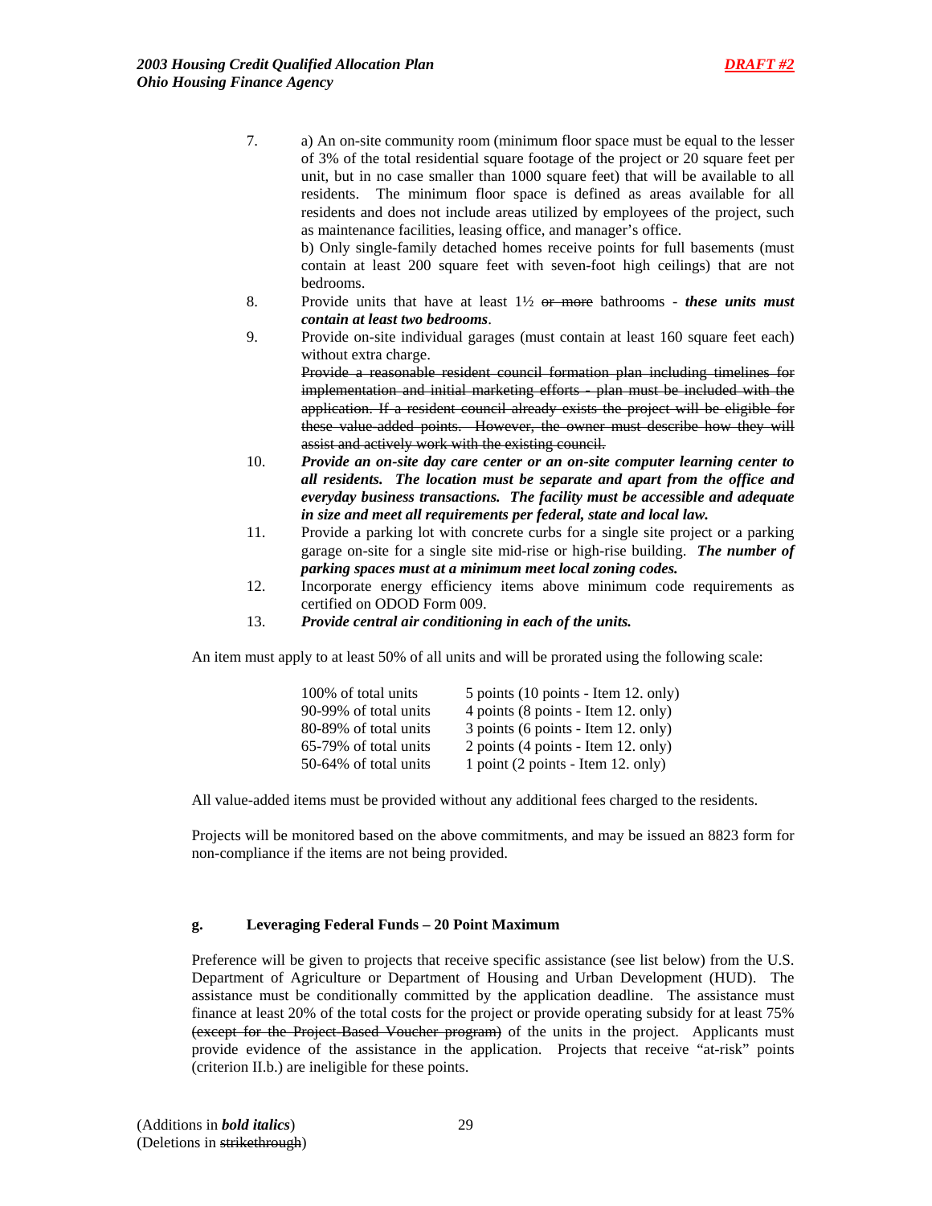7. a) An on-site community room (minimum floor space must be equal to the lesser of 3% of the total residential square footage of the project or 20 square feet per unit, but in no case smaller than 1000 square feet) that will be available to all residents. The minimum floor space is defined as areas available for all residents and does not include areas utilized by employees of the project, such as maintenance facilities, leasing office, and manager's office.
   b) Only single-family detached homes receive points for full basements (must contain at least 200 square feet with seven-foot high ceilings) that are not bedrooms.
8. Provide units that have at least 1½ ~~or more~~ bathrooms - ***these units must contain at least two bedrooms***.
9. Provide on-site individual garages (must contain at least 160 square feet each) without extra charge.
   ~~Provide a reasonable resident council formation plan including timelines for implementation and initial marketing efforts - plan must be included with the application. If a resident council already exists the project will be eligible for these value-added points. However, the owner must describe how they will assist and actively work with the existing council.~~
10. ***Provide an on-site day care center or an on-site computer learning center to all residents. The location must be separate and apart from the office and everyday business transactions. The facility must be accessible and adequate in size and meet all requirements per federal, state and local law.***
11. Provide a parking lot with concrete curbs for a single site project or a parking garage on-site for a single site mid-rise or high-rise building. ***The number of parking spaces must at a minimum meet local zoning codes.***
12. Incorporate energy efficiency items above minimum code requirements as certified on ODOD Form 009.
13. ***Provide central air conditioning in each of the units.***

An item must apply to at least 50% of all units and will be prorated using the following scale:

| | |
|---|---|
| 100% of total units | 5 points (10 points - Item 12. only) |
| 90-99% of total units | 4 points (8 points - Item 12. only) |
| 80-89% of total units | 3 points (6 points - Item 12. only) |
| 65-79% of total units | 2 points (4 points - Item 12. only) |
| 50-64% of total units | 1 point (2 points - Item 12. only) |

All value-added items must be provided without any additional fees charged to the residents.

Projects will be monitored based on the above commitments, and may be issued an 8823 form for non-compliance if the items are not being provided.

**g. Leveraging Federal Funds – 20 Point Maximum**

Preference will be given to projects that receive specific assistance (see list below) from the U.S. Department of Agriculture or Department of Housing and Urban Development (HUD). The assistance must be conditionally committed by the application deadline. The assistance must finance at least 20% of the total costs for the project or provide operating subsidy for at least 75% ~~(except for the Project-Based Voucher program)~~ of the units in the project. Applicants must provide evidence of the assistance in the application. Projects that receive "at-risk" points (criterion II.b.) are ineligible for these points.

(Additions in ***bold italics***)
(Deletions in ~~strikethrough~~)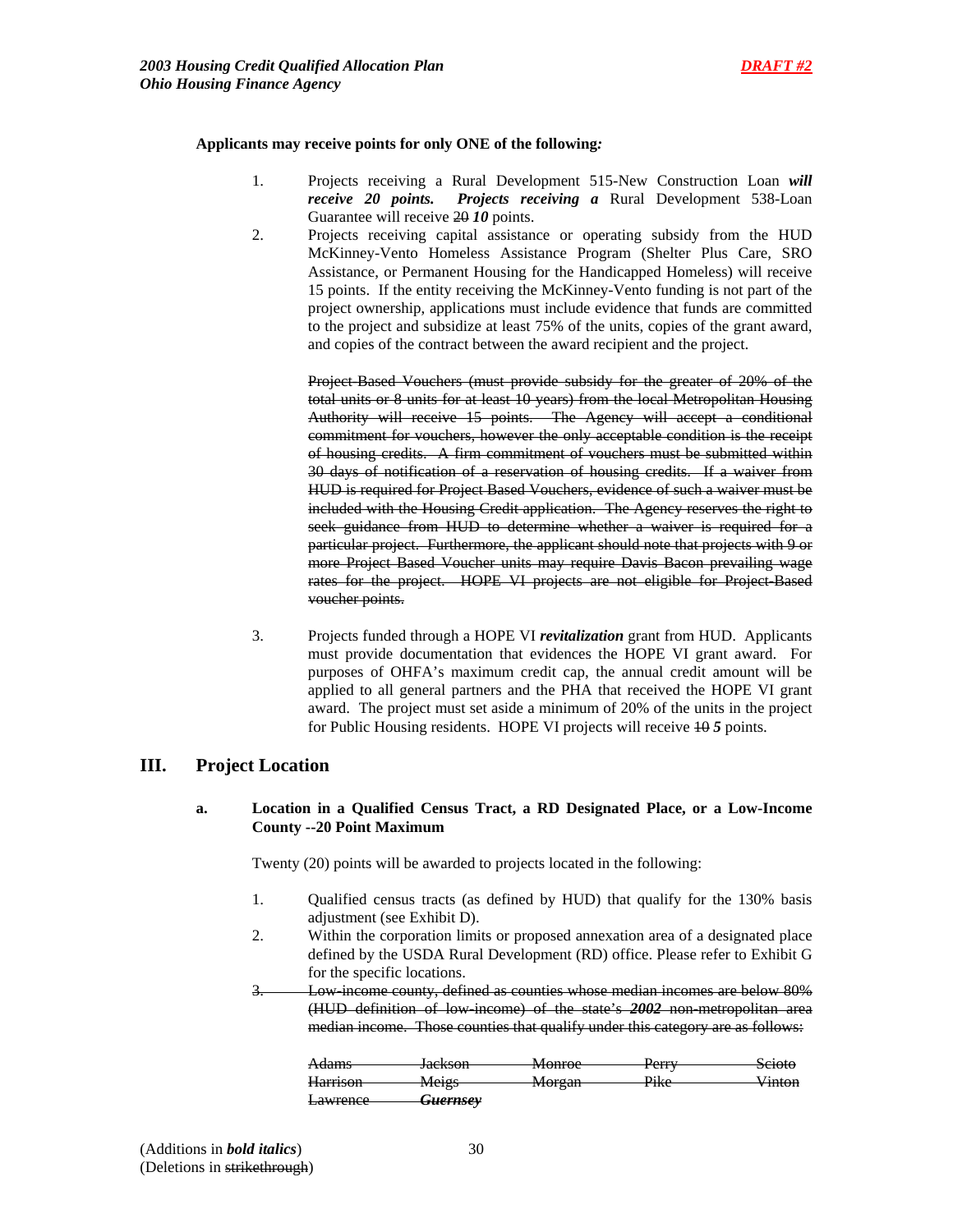**Applicants may receive points for only ONE of the following*:***

1. Projects receiving a Rural Development 515-New Construction Loan ***will receive 20 points. Projects receiving a*** Rural Development 538-Loan Guarantee will receive ~~20~~ ***10*** points.
2. Projects receiving capital assistance or operating subsidy from the HUD McKinney-Vento Homeless Assistance Program (Shelter Plus Care, SRO Assistance, or Permanent Housing for the Handicapped Homeless) will receive 15 points. If the entity receiving the McKinney-Vento funding is not part of the project ownership, applications must include evidence that funds are committed to the project and subsidize at least 75% of the units, copies of the grant award, and copies of the contract between the award recipient and the project.

   ~~Project Based Vouchers (must provide subsidy for the greater of 20% of the total units or 8 units for at least 10 years) from the local Metropolitan Housing Authority will receive 15 points. The Agency will accept a conditional commitment for vouchers, however the only acceptable condition is the receipt of housing credits. A firm commitment of vouchers must be submitted within 30 days of notification of a reservation of housing credits. If a waiver from HUD is required for Project Based Vouchers, evidence of such a waiver must be included with the Housing Credit application. The Agency reserves the right to seek guidance from HUD to determine whether a waiver is required for a particular project. Furthermore, the applicant should note that projects with 9 or more Project Based Voucher units may require Davis Bacon prevailing wage rates for the project. HOPE VI projects are not eligible for Project-Based voucher points.~~

3. Projects funded through a HOPE VI ***revitalization*** grant from HUD. Applicants must provide documentation that evidences the HOPE VI grant award. For purposes of OHFA's maximum credit cap, the annual credit amount will be applied to all general partners and the PHA that received the HOPE VI grant award. The project must set aside a minimum of 20% of the units in the project for Public Housing residents. HOPE VI projects will receive ~~10~~ ***5*** points.

## III. Project Location

### a. Location in a Qualified Census Tract, a RD Designated Place, or a Low-Income County --20 Point Maximum

Twenty (20) points will be awarded to projects located in the following:

1. Qualified census tracts (as defined by HUD) that qualify for the 130% basis adjustment (see Exhibit D).
2. Within the corporation limits or proposed annexation area of a designated place defined by the USDA Rural Development (RD) office. Please refer to Exhibit G for the specific locations.
3. ~~Low-income county, defined as counties whose median incomes are below 80% (HUD definition of low-income) of the state's~~ ***~~2002~~*** ~~non-metropolitan area median income. Those counties that qualify under this category are as follows:~~

| | | | | |
|---|---|---|---|---|
| ~~Adams~~ | ~~Jackson~~ | ~~Monroe~~ | ~~Perry~~ | ~~Scioto~~ |
| ~~Harrison~~ | ~~Meigs~~ | ~~Morgan~~ | ~~Pike~~ | ~~Vinton~~ |
| ~~Lawrence~~ | ***~~Guernsey~~*** | | | |

(Additions in ***bold italics***)
(Deletions in ~~strikethrough~~)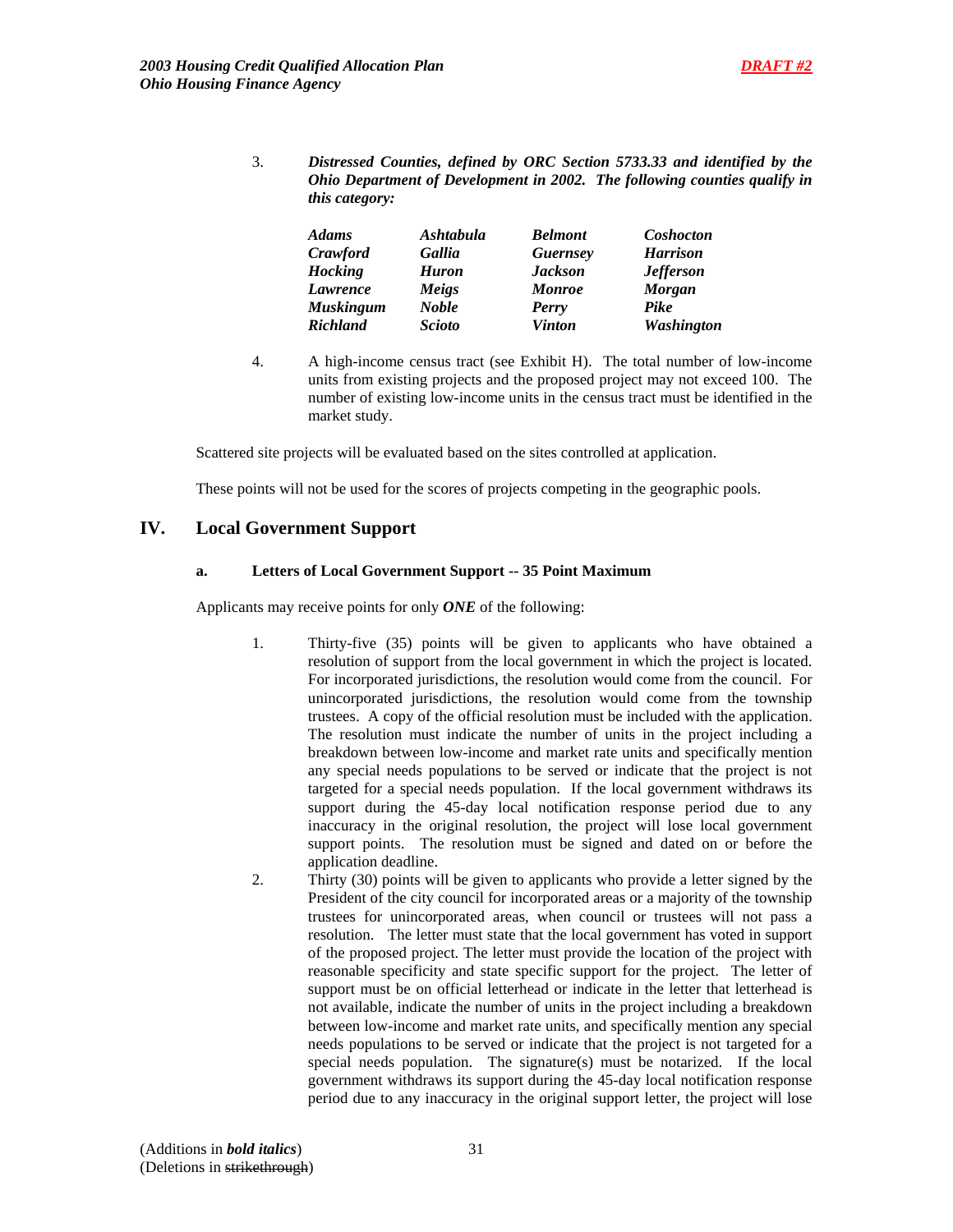3. ***Distressed Counties, defined by ORC Section 5733.33 and identified by the Ohio Department of Development in 2002. The following counties qualify in this category:***

| | | | |
|---|---|---|---|
| ***Adams*** | ***Ashtabula*** | ***Belmont*** | ***Coshocton*** |
| ***Crawford*** | ***Gallia*** | ***Guernsey*** | ***Harrison*** |
| ***Hocking*** | ***Huron*** | ***Jackson*** | ***Jefferson*** |
| ***Lawrence*** | ***Meigs*** | ***Monroe*** | ***Morgan*** |
| ***Muskingum*** | ***Noble*** | ***Perry*** | ***Pike*** |
| ***Richland*** | ***Scioto*** | ***Vinton*** | ***Washington*** |

4. A high-income census tract (see Exhibit H). The total number of low-income units from existing projects and the proposed project may not exceed 100. The number of existing low-income units in the census tract must be identified in the market study.

Scattered site projects will be evaluated based on the sites controlled at application.

These points will not be used for the scores of projects competing in the geographic pools.

## IV. Local Government Support

### a. Letters of Local Government Support -- 35 Point Maximum

Applicants may receive points for only ***ONE*** of the following:

1. Thirty-five (35) points will be given to applicants who have obtained a resolution of support from the local government in which the project is located. For incorporated jurisdictions, the resolution would come from the council. For unincorporated jurisdictions, the resolution would come from the township trustees. A copy of the official resolution must be included with the application. The resolution must indicate the number of units in the project including a breakdown between low-income and market rate units and specifically mention any special needs populations to be served or indicate that the project is not targeted for a special needs population. If the local government withdraws its support during the 45-day local notification response period due to any inaccuracy in the original resolution, the project will lose local government support points. The resolution must be signed and dated on or before the application deadline.
2. Thirty (30) points will be given to applicants who provide a letter signed by the President of the city council for incorporated areas or a majority of the township trustees for unincorporated areas, when council or trustees will not pass a resolution. The letter must state that the local government has voted in support of the proposed project. The letter must provide the location of the project with reasonable specificity and state specific support for the project. The letter of support must be on official letterhead or indicate in the letter that letterhead is not available, indicate the number of units in the project including a breakdown between low-income and market rate units, and specifically mention any special needs populations to be served or indicate that the project is not targeted for a special needs population. The signature(s) must be notarized. If the local government withdraws its support during the 45-day local notification response period due to any inaccuracy in the original support letter, the project will lose

(Additions in ***bold italics***)
(Deletions in ~~strikethrough~~)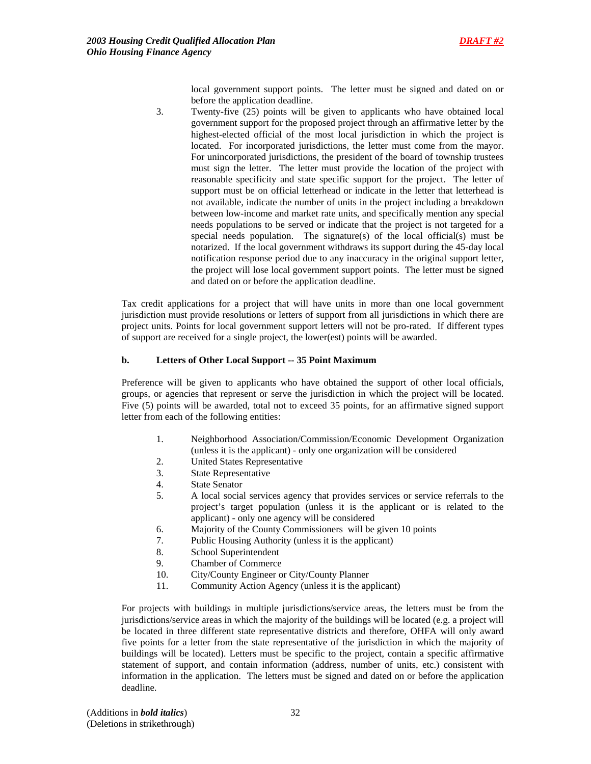local government support points. The letter must be signed and dated on or before the application deadline.

3. Twenty-five (25) points will be given to applicants who have obtained local government support for the proposed project through an affirmative letter by the highest-elected official of the most local jurisdiction in which the project is located. For incorporated jurisdictions, the letter must come from the mayor. For unincorporated jurisdictions, the president of the board of township trustees must sign the letter. The letter must provide the location of the project with reasonable specificity and state specific support for the project. The letter of support must be on official letterhead or indicate in the letter that letterhead is not available, indicate the number of units in the project including a breakdown between low-income and market rate units, and specifically mention any special needs populations to be served or indicate that the project is not targeted for a special needs population. The signature(s) of the local official(s) must be notarized. If the local government withdraws its support during the 45-day local notification response period due to any inaccuracy in the original support letter, the project will lose local government support points. The letter must be signed and dated on or before the application deadline.

Tax credit applications for a project that will have units in more than one local government jurisdiction must provide resolutions or letters of support from all jurisdictions in which there are project units. Points for local government support letters will not be pro-rated. If different types of support are received for a single project, the lower(est) points will be awarded.

**b. Letters of Other Local Support -- 35 Point Maximum**

Preference will be given to applicants who have obtained the support of other local officials, groups, or agencies that represent or serve the jurisdiction in which the project will be located. Five (5) points will be awarded, total not to exceed 35 points, for an affirmative signed support letter from each of the following entities:

1. Neighborhood Association/Commission/Economic Development Organization (unless it is the applicant) - only one organization will be considered
2. United States Representative
3. State Representative
4. State Senator
5. A local social services agency that provides services or service referrals to the project's target population (unless it is the applicant or is related to the applicant) - only one agency will be considered
6. Majority of the County Commissioners will be given 10 points
7. Public Housing Authority (unless it is the applicant)
8. School Superintendent
9. Chamber of Commerce
10. City/County Engineer or City/County Planner
11. Community Action Agency (unless it is the applicant)

For projects with buildings in multiple jurisdictions/service areas, the letters must be from the jurisdictions/service areas in which the majority of the buildings will be located (e.g. a project will be located in three different state representative districts and therefore, OHFA will only award five points for a letter from the state representative of the jurisdiction in which the majority of buildings will be located). Letters must be specific to the project, contain a specific affirmative statement of support, and contain information (address, number of units, etc.) consistent with information in the application. The letters must be signed and dated on or before the application deadline.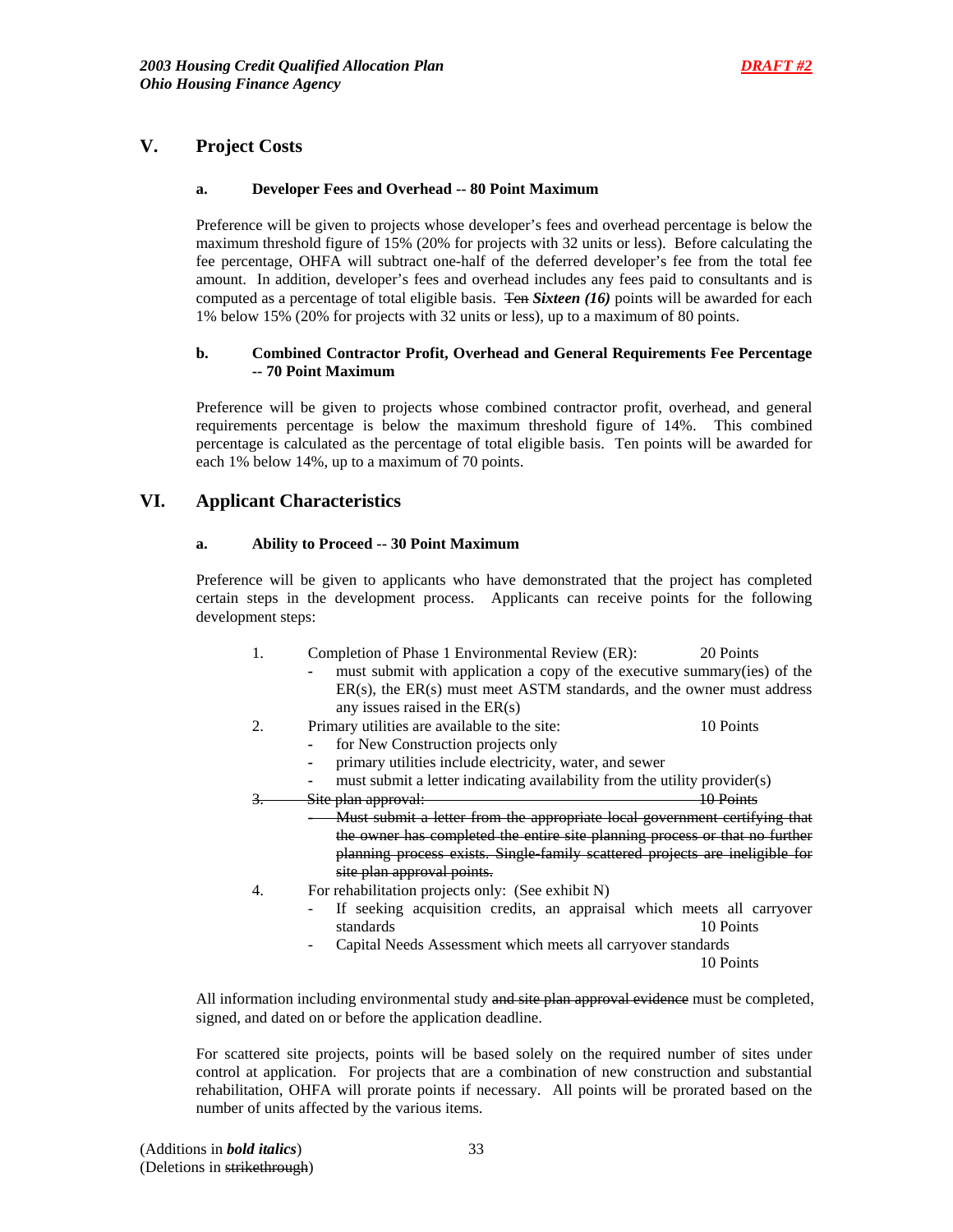## V. Project Costs

### a. Developer Fees and Overhead -- 80 Point Maximum

Preference will be given to projects whose developer's fees and overhead percentage is below the maximum threshold figure of 15% (20% for projects with 32 units or less). Before calculating the fee percentage, OHFA will subtract one-half of the deferred developer's fee from the total fee amount. In addition, developer's fees and overhead includes any fees paid to consultants and is computed as a percentage of total eligible basis. ~~Ten~~ ***Sixteen (16)*** points will be awarded for each 1% below 15% (20% for projects with 32 units or less), up to a maximum of 80 points.

### b. Combined Contractor Profit, Overhead and General Requirements Fee Percentage -- 70 Point Maximum

Preference will be given to projects whose combined contractor profit, overhead, and general requirements percentage is below the maximum threshold figure of 14%. This combined percentage is calculated as the percentage of total eligible basis. Ten points will be awarded for each 1% below 14%, up to a maximum of 70 points.

## VI. Applicant Characteristics

### a. Ability to Proceed -- 30 Point Maximum

Preference will be given to applicants who have demonstrated that the project has completed certain steps in the development process. Applicants can receive points for the following development steps:

1. Completion of Phase 1 Environmental Review (ER): 20 Points
   - must submit with application a copy of the executive summary(ies) of the ER(s), the ER(s) must meet ASTM standards, and the owner must address any issues raised in the ER(s)
2. Primary utilities are available to the site: 10 Points
   - for New Construction projects only
   - primary utilities include electricity, water, and sewer
   - must submit a letter indicating availability from the utility provider(s)
3. ~~Site plan approval: 10 Points~~
   - ~~Must submit a letter from the appropriate local government certifying that the owner has completed the entire site planning process or that no further planning process exists. Single-family scattered projects are ineligible for site plan approval points.~~
4. For rehabilitation projects only: (See exhibit N)
   - If seeking acquisition credits, an appraisal which meets all carryover standards 10 Points
   - Capital Needs Assessment which meets all carryover standards 10 Points

All information including environmental study ~~and site plan approval evidence~~ must be completed, signed, and dated on or before the application deadline.

For scattered site projects, points will be based solely on the required number of sites under control at application. For projects that are a combination of new construction and substantial rehabilitation, OHFA will prorate points if necessary. All points will be prorated based on the number of units affected by the various items.

(Additions in ***bold italics***)
(Deletions in ~~strikethrough~~)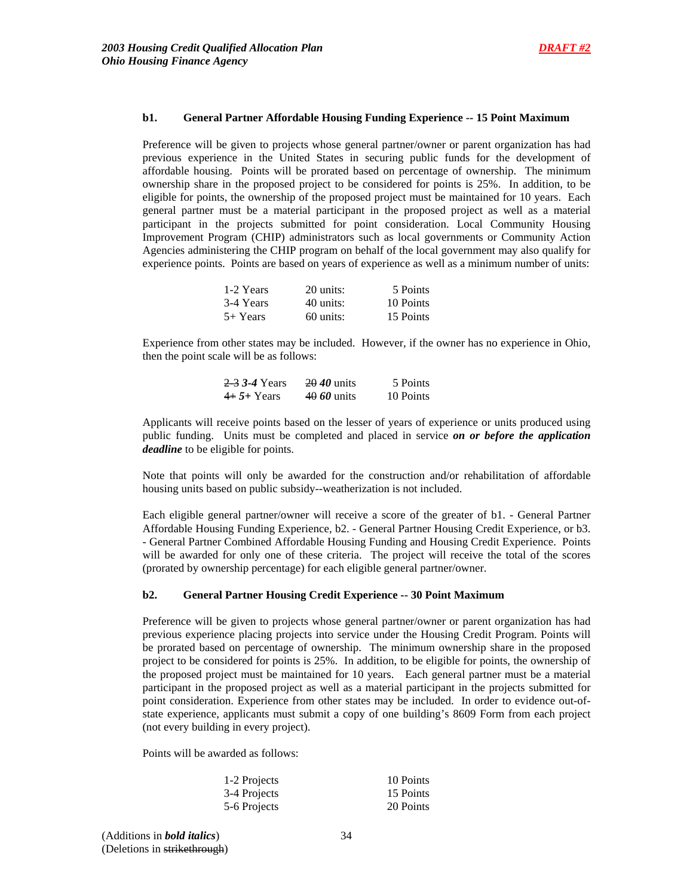### b1. General Partner Affordable Housing Funding Experience -- 15 Point Maximum

Preference will be given to projects whose general partner/owner or parent organization has had previous experience in the United States in securing public funds for the development of affordable housing. Points will be prorated based on percentage of ownership. The minimum ownership share in the proposed project to be considered for points is 25%. In addition, to be eligible for points, the ownership of the proposed project must be maintained for 10 years. Each general partner must be a material participant in the proposed project as well as a material participant in the projects submitted for point consideration. Local Community Housing Improvement Program (CHIP) administrators such as local governments or Community Action Agencies administering the CHIP program on behalf of the local government may also qualify for experience points. Points are based on years of experience as well as a minimum number of units:

| | | |
|---|---|---|
| 1-2 Years | 20 units: | 5 Points |
| 3-4 Years | 40 units: | 10 Points |
| 5+ Years | 60 units: | 15 Points |

Experience from other states may be included. However, if the owner has no experience in Ohio, then the point scale will be as follows:

| | | |
|---|---|---|
| ~~2-3~~ ***3-4*** Years | ~~20~~ ***40*** units | 5 Points |
| ~~4+~~ ***5+*** Years | ~~40~~ ***60*** units | 10 Points |

Applicants will receive points based on the lesser of years of experience or units produced using public funding. Units must be completed and placed in service ***on or before the application deadline*** to be eligible for points.

Note that points will only be awarded for the construction and/or rehabilitation of affordable housing units based on public subsidy--weatherization is not included.

Each eligible general partner/owner will receive a score of the greater of b1. - General Partner Affordable Housing Funding Experience, b2. - General Partner Housing Credit Experience, or b3. - General Partner Combined Affordable Housing Funding and Housing Credit Experience. Points will be awarded for only one of these criteria. The project will receive the total of the scores (prorated by ownership percentage) for each eligible general partner/owner.

### b2. General Partner Housing Credit Experience -- 30 Point Maximum

Preference will be given to projects whose general partner/owner or parent organization has had previous experience placing projects into service under the Housing Credit Program. Points will be prorated based on percentage of ownership. The minimum ownership share in the proposed project to be considered for points is 25%. In addition, to be eligible for points, the ownership of the proposed project must be maintained for 10 years. Each general partner must be a material participant in the proposed project as well as a material participant in the projects submitted for point consideration. Experience from other states may be included. In order to evidence out-of-state experience, applicants must submit a copy of one building's 8609 Form from each project (not every building in every project).

Points will be awarded as follows:

| | |
|---|---|
| 1-2 Projects | 10 Points |
| 3-4 Projects | 15 Points |
| 5-6 Projects | 20 Points |

(Additions in ***bold italics***)
(Deletions in ~~strikethrough~~)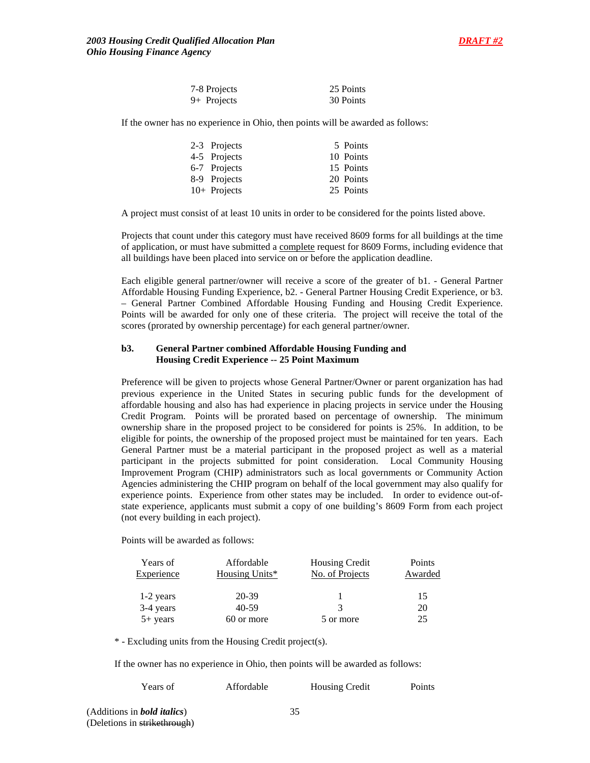| | |
|---|---|
| 7-8 Projects | 25 Points |
| 9+ Projects | 30 Points |

If the owner has no experience in Ohio, then points will be awarded as follows:

| | |
|---|---|
| 2-3 Projects | 5 Points |
| 4-5 Projects | 10 Points |
| 6-7 Projects | 15 Points |
| 8-9 Projects | 20 Points |
| 10+ Projects | 25 Points |

A project must consist of at least 10 units in order to be considered for the points listed above.

Projects that count under this category must have received 8609 forms for all buildings at the time of application, or must have submitted a complete request for 8609 Forms, including evidence that all buildings have been placed into service on or before the application deadline.

Each eligible general partner/owner will receive a score of the greater of b1. - General Partner Affordable Housing Funding Experience, b2. - General Partner Housing Credit Experience, or b3. – General Partner Combined Affordable Housing Funding and Housing Credit Experience. Points will be awarded for only one of these criteria. The project will receive the total of the scores (prorated by ownership percentage) for each general partner/owner.

**b3. General Partner combined Affordable Housing Funding and Housing Credit Experience -- 25 Point Maximum**

Preference will be given to projects whose General Partner/Owner or parent organization has had previous experience in the United States in securing public funds for the development of affordable housing and also has had experience in placing projects in service under the Housing Credit Program. Points will be prorated based on percentage of ownership. The minimum ownership share in the proposed project to be considered for points is 25%. In addition, to be eligible for points, the ownership of the proposed project must be maintained for ten years. Each General Partner must be a material participant in the proposed project as well as a material participant in the projects submitted for point consideration. Local Community Housing Improvement Program (CHIP) administrators such as local governments or Community Action Agencies administering the CHIP program on behalf of the local government may also qualify for experience points. Experience from other states may be included. In order to evidence out-of-state experience, applicants must submit a copy of one building's 8609 Form from each project (not every building in each project).

Points will be awarded as follows:

| Years of Experience | Affordable Housing Units* | Housing Credit No. of Projects | Points Awarded |
|---|---|---|---|
| 1-2 years | 20-39 | 1 | 15 |
| 3-4 years | 40-59 | 3 | 20 |
| 5+ years | 60 or more | 5 or more | 25 |

\* - Excluding units from the Housing Credit project(s).

If the owner has no experience in Ohio, then points will be awarded as follows:

| Years of | Affordable | Housing Credit | Points |
|---|---|---|---|

(Additions in ***bold italics***)
(Deletions in ~~strikethrough~~)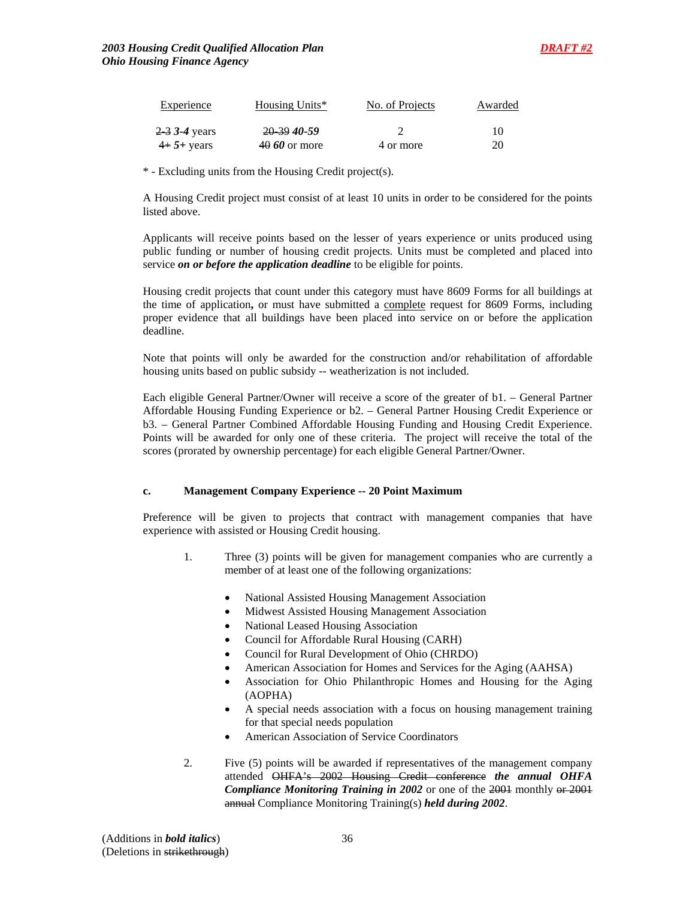| Experience | Housing Units* | No. of Projects | Awarded |
|---|---|---|---|
| ~~2-3~~ ***3-4*** years | ~~20-39~~ ***40-59*** | 2 | 10 |
| ~~4+~~ ***5+*** years | ~~40~~ ***60*** or more | 4 or more | 20 |

* - Excluding units from the Housing Credit project(s).

A Housing Credit project must consist of at least 10 units in order to be considered for the points listed above.

Applicants will receive points based on the lesser of years experience or units produced using public funding or number of housing credit projects. Units must be completed and placed into service ***on or before the application deadline*** to be eligible for points.

Housing credit projects that count under this category must have 8609 Forms for all buildings at the time of application**,** or must have submitted a <u>complete</u> request for 8609 Forms, including proper evidence that all buildings have been placed into service on or before the application deadline.

Note that points will only be awarded for the construction and/or rehabilitation of affordable housing units based on public subsidy -- weatherization is not included.

Each eligible General Partner/Owner will receive a score of the greater of b1. – General Partner Affordable Housing Funding Experience or b2. – General Partner Housing Credit Experience or b3. – General Partner Combined Affordable Housing Funding and Housing Credit Experience. Points will be awarded for only one of these criteria. The project will receive the total of the scores (prorated by ownership percentage) for each eligible General Partner/Owner.

**c. Management Company Experience -- 20 Point Maximum**

Preference will be given to projects that contract with management companies that have experience with assisted or Housing Credit housing.

1. Three (3) points will be given for management companies who are currently a member of at least one of the following organizations:

   - National Assisted Housing Management Association
   - Midwest Assisted Housing Management Association
   - National Leased Housing Association
   - Council for Affordable Rural Housing (CARH)
   - Council for Rural Development of Ohio (CHRDO)
   - American Association for Homes and Services for the Aging (AAHSA)
   - Association for Ohio Philanthropic Homes and Housing for the Aging (AOPHA)
   - A special needs association with a focus on housing management training for that special needs population
   - American Association of Service Coordinators

2. Five (5) points will be awarded if representatives of the management company attended ~~OHFA's 2002 Housing Credit conference~~ ***the annual OHFA Compliance Monitoring Training in 2002*** or one of the ~~2001~~ monthly ~~or 2001 annual~~ Compliance Monitoring Training(s) ***held during 2002***.

(Additions in ***bold italics***)
(Deletions in ~~strikethrough~~)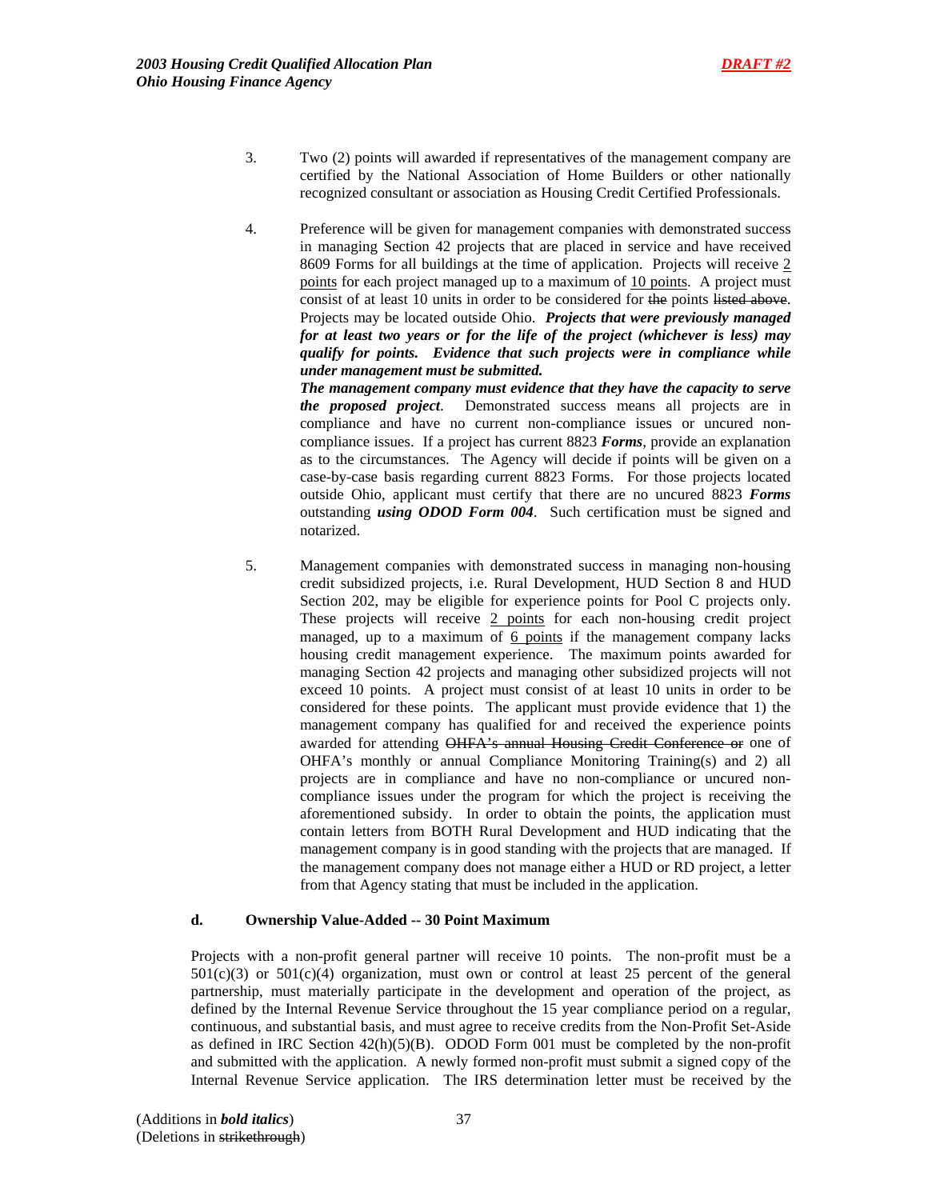3. Two (2) points will awarded if representatives of the management company are certified by the National Association of Home Builders or other nationally recognized consultant or association as Housing Credit Certified Professionals.

4. Preference will be given for management companies with demonstrated success in managing Section 42 projects that are placed in service and have received 8609 Forms for all buildings at the time of application. Projects will receive <u>2 points</u> for each project managed up to a maximum of <u>10 points</u>. A project must consist of at least 10 units in order to be considered for ~~the~~ points ~~listed above~~. Projects may be located outside Ohio. ***Projects that were previously managed for at least two years or for the life of the project (whichever is less) may qualify for points. Evidence that such projects were in compliance while under management must be submitted.***
***The management company must evidence that they have the capacity to serve the proposed project***. Demonstrated success means all projects are in compliance and have no current non-compliance issues or uncured non-compliance issues. If a project has current 8823 ***Forms***, provide an explanation as to the circumstances. The Agency will decide if points will be given on a case-by-case basis regarding current 8823 Forms. For those projects located outside Ohio, applicant must certify that there are no uncured 8823 ***Forms*** outstanding ***using ODOD Form 004***. Such certification must be signed and notarized.

5. Management companies with demonstrated success in managing non-housing credit subsidized projects, i.e. Rural Development, HUD Section 8 and HUD Section 202, may be eligible for experience points for Pool C projects only. These projects will receive <u>2 points</u> for each non-housing credit project managed, up to a maximum of <u>6 points</u> if the management company lacks housing credit management experience. The maximum points awarded for managing Section 42 projects and managing other subsidized projects will not exceed 10 points. A project must consist of at least 10 units in order to be considered for these points. The applicant must provide evidence that 1) the management company has qualified for and received the experience points awarded for attending ~~OHFA's annual Housing Credit Conference or~~ one of OHFA's monthly or annual Compliance Monitoring Training(s) and 2) all projects are in compliance and have no non-compliance or uncured non-compliance issues under the program for which the project is receiving the aforementioned subsidy. In order to obtain the points, the application must contain letters from BOTH Rural Development and HUD indicating that the management company is in good standing with the projects that are managed. If the management company does not manage either a HUD or RD project, a letter from that Agency stating that must be included in the application.

**d. Ownership Value-Added -- 30 Point Maximum**

Projects with a non-profit general partner will receive 10 points. The non-profit must be a 501(c)(3) or 501(c)(4) organization, must own or control at least 25 percent of the general partnership, must materially participate in the development and operation of the project, as defined by the Internal Revenue Service throughout the 15 year compliance period on a regular, continuous, and substantial basis, and must agree to receive credits from the Non-Profit Set-Aside as defined in IRC Section 42(h)(5)(B). ODOD Form 001 must be completed by the non-profit and submitted with the application. A newly formed non-profit must submit a signed copy of the Internal Revenue Service application. The IRS determination letter must be received by the

(Additions in ***bold italics***)
(Deletions in ~~strikethrough~~)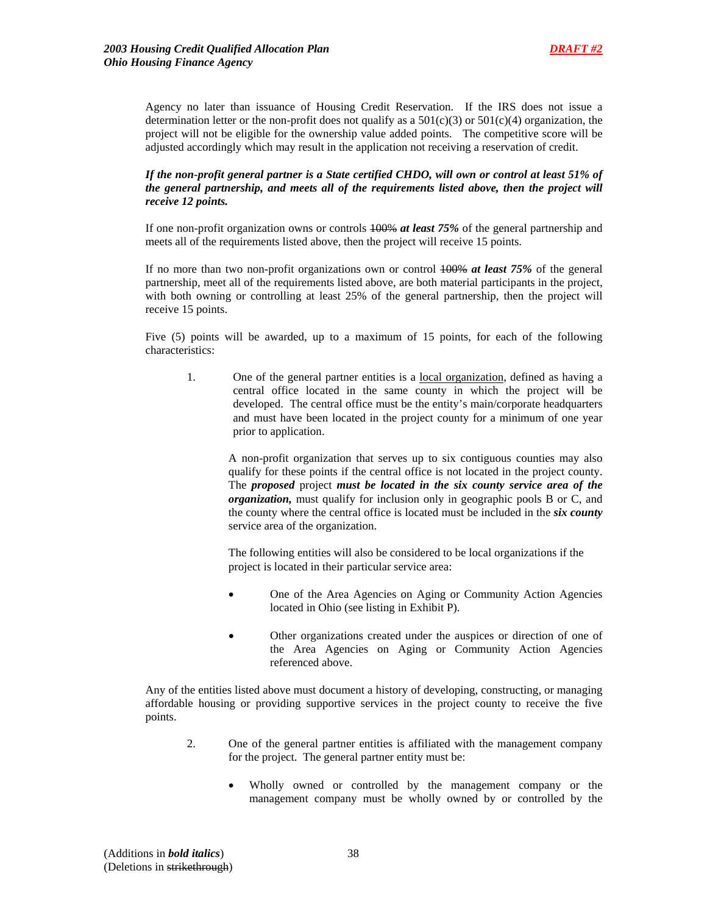Agency no later than issuance of Housing Credit Reservation. If the IRS does not issue a determination letter or the non-profit does not qualify as a 501(c)(3) or 501(c)(4) organization, the project will not be eligible for the ownership value added points. The competitive score will be adjusted accordingly which may result in the application not receiving a reservation of credit.

***If the non-profit general partner is a State certified CHDO, will own or control at least 51% of the general partnership, and meets all of the requirements listed above, then the project will receive 12 points.***

If one non-profit organization owns or controls ~~100%~~ ***at least 75%*** of the general partnership and meets all of the requirements listed above, then the project will receive 15 points.

If no more than two non-profit organizations own or control ~~100%~~ ***at least 75%*** of the general partnership, meet all of the requirements listed above, are both material participants in the project, with both owning or controlling at least 25% of the general partnership, then the project will receive 15 points.

Five (5) points will be awarded, up to a maximum of 15 points, for each of the following characteristics:

1. One of the general partner entities is a <u>local organization</u>, defined as having a central office located in the same county in which the project will be developed. The central office must be the entity's main/corporate headquarters and must have been located in the project county for a minimum of one year prior to application.

   A non-profit organization that serves up to six contiguous counties may also qualify for these points if the central office is not located in the project county. The ***proposed*** project ***must be located in the six county service area of the organization,*** must qualify for inclusion only in geographic pools B or C, and the county where the central office is located must be included in the ***six county*** service area of the organization.

   The following entities will also be considered to be local organizations if the project is located in their particular service area:

   - One of the Area Agencies on Aging or Community Action Agencies located in Ohio (see listing in Exhibit P).
   - Other organizations created under the auspices or direction of one of the Area Agencies on Aging or Community Action Agencies referenced above.

Any of the entities listed above must document a history of developing, constructing, or managing affordable housing or providing supportive services in the project county to receive the five points.

2. One of the general partner entities is affiliated with the management company for the project. The general partner entity must be:

   - Wholly owned or controlled by the management company or the management company must be wholly owned by or controlled by the

(Additions in ***bold italics***)
(Deletions in ~~strikethrough~~)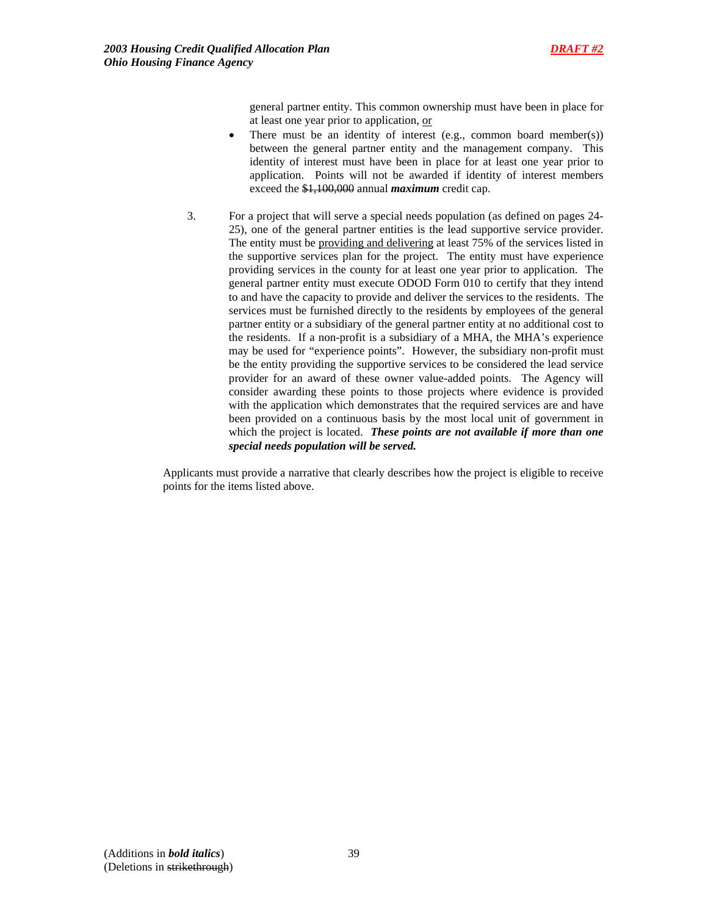general partner entity. This common ownership must have been in place for at least one year prior to application, <u>or</u>

- There must be an identity of interest (e.g., common board member(s)) between the general partner entity and the management company. This identity of interest must have been in place for at least one year prior to application. Points will not be awarded if identity of interest members exceed the ~~$1,100,000~~ annual ***maximum*** credit cap.

3. For a project that will serve a special needs population (as defined on pages 24-25), one of the general partner entities is the lead supportive service provider. The entity must be <u>providing and delivering</u> at least 75% of the services listed in the supportive services plan for the project. The entity must have experience providing services in the county for at least one year prior to application. The general partner entity must execute ODOD Form 010 to certify that they intend to and have the capacity to provide and deliver the services to the residents. The services must be furnished directly to the residents by employees of the general partner entity or a subsidiary of the general partner entity at no additional cost to the residents. If a non-profit is a subsidiary of a MHA, the MHA's experience may be used for "experience points". However, the subsidiary non-profit must be the entity providing the supportive services to be considered the lead service provider for an award of these owner value-added points. The Agency will consider awarding these points to those projects where evidence is provided with the application which demonstrates that the required services are and have been provided on a continuous basis by the most local unit of government in which the project is located. ***These points are not available if more than one special needs population will be served.***

Applicants must provide a narrative that clearly describes how the project is eligible to receive points for the items listed above.

(Additions in ***bold italics***)
(Deletions in ~~strikethrough~~)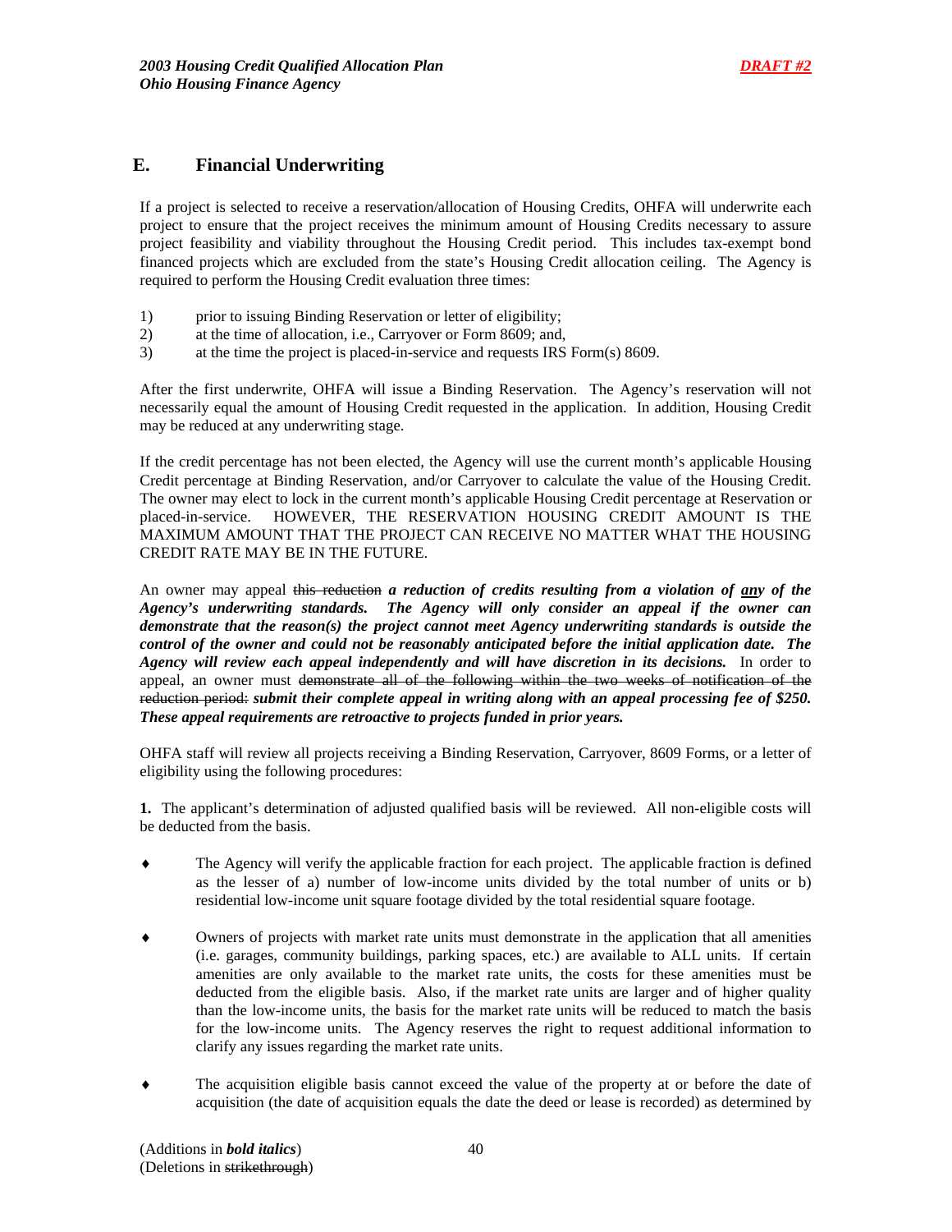## E. Financial Underwriting

If a project is selected to receive a reservation/allocation of Housing Credits, OHFA will underwrite each project to ensure that the project receives the minimum amount of Housing Credits necessary to assure project feasibility and viability throughout the Housing Credit period. This includes tax-exempt bond financed projects which are excluded from the state's Housing Credit allocation ceiling. The Agency is required to perform the Housing Credit evaluation three times:

1) prior to issuing Binding Reservation or letter of eligibility;
2) at the time of allocation, i.e., Carryover or Form 8609; and,
3) at the time the project is placed-in-service and requests IRS Form(s) 8609.

After the first underwrite, OHFA will issue a Binding Reservation. The Agency's reservation will not necessarily equal the amount of Housing Credit requested in the application. In addition, Housing Credit may be reduced at any underwriting stage.

If the credit percentage has not been elected, the Agency will use the current month's applicable Housing Credit percentage at Binding Reservation, and/or Carryover to calculate the value of the Housing Credit. The owner may elect to lock in the current month's applicable Housing Credit percentage at Reservation or placed-in-service. HOWEVER, THE RESERVATION HOUSING CREDIT AMOUNT IS THE MAXIMUM AMOUNT THAT THE PROJECT CAN RECEIVE NO MATTER WHAT THE HOUSING CREDIT RATE MAY BE IN THE FUTURE.

An owner may appeal ~~this reduction~~ ***a reduction of credits resulting from a violation of <u>any</u> of the Agency's underwriting standards. The Agency will only consider an appeal if the owner can demonstrate that the reason(s) the project cannot meet Agency underwriting standards is outside the control of the owner and could not be reasonably anticipated before the initial application date. The Agency will review each appeal independently and will have discretion in its decisions.*** In order to appeal, an owner must ~~demonstrate all of the following within the two weeks of notification of the reduction period:~~ ***submit their complete appeal in writing along with an appeal processing fee of $250. These appeal requirements are retroactive to projects funded in prior years.***

OHFA staff will review all projects receiving a Binding Reservation, Carryover, 8609 Forms, or a letter of eligibility using the following procedures:

**1.** The applicant's determination of adjusted qualified basis will be reviewed. All non-eligible costs will be deducted from the basis.

- The Agency will verify the applicable fraction for each project. The applicable fraction is defined as the lesser of a) number of low-income units divided by the total number of units or b) residential low-income unit square footage divided by the total residential square footage.

- Owners of projects with market rate units must demonstrate in the application that all amenities (i.e. garages, community buildings, parking spaces, etc.) are available to ALL units. If certain amenities are only available to the market rate units, the costs for these amenities must be deducted from the eligible basis. Also, if the market rate units are larger and of higher quality than the low-income units, the basis for the market rate units will be reduced to match the basis for the low-income units. The Agency reserves the right to request additional information to clarify any issues regarding the market rate units.

- The acquisition eligible basis cannot exceed the value of the property at or before the date of acquisition (the date of acquisition equals the date the deed or lease is recorded) as determined by

(Additions in ***bold italics***)
(Deletions in ~~strikethrough~~)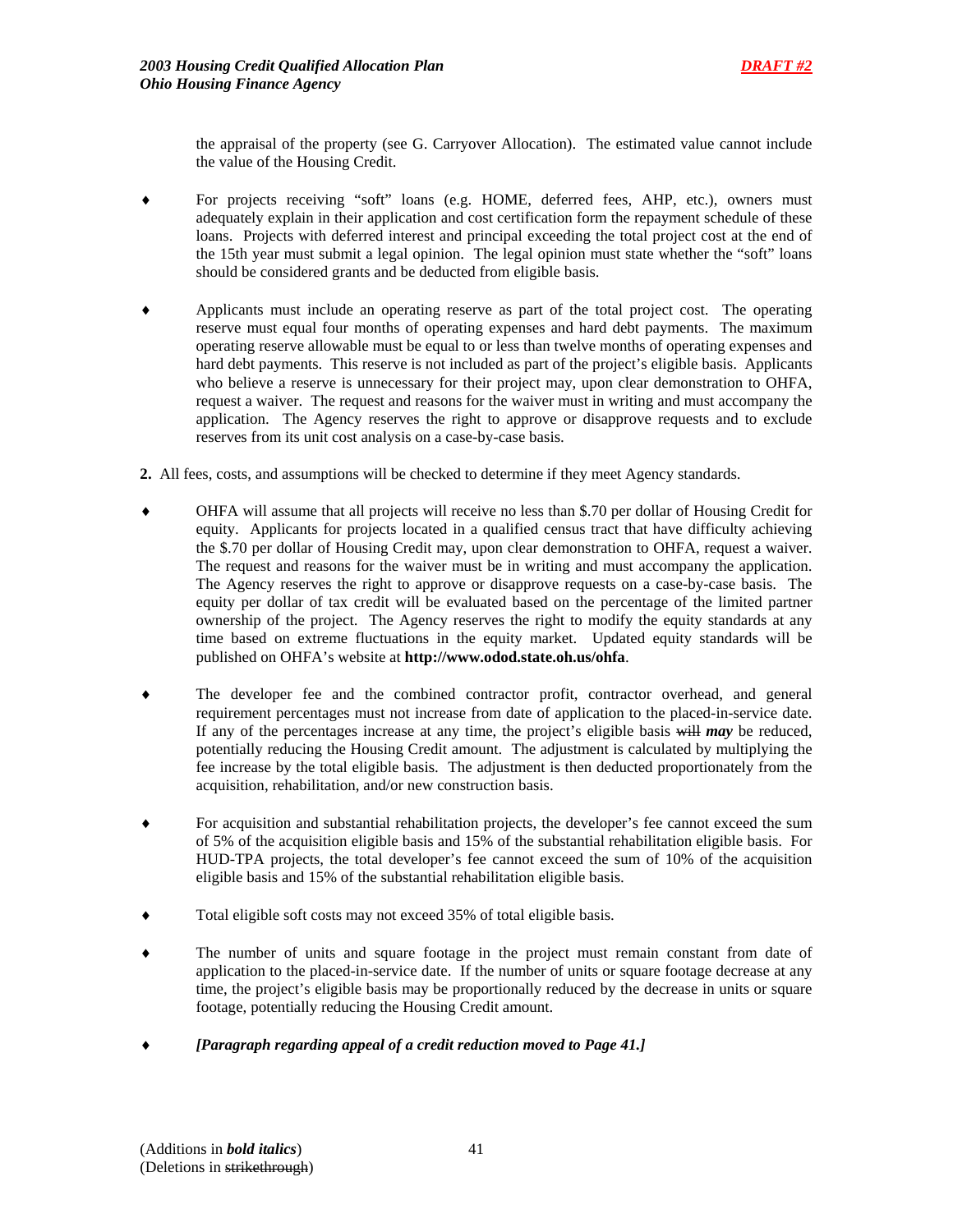the appraisal of the property (see G. Carryover Allocation). The estimated value cannot include the value of the Housing Credit.

- For projects receiving "soft" loans (e.g. HOME, deferred fees, AHP, etc.), owners must adequately explain in their application and cost certification form the repayment schedule of these loans. Projects with deferred interest and principal exceeding the total project cost at the end of the 15th year must submit a legal opinion. The legal opinion must state whether the "soft" loans should be considered grants and be deducted from eligible basis.

- Applicants must include an operating reserve as part of the total project cost. The operating reserve must equal four months of operating expenses and hard debt payments. The maximum operating reserve allowable must be equal to or less than twelve months of operating expenses and hard debt payments. This reserve is not included as part of the project's eligible basis. Applicants who believe a reserve is unnecessary for their project may, upon clear demonstration to OHFA, request a waiver. The request and reasons for the waiver must in writing and must accompany the application. The Agency reserves the right to approve or disapprove requests and to exclude reserves from its unit cost analysis on a case-by-case basis.

**2.** All fees, costs, and assumptions will be checked to determine if they meet Agency standards.

- OHFA will assume that all projects will receive no less than $.70 per dollar of Housing Credit for equity. Applicants for projects located in a qualified census tract that have difficulty achieving the $.70 per dollar of Housing Credit may, upon clear demonstration to OHFA, request a waiver. The request and reasons for the waiver must be in writing and must accompany the application. The Agency reserves the right to approve or disapprove requests on a case-by-case basis. The equity per dollar of tax credit will be evaluated based on the percentage of the limited partner ownership of the project. The Agency reserves the right to modify the equity standards at any time based on extreme fluctuations in the equity market. Updated equity standards will be published on OHFA's website at **http://www.odod.state.oh.us/ohfa**.

- The developer fee and the combined contractor profit, contractor overhead, and general requirement percentages must not increase from date of application to the placed-in-service date. If any of the percentages increase at any time, the project's eligible basis ~~will~~ ***may*** be reduced, potentially reducing the Housing Credit amount. The adjustment is calculated by multiplying the fee increase by the total eligible basis. The adjustment is then deducted proportionately from the acquisition, rehabilitation, and/or new construction basis.

- For acquisition and substantial rehabilitation projects, the developer's fee cannot exceed the sum of 5% of the acquisition eligible basis and 15% of the substantial rehabilitation eligible basis. For HUD-TPA projects, the total developer's fee cannot exceed the sum of 10% of the acquisition eligible basis and 15% of the substantial rehabilitation eligible basis.

- Total eligible soft costs may not exceed 35% of total eligible basis.

- The number of units and square footage in the project must remain constant from date of application to the placed-in-service date. If the number of units or square footage decrease at any time, the project's eligible basis may be proportionally reduced by the decrease in units or square footage, potentially reducing the Housing Credit amount.

- ***[Paragraph regarding appeal of a credit reduction moved to Page 41.]***

(Additions in ***bold italics***)
(Deletions in ~~strikethrough~~)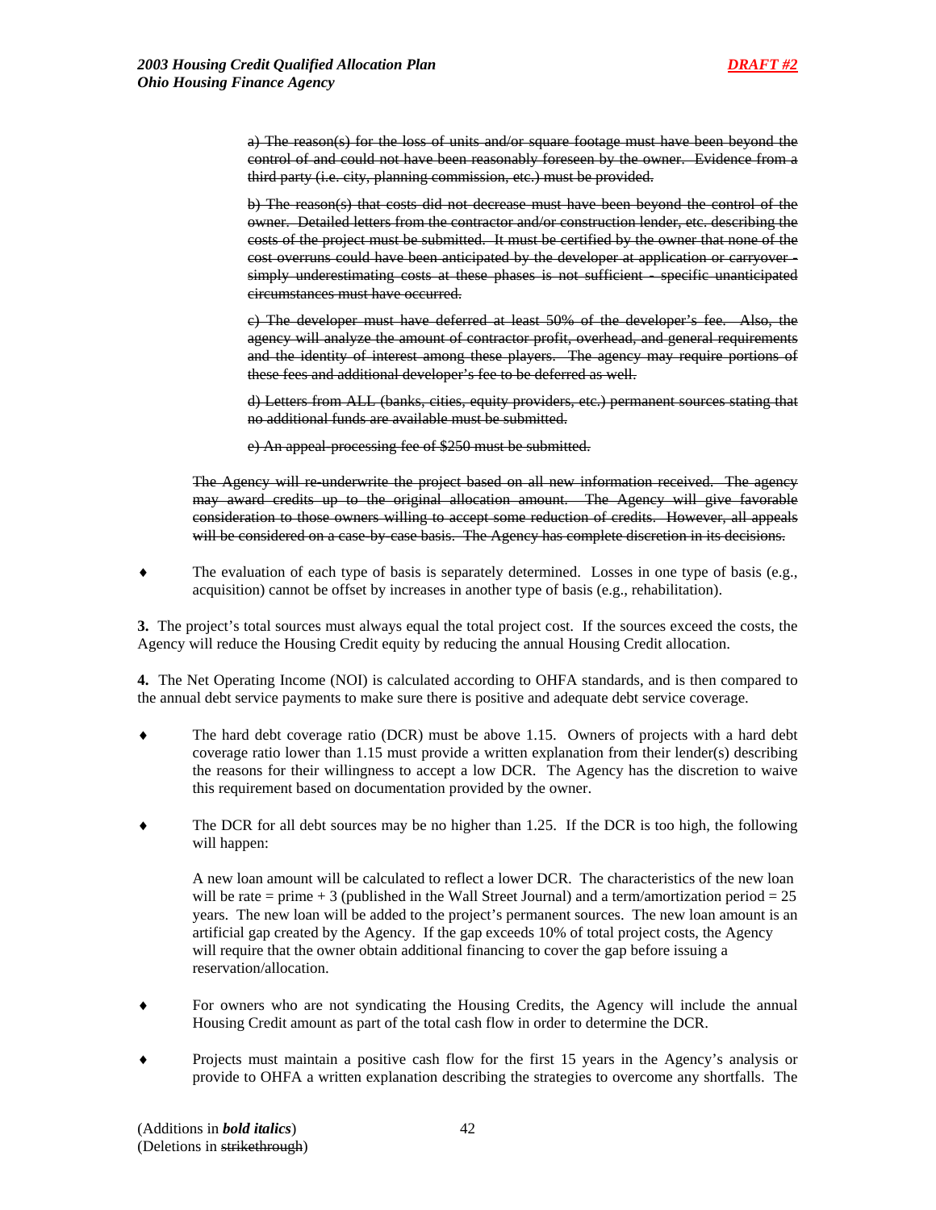~~a) The reason(s) for the loss of units and/or square footage must have been beyond the control of and could not have been reasonably foreseen by the owner. Evidence from a third party (i.e. city, planning commission, etc.) must be provided.~~

~~b) The reason(s) that costs did not decrease must have been beyond the control of the owner. Detailed letters from the contractor and/or construction lender, etc. describing the costs of the project must be submitted. It must be certified by the owner that none of the cost overruns could have been anticipated by the developer at application or carryover - simply underestimating costs at these phases is not sufficient - specific unanticipated circumstances must have occurred.~~

~~c) The developer must have deferred at least 50% of the developer's fee. Also, the agency will analyze the amount of contractor profit, overhead, and general requirements and the identity of interest among these players. The agency may require portions of these fees and additional developer's fee to be deferred as well.~~

~~d) Letters from ALL (banks, cities, equity providers, etc.) permanent sources stating that no additional funds are available must be submitted.~~

~~e) An appeal-processing fee of $250 must be submitted.~~

~~The Agency will re-underwrite the project based on all new information received. The agency may award credits up to the original allocation amount. The Agency will give favorable consideration to those owners willing to accept some reduction of credits. However, all appeals will be considered on a case-by-case basis. The Agency has complete discretion in its decisions.~~

- The evaluation of each type of basis is separately determined. Losses in one type of basis (e.g., acquisition) cannot be offset by increases in another type of basis (e.g., rehabilitation).

**3.** The project's total sources must always equal the total project cost. If the sources exceed the costs, the Agency will reduce the Housing Credit equity by reducing the annual Housing Credit allocation.

**4.** The Net Operating Income (NOI) is calculated according to OHFA standards, and is then compared to the annual debt service payments to make sure there is positive and adequate debt service coverage.

- The hard debt coverage ratio (DCR) must be above 1.15. Owners of projects with a hard debt coverage ratio lower than 1.15 must provide a written explanation from their lender(s) describing the reasons for their willingness to accept a low DCR. The Agency has the discretion to waive this requirement based on documentation provided by the owner.

- The DCR for all debt sources may be no higher than 1.25. If the DCR is too high, the following will happen:

  A new loan amount will be calculated to reflect a lower DCR. The characteristics of the new loan will be rate = prime + 3 (published in the Wall Street Journal) and a term/amortization period = 25 years. The new loan will be added to the project's permanent sources. The new loan amount is an artificial gap created by the Agency. If the gap exceeds 10% of total project costs, the Agency will require that the owner obtain additional financing to cover the gap before issuing a reservation/allocation.

- For owners who are not syndicating the Housing Credits, the Agency will include the annual Housing Credit amount as part of the total cash flow in order to determine the DCR.

- Projects must maintain a positive cash flow for the first 15 years in the Agency's analysis or provide to OHFA a written explanation describing the strategies to overcome any shortfalls. The

(Additions in ***bold italics***)
(Deletions in ~~strikethrough~~)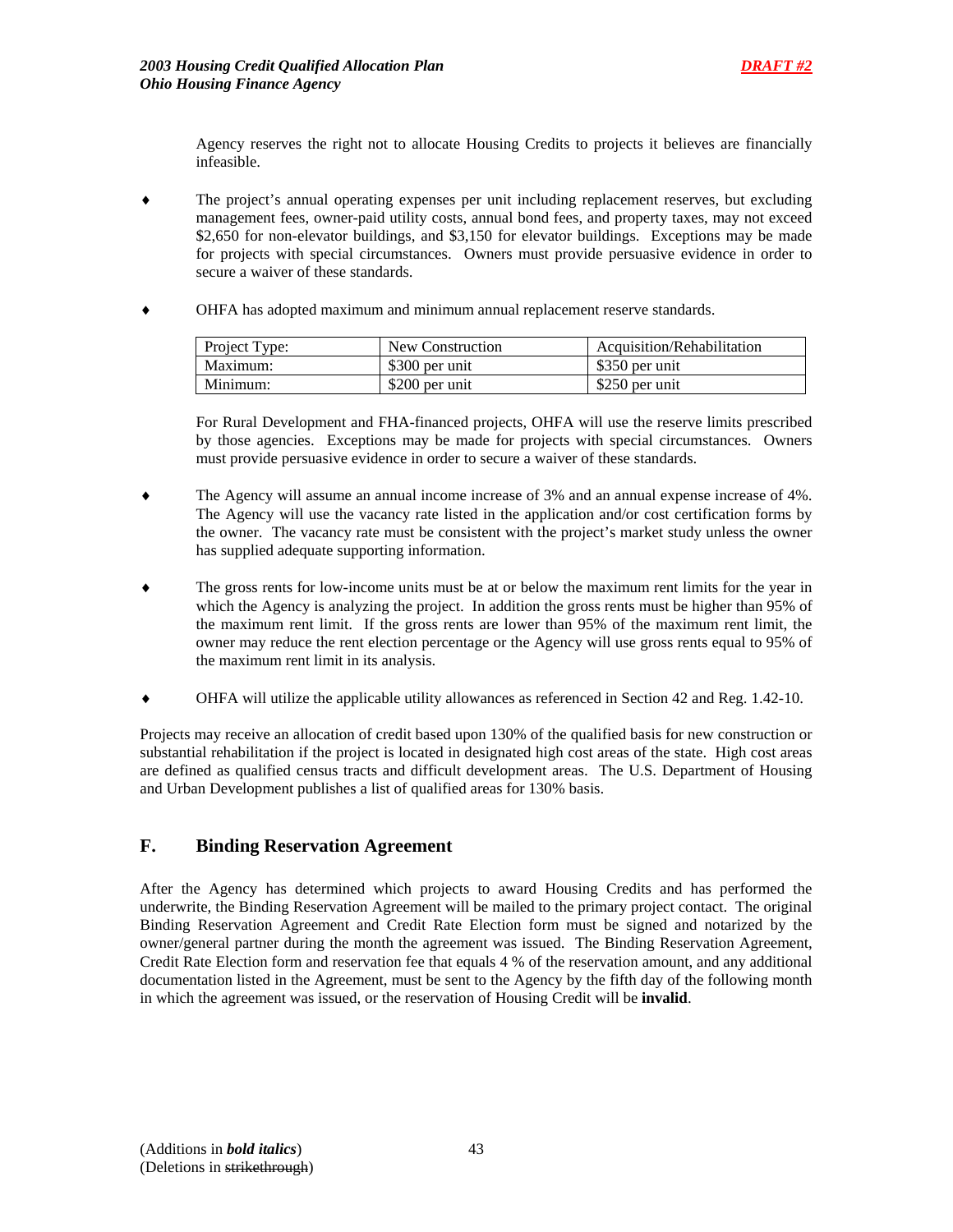Agency reserves the right not to allocate Housing Credits to projects it believes are financially infeasible.

- The project's annual operating expenses per unit including replacement reserves, but excluding management fees, owner-paid utility costs, annual bond fees, and property taxes, may not exceed $2,650 for non-elevator buildings, and $3,150 for elevator buildings. Exceptions may be made for projects with special circumstances. Owners must provide persuasive evidence in order to secure a waiver of these standards.

- OHFA has adopted maximum and minimum annual replacement reserve standards.

| Project Type: | New Construction | Acquisition/Rehabilitation |
|---|---|---|
| Maximum: | $300 per unit | $350 per unit |
| Minimum: | $200 per unit | $250 per unit |

  For Rural Development and FHA-financed projects, OHFA will use the reserve limits prescribed by those agencies. Exceptions may be made for projects with special circumstances. Owners must provide persuasive evidence in order to secure a waiver of these standards.

- The Agency will assume an annual income increase of 3% and an annual expense increase of 4%. The Agency will use the vacancy rate listed in the application and/or cost certification forms by the owner. The vacancy rate must be consistent with the project's market study unless the owner has supplied adequate supporting information.

- The gross rents for low-income units must be at or below the maximum rent limits for the year in which the Agency is analyzing the project. In addition the gross rents must be higher than 95% of the maximum rent limit. If the gross rents are lower than 95% of the maximum rent limit, the owner may reduce the rent election percentage or the Agency will use gross rents equal to 95% of the maximum rent limit in its analysis.

- OHFA will utilize the applicable utility allowances as referenced in Section 42 and Reg. 1.42-10.

Projects may receive an allocation of credit based upon 130% of the qualified basis for new construction or substantial rehabilitation if the project is located in designated high cost areas of the state. High cost areas are defined as qualified census tracts and difficult development areas. The U.S. Department of Housing and Urban Development publishes a list of qualified areas for 130% basis.

## F. Binding Reservation Agreement

After the Agency has determined which projects to award Housing Credits and has performed the underwrite, the Binding Reservation Agreement will be mailed to the primary project contact. The original Binding Reservation Agreement and Credit Rate Election form must be signed and notarized by the owner/general partner during the month the agreement was issued. The Binding Reservation Agreement, Credit Rate Election form and reservation fee that equals 4 % of the reservation amount, and any additional documentation listed in the Agreement, must be sent to the Agency by the fifth day of the following month in which the agreement was issued, or the reservation of Housing Credit will be **invalid**.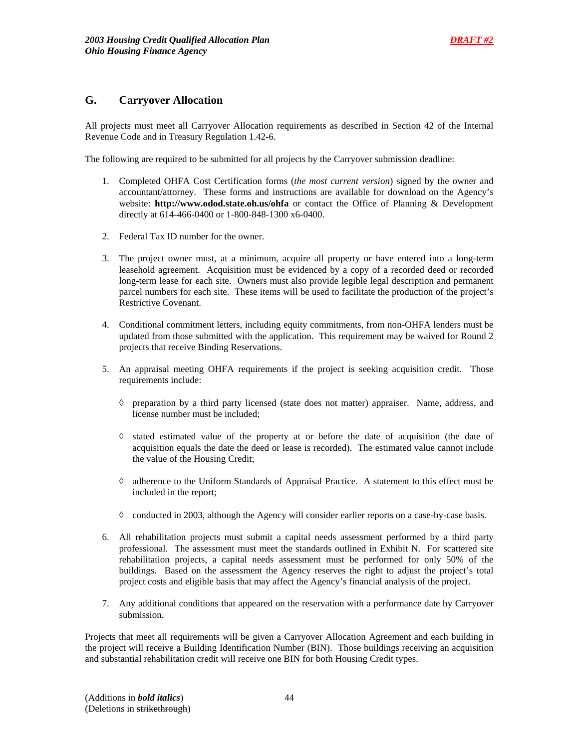## G. Carryover Allocation

All projects must meet all Carryover Allocation requirements as described in Section 42 of the Internal Revenue Code and in Treasury Regulation 1.42-6.

The following are required to be submitted for all projects by the Carryover submission deadline:

1. Completed OHFA Cost Certification forms (*the most current version*) signed by the owner and accountant/attorney. These forms and instructions are available for download on the Agency's website: **http://www.odod.state.oh.us/ohfa** or contact the Office of Planning & Development directly at 614-466-0400 or 1-800-848-1300 x6-0400.

2. Federal Tax ID number for the owner.

3. The project owner must, at a minimum, acquire all property or have entered into a long-term leasehold agreement. Acquisition must be evidenced by a copy of a recorded deed or recorded long-term lease for each site. Owners must also provide legible legal description and permanent parcel numbers for each site. These items will be used to facilitate the production of the project's Restrictive Covenant.

4. Conditional commitment letters, including equity commitments, from non-OHFA lenders must be updated from those submitted with the application. This requirement may be waived for Round 2 projects that receive Binding Reservations.

5. An appraisal meeting OHFA requirements if the project is seeking acquisition credit. Those requirements include:

   ◊ preparation by a third party licensed (state does not matter) appraiser. Name, address, and license number must be included;

   ◊ stated estimated value of the property at or before the date of acquisition (the date of acquisition equals the date the deed or lease is recorded). The estimated value cannot include the value of the Housing Credit;

   ◊ adherence to the Uniform Standards of Appraisal Practice. A statement to this effect must be included in the report;

   ◊ conducted in 2003, although the Agency will consider earlier reports on a case-by-case basis.

6. All rehabilitation projects must submit a capital needs assessment performed by a third party professional. The assessment must meet the standards outlined in Exhibit N. For scattered site rehabilitation projects, a capital needs assessment must be performed for only 50% of the buildings. Based on the assessment the Agency reserves the right to adjust the project's total project costs and eligible basis that may affect the Agency's financial analysis of the project.

7. Any additional conditions that appeared on the reservation with a performance date by Carryover submission.

Projects that meet all requirements will be given a Carryover Allocation Agreement and each building in the project will receive a Building Identification Number (BIN). Those buildings receiving an acquisition and substantial rehabilitation credit will receive one BIN for both Housing Credit types.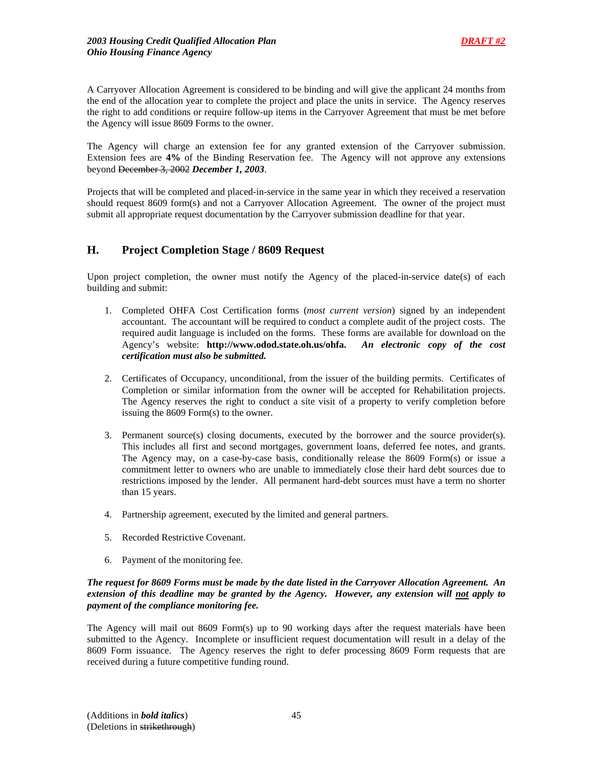A Carryover Allocation Agreement is considered to be binding and will give the applicant 24 months from the end of the allocation year to complete the project and place the units in service. The Agency reserves the right to add conditions or require follow-up items in the Carryover Agreement that must be met before the Agency will issue 8609 Forms to the owner.

The Agency will charge an extension fee for any granted extension of the Carryover submission. Extension fees are **4%** of the Binding Reservation fee. The Agency will not approve any extensions beyond ~~December 3, 2002~~ ***December 1, 2003***.

Projects that will be completed and placed-in-service in the same year in which they received a reservation should request 8609 form(s) and not a Carryover Allocation Agreement. The owner of the project must submit all appropriate request documentation by the Carryover submission deadline for that year.

## H. Project Completion Stage / 8609 Request

Upon project completion, the owner must notify the Agency of the placed-in-service date(s) of each building and submit:

1. Completed OHFA Cost Certification forms (*most current version*) signed by an independent accountant. The accountant will be required to conduct a complete audit of the project costs. The required audit language is included on the forms. These forms are available for download on the Agency's website: **http://www.odod.state.oh.us/ohfa.** ***An electronic copy of the cost certification must also be submitted.***

2. Certificates of Occupancy, unconditional, from the issuer of the building permits. Certificates of Completion or similar information from the owner will be accepted for Rehabilitation projects. The Agency reserves the right to conduct a site visit of a property to verify completion before issuing the 8609 Form(s) to the owner.

3. Permanent source(s) closing documents, executed by the borrower and the source provider(s). This includes all first and second mortgages, government loans, deferred fee notes, and grants. The Agency may, on a case-by-case basis, conditionally release the 8609 Form(s) or issue a commitment letter to owners who are unable to immediately close their hard debt sources due to restrictions imposed by the lender. All permanent hard-debt sources must have a term no shorter than 15 years.

4. Partnership agreement, executed by the limited and general partners.

5. Recorded Restrictive Covenant.

6. Payment of the monitoring fee.

***The request for 8609 Forms must be made by the date listed in the Carryover Allocation Agreement. An extension of this deadline may be granted by the Agency. However, any extension will <u>not</u> apply to payment of the compliance monitoring fee.***

The Agency will mail out 8609 Form(s) up to 90 working days after the request materials have been submitted to the Agency. Incomplete or insufficient request documentation will result in a delay of the 8609 Form issuance. The Agency reserves the right to defer processing 8609 Form requests that are received during a future competitive funding round.

(Additions in ***bold italics***)
(Deletions in ~~strikethrough~~)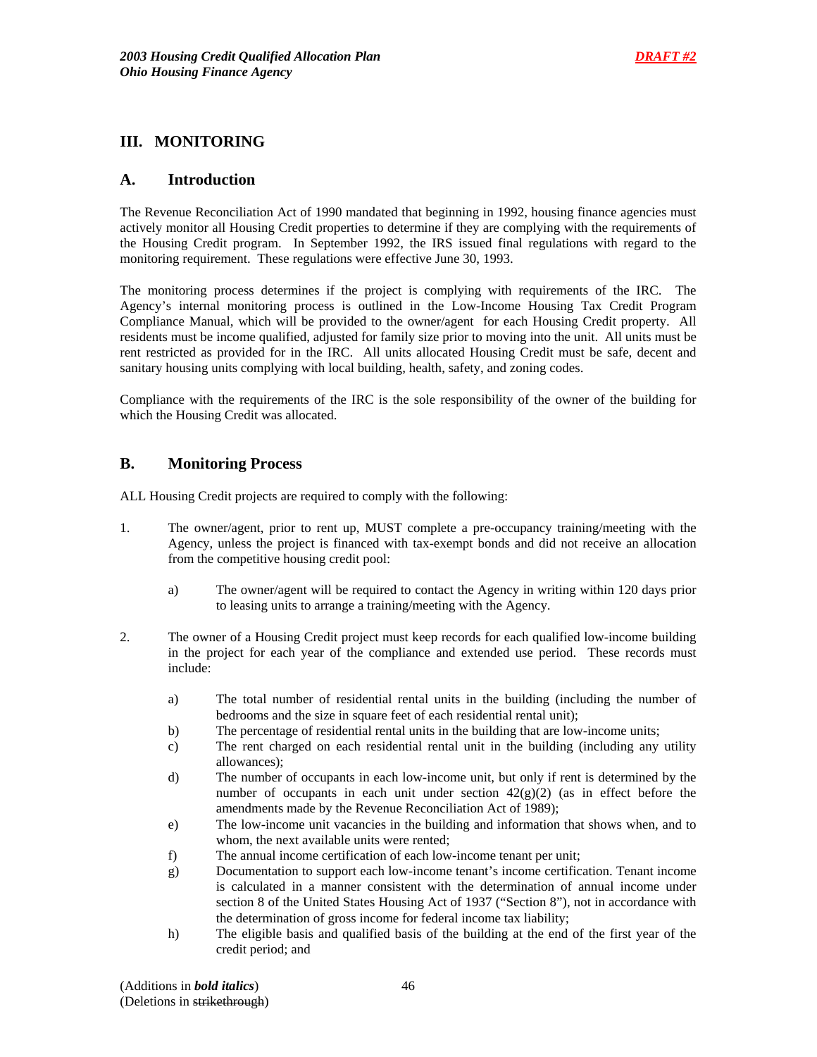## III. MONITORING

### A. Introduction

The Revenue Reconciliation Act of 1990 mandated that beginning in 1992, housing finance agencies must actively monitor all Housing Credit properties to determine if they are complying with the requirements of the Housing Credit program. In September 1992, the IRS issued final regulations with regard to the monitoring requirement. These regulations were effective June 30, 1993.

The monitoring process determines if the project is complying with requirements of the IRC. The Agency's internal monitoring process is outlined in the Low-Income Housing Tax Credit Program Compliance Manual, which will be provided to the owner/agent for each Housing Credit property. All residents must be income qualified, adjusted for family size prior to moving into the unit. All units must be rent restricted as provided for in the IRC. All units allocated Housing Credit must be safe, decent and sanitary housing units complying with local building, health, safety, and zoning codes.

Compliance with the requirements of the IRC is the sole responsibility of the owner of the building for which the Housing Credit was allocated.

### B. Monitoring Process

ALL Housing Credit projects are required to comply with the following:

1. The owner/agent, prior to rent up, MUST complete a pre-occupancy training/meeting with the Agency, unless the project is financed with tax-exempt bonds and did not receive an allocation from the competitive housing credit pool:
   a) The owner/agent will be required to contact the Agency in writing within 120 days prior to leasing units to arrange a training/meeting with the Agency.
2. The owner of a Housing Credit project must keep records for each qualified low-income building in the project for each year of the compliance and extended use period. These records must include:
   a) The total number of residential rental units in the building (including the number of bedrooms and the size in square feet of each residential rental unit);
   b) The percentage of residential rental units in the building that are low-income units;
   c) The rent charged on each residential rental unit in the building (including any utility allowances);
   d) The number of occupants in each low-income unit, but only if rent is determined by the number of occupants in each unit under section 42(g)(2) (as in effect before the amendments made by the Revenue Reconciliation Act of 1989);
   e) The low-income unit vacancies in the building and information that shows when, and to whom, the next available units were rented;
   f) The annual income certification of each low-income tenant per unit;
   g) Documentation to support each low-income tenant's income certification. Tenant income is calculated in a manner consistent with the determination of annual income under section 8 of the United States Housing Act of 1937 ("Section 8"), not in accordance with the determination of gross income for federal income tax liability;
   h) The eligible basis and qualified basis of the building at the end of the first year of the credit period; and

(Additions in ***bold italics***)
(Deletions in ~~strikethrough~~)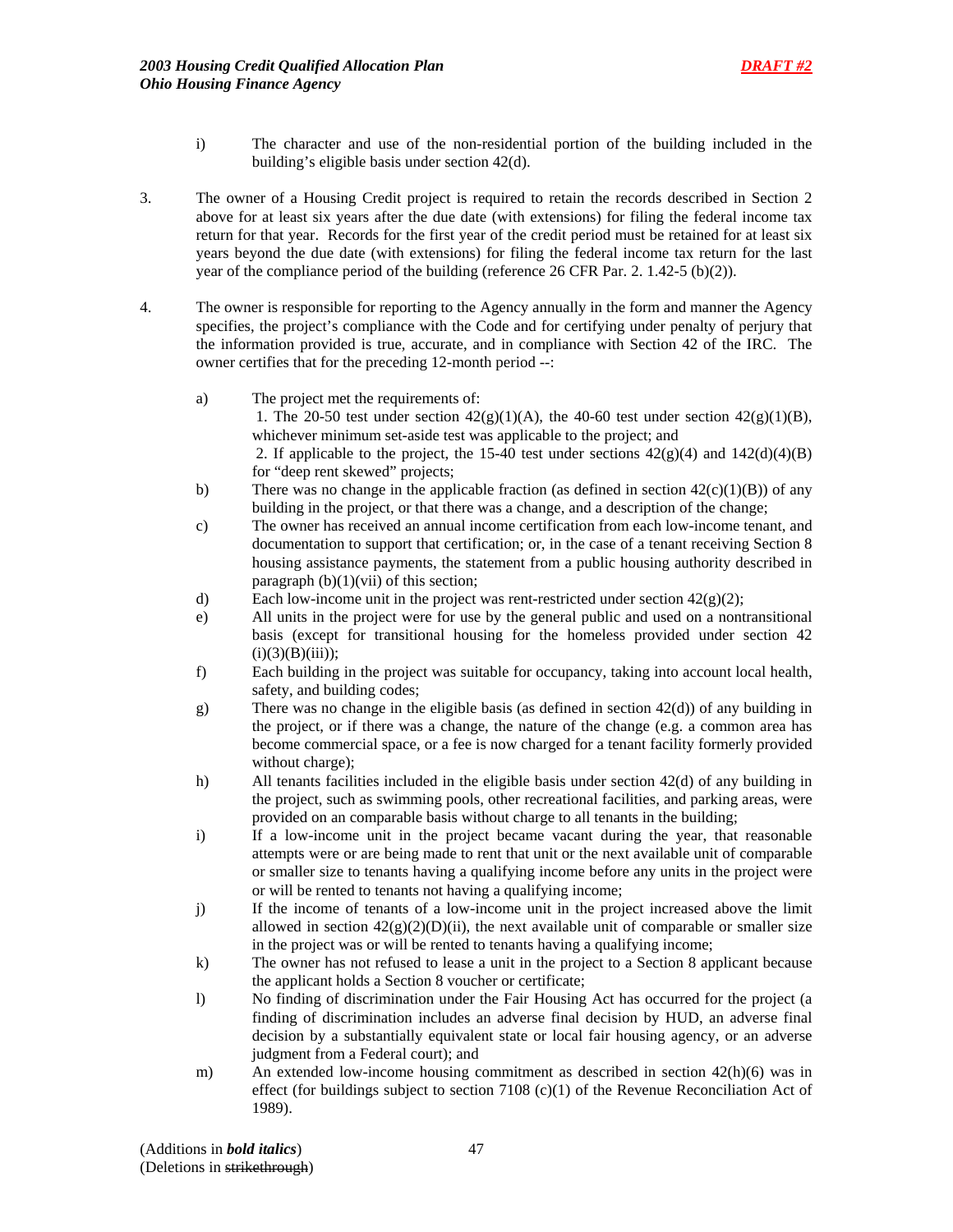i) The character and use of the non-residential portion of the building included in the building's eligible basis under section 42(d).

3. The owner of a Housing Credit project is required to retain the records described in Section 2 above for at least six years after the due date (with extensions) for filing the federal income tax return for that year. Records for the first year of the credit period must be retained for at least six years beyond the due date (with extensions) for filing the federal income tax return for the last year of the compliance period of the building (reference 26 CFR Par. 2. 1.42-5 (b)(2)).

4. The owner is responsible for reporting to the Agency annually in the form and manner the Agency specifies, the project's compliance with the Code and for certifying under penalty of perjury that the information provided is true, accurate, and in compliance with Section 42 of the IRC. The owner certifies that for the preceding 12-month period --:

   a) The project met the requirements of:
      1. The 20-50 test under section 42(g)(1)(A), the 40-60 test under section 42(g)(1)(B), whichever minimum set-aside test was applicable to the project; and
      2. If applicable to the project, the 15-40 test under sections 42(g)(4) and 142(d)(4)(B) for "deep rent skewed" projects;
   b) There was no change in the applicable fraction (as defined in section 42(c)(1)(B)) of any building in the project, or that there was a change, and a description of the change;
   c) The owner has received an annual income certification from each low-income tenant, and documentation to support that certification; or, in the case of a tenant receiving Section 8 housing assistance payments, the statement from a public housing authority described in paragraph (b)(1)(vii) of this section;
   d) Each low-income unit in the project was rent-restricted under section 42(g)(2);
   e) All units in the project were for use by the general public and used on a nontransitional basis (except for transitional housing for the homeless provided under section 42 (i)(3)(B)(iii));
   f) Each building in the project was suitable for occupancy, taking into account local health, safety, and building codes;
   g) There was no change in the eligible basis (as defined in section 42(d)) of any building in the project, or if there was a change, the nature of the change (e.g. a common area has become commercial space, or a fee is now charged for a tenant facility formerly provided without charge);
   h) All tenants facilities included in the eligible basis under section 42(d) of any building in the project, such as swimming pools, other recreational facilities, and parking areas, were provided on an comparable basis without charge to all tenants in the building;
   i) If a low-income unit in the project became vacant during the year, that reasonable attempts were or are being made to rent that unit or the next available unit of comparable or smaller size to tenants having a qualifying income before any units in the project were or will be rented to tenants not having a qualifying income;
   j) If the income of tenants of a low-income unit in the project increased above the limit allowed in section 42(g)(2)(D)(ii), the next available unit of comparable or smaller size in the project was or will be rented to tenants having a qualifying income;
   k) The owner has not refused to lease a unit in the project to a Section 8 applicant because the applicant holds a Section 8 voucher or certificate;
   l) No finding of discrimination under the Fair Housing Act has occurred for the project (a finding of discrimination includes an adverse final decision by HUD, an adverse final decision by a substantially equivalent state or local fair housing agency, or an adverse judgment from a Federal court); and
   m) An extended low-income housing commitment as described in section 42(h)(6) was in effect (for buildings subject to section 7108 (c)(1) of the Revenue Reconciliation Act of 1989).

(Additions in ***bold italics***)
(Deletions in ~~strikethrough~~)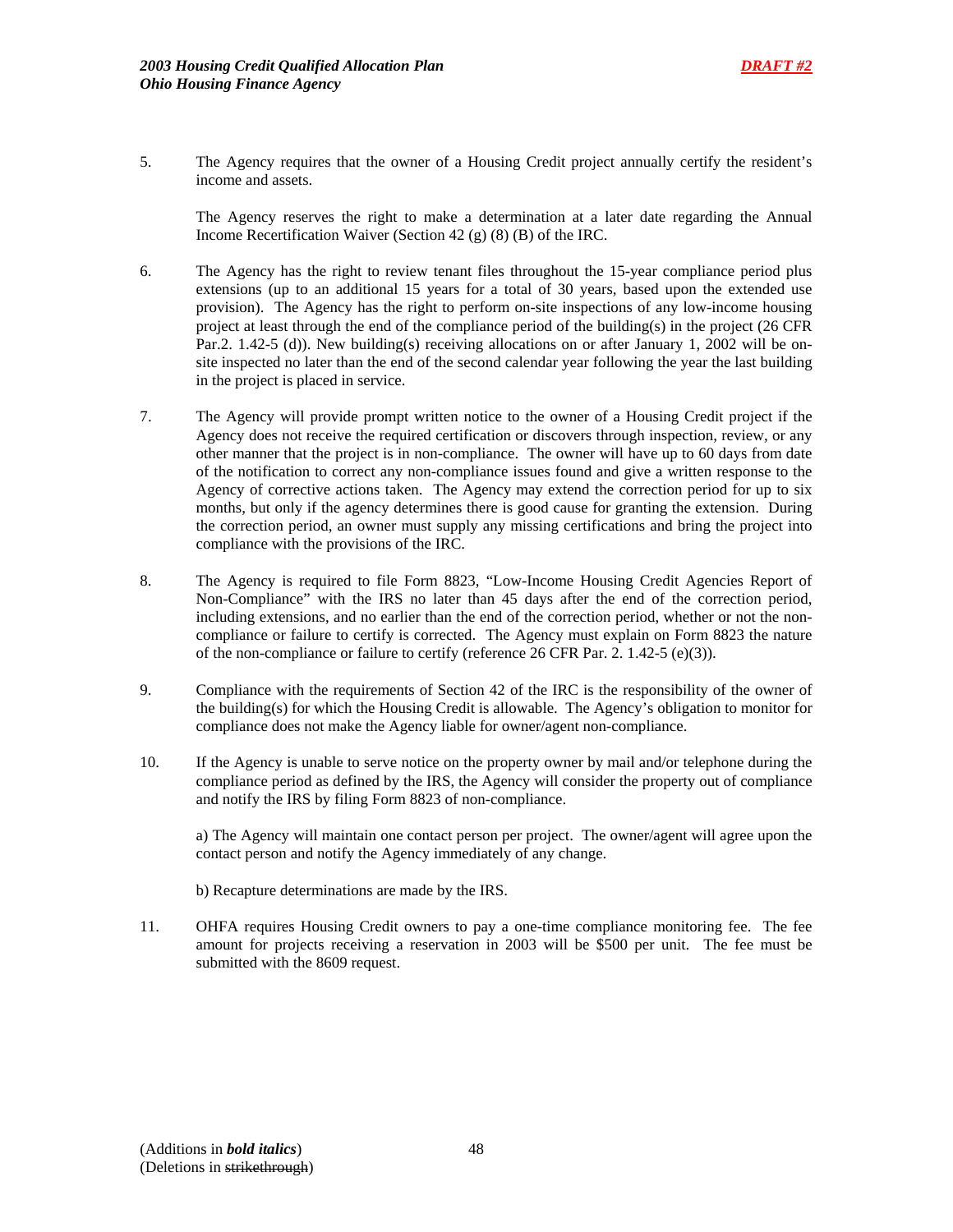5. The Agency requires that the owner of a Housing Credit project annually certify the resident's income and assets.

   The Agency reserves the right to make a determination at a later date regarding the Annual Income Recertification Waiver (Section 42 (g) (8) (B) of the IRC.

6. The Agency has the right to review tenant files throughout the 15-year compliance period plus extensions (up to an additional 15 years for a total of 30 years, based upon the extended use provision). The Agency has the right to perform on-site inspections of any low-income housing project at least through the end of the compliance period of the building(s) in the project (26 CFR Par.2. 1.42-5 (d)). New building(s) receiving allocations on or after January 1, 2002 will be on-site inspected no later than the end of the second calendar year following the year the last building in the project is placed in service.

7. The Agency will provide prompt written notice to the owner of a Housing Credit project if the Agency does not receive the required certification or discovers through inspection, review, or any other manner that the project is in non-compliance. The owner will have up to 60 days from date of the notification to correct any non-compliance issues found and give a written response to the Agency of corrective actions taken. The Agency may extend the correction period for up to six months, but only if the agency determines there is good cause for granting the extension. During the correction period, an owner must supply any missing certifications and bring the project into compliance with the provisions of the IRC.

8. The Agency is required to file Form 8823, "Low-Income Housing Credit Agencies Report of Non-Compliance" with the IRS no later than 45 days after the end of the correction period, including extensions, and no earlier than the end of the correction period, whether or not the non-compliance or failure to certify is corrected. The Agency must explain on Form 8823 the nature of the non-compliance or failure to certify (reference 26 CFR Par. 2. 1.42-5 (e)(3)).

9. Compliance with the requirements of Section 42 of the IRC is the responsibility of the owner of the building(s) for which the Housing Credit is allowable. The Agency's obligation to monitor for compliance does not make the Agency liable for owner/agent non-compliance.

10. If the Agency is unable to serve notice on the property owner by mail and/or telephone during the compliance period as defined by the IRS, the Agency will consider the property out of compliance and notify the IRS by filing Form 8823 of non-compliance.

    a) The Agency will maintain one contact person per project. The owner/agent will agree upon the contact person and notify the Agency immediately of any change.

    b) Recapture determinations are made by the IRS.

11. OHFA requires Housing Credit owners to pay a one-time compliance monitoring fee. The fee amount for projects receiving a reservation in 2003 will be $500 per unit. The fee must be submitted with the 8609 request.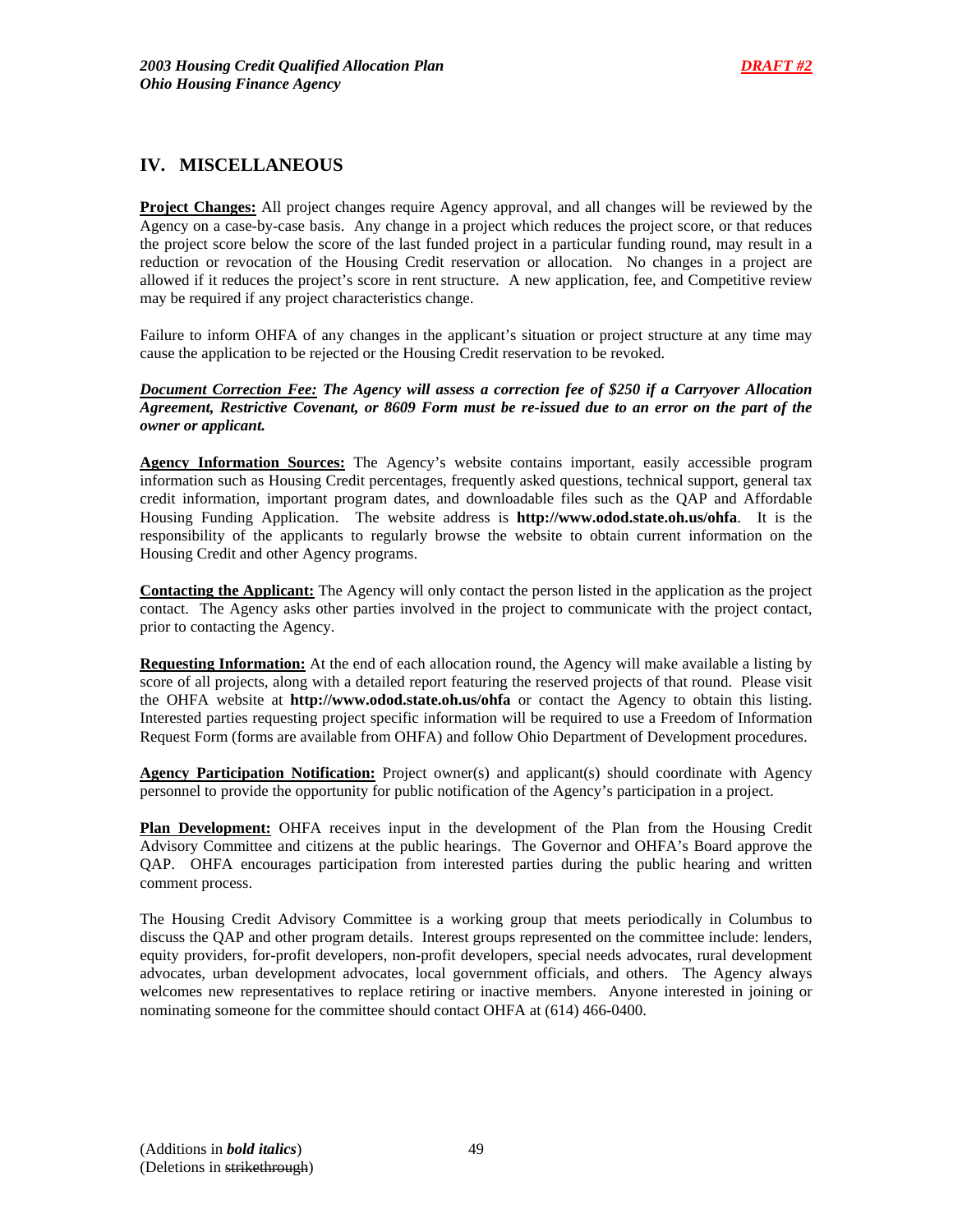## IV. MISCELLANEOUS

**Project Changes:** All project changes require Agency approval, and all changes will be reviewed by the Agency on a case-by-case basis. Any change in a project which reduces the project score, or that reduces the project score below the score of the last funded project in a particular funding round, may result in a reduction or revocation of the Housing Credit reservation or allocation. No changes in a project are allowed if it reduces the project's score in rent structure. A new application, fee, and Competitive review may be required if any project characteristics change.

Failure to inform OHFA of any changes in the applicant's situation or project structure at any time may cause the application to be rejected or the Housing Credit reservation to be revoked.

***Document Correction Fee: The Agency will assess a correction fee of $250 if a Carryover Allocation Agreement, Restrictive Covenant, or 8609 Form must be re-issued due to an error on the part of the owner or applicant.***

**Agency Information Sources:** The Agency's website contains important, easily accessible program information such as Housing Credit percentages, frequently asked questions, technical support, general tax credit information, important program dates, and downloadable files such as the QAP and Affordable Housing Funding Application. The website address is **http://www.odod.state.oh.us/ohfa**. It is the responsibility of the applicants to regularly browse the website to obtain current information on the Housing Credit and other Agency programs.

**Contacting the Applicant:** The Agency will only contact the person listed in the application as the project contact. The Agency asks other parties involved in the project to communicate with the project contact, prior to contacting the Agency.

**Requesting Information:** At the end of each allocation round, the Agency will make available a listing by score of all projects, along with a detailed report featuring the reserved projects of that round. Please visit the OHFA website at **http://www.odod.state.oh.us/ohfa** or contact the Agency to obtain this listing. Interested parties requesting project specific information will be required to use a Freedom of Information Request Form (forms are available from OHFA) and follow Ohio Department of Development procedures.

**Agency Participation Notification:** Project owner(s) and applicant(s) should coordinate with Agency personnel to provide the opportunity for public notification of the Agency's participation in a project.

**Plan Development:** OHFA receives input in the development of the Plan from the Housing Credit Advisory Committee and citizens at the public hearings. The Governor and OHFA's Board approve the QAP. OHFA encourages participation from interested parties during the public hearing and written comment process.

The Housing Credit Advisory Committee is a working group that meets periodically in Columbus to discuss the QAP and other program details. Interest groups represented on the committee include: lenders, equity providers, for-profit developers, non-profit developers, special needs advocates, rural development advocates, urban development advocates, local government officials, and others. The Agency always welcomes new representatives to replace retiring or inactive members. Anyone interested in joining or nominating someone for the committee should contact OHFA at (614) 466-0400.

(Additions in ***bold italics***)
(Deletions in ~~strikethrough~~)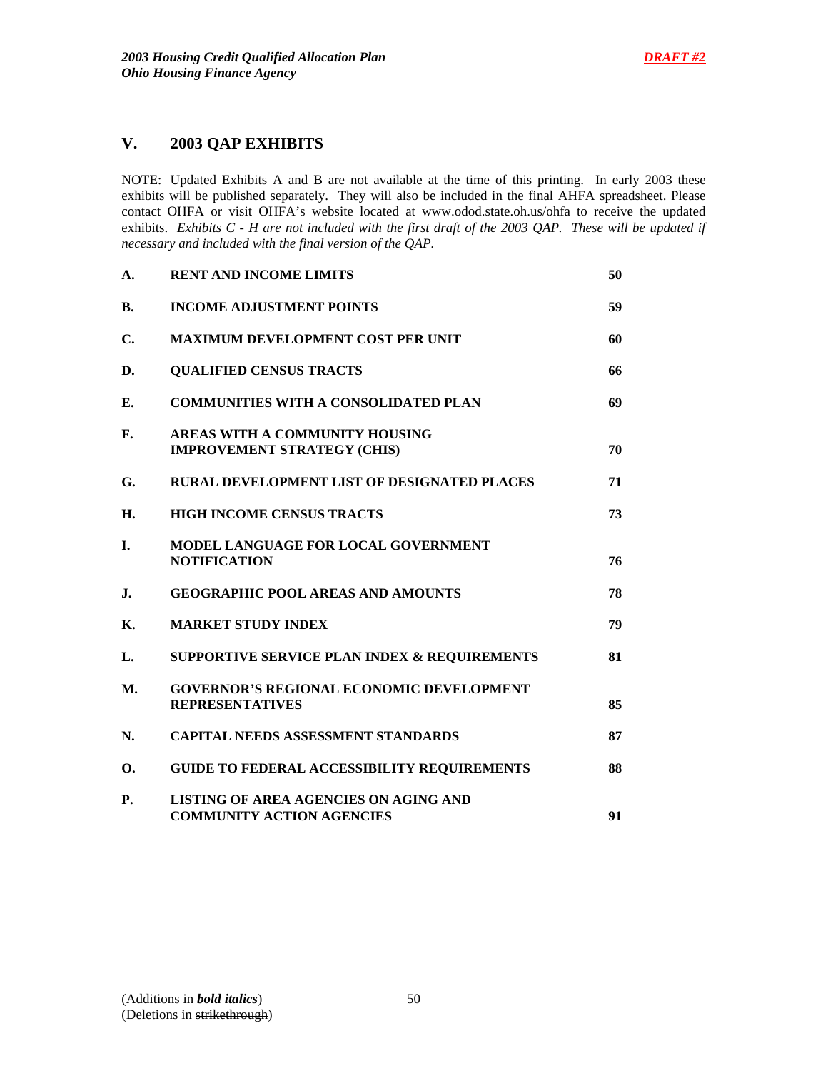## V. 2003 QAP EXHIBITS

NOTE: Updated Exhibits A and B are not available at the time of this printing. In early 2003 these exhibits will be published separately. They will also be included in the final AHFA spreadsheet. Please contact OHFA or visit OHFA's website located at www.odod.state.oh.us/ohfa to receive the updated exhibits. *Exhibits C - H are not included with the first draft of the 2003 QAP. These will be updated if necessary and included with the final version of the QAP.*

| | | |
|---|---|---|
| **A.** | **RENT AND INCOME LIMITS** | **50** |
| **B.** | **INCOME ADJUSTMENT POINTS** | **59** |
| **C.** | **MAXIMUM DEVELOPMENT COST PER UNIT** | **60** |
| **D.** | **QUALIFIED CENSUS TRACTS** | **66** |
| **E.** | **COMMUNITIES WITH A CONSOLIDATED PLAN** | **69** |
| **F.** | **AREAS WITH A COMMUNITY HOUSING IMPROVEMENT STRATEGY (CHIS)** | **70** |
| **G.** | **RURAL DEVELOPMENT LIST OF DESIGNATED PLACES** | **71** |
| **H.** | **HIGH INCOME CENSUS TRACTS** | **73** |
| **I.** | **MODEL LANGUAGE FOR LOCAL GOVERNMENT NOTIFICATION** | **76** |
| **J.** | **GEOGRAPHIC POOL AREAS AND AMOUNTS** | **78** |
| **K.** | **MARKET STUDY INDEX** | **79** |
| **L.** | **SUPPORTIVE SERVICE PLAN INDEX & REQUIREMENTS** | **81** |
| **M.** | **GOVERNOR'S REGIONAL ECONOMIC DEVELOPMENT REPRESENTATIVES** | **85** |
| **N.** | **CAPITAL NEEDS ASSESSMENT STANDARDS** | **87** |
| **O.** | **GUIDE TO FEDERAL ACCESSIBILITY REQUIREMENTS** | **88** |
| **P.** | **LISTING OF AREA AGENCIES ON AGING AND COMMUNITY ACTION AGENCIES** | **91** |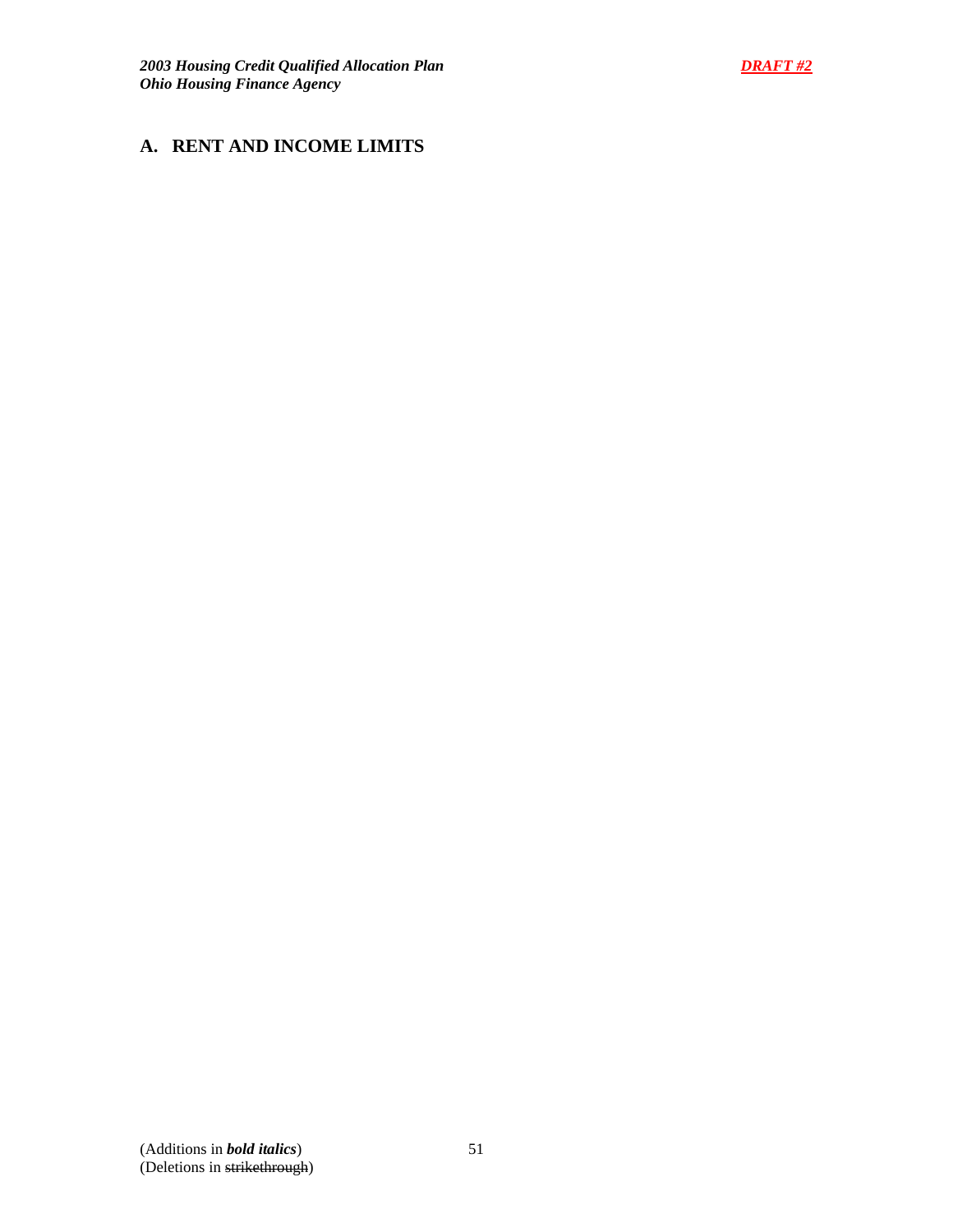## A. RENT AND INCOME LIMITS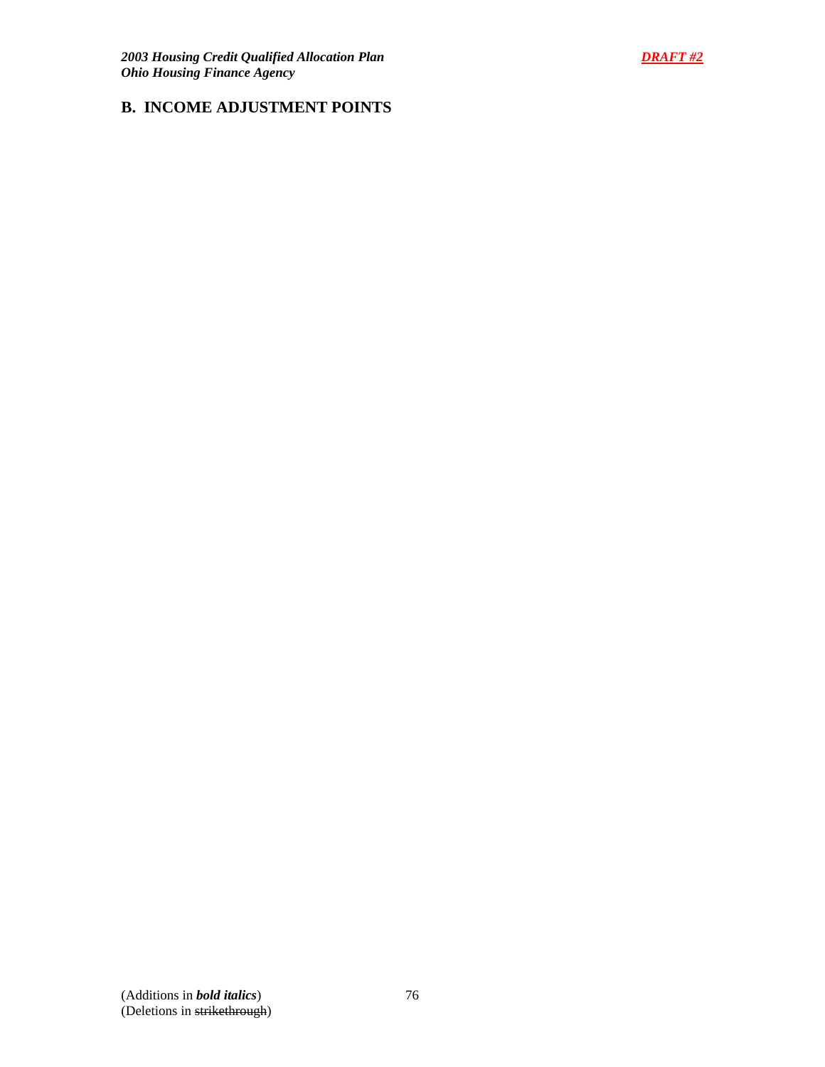## B. INCOME ADJUSTMENT POINTS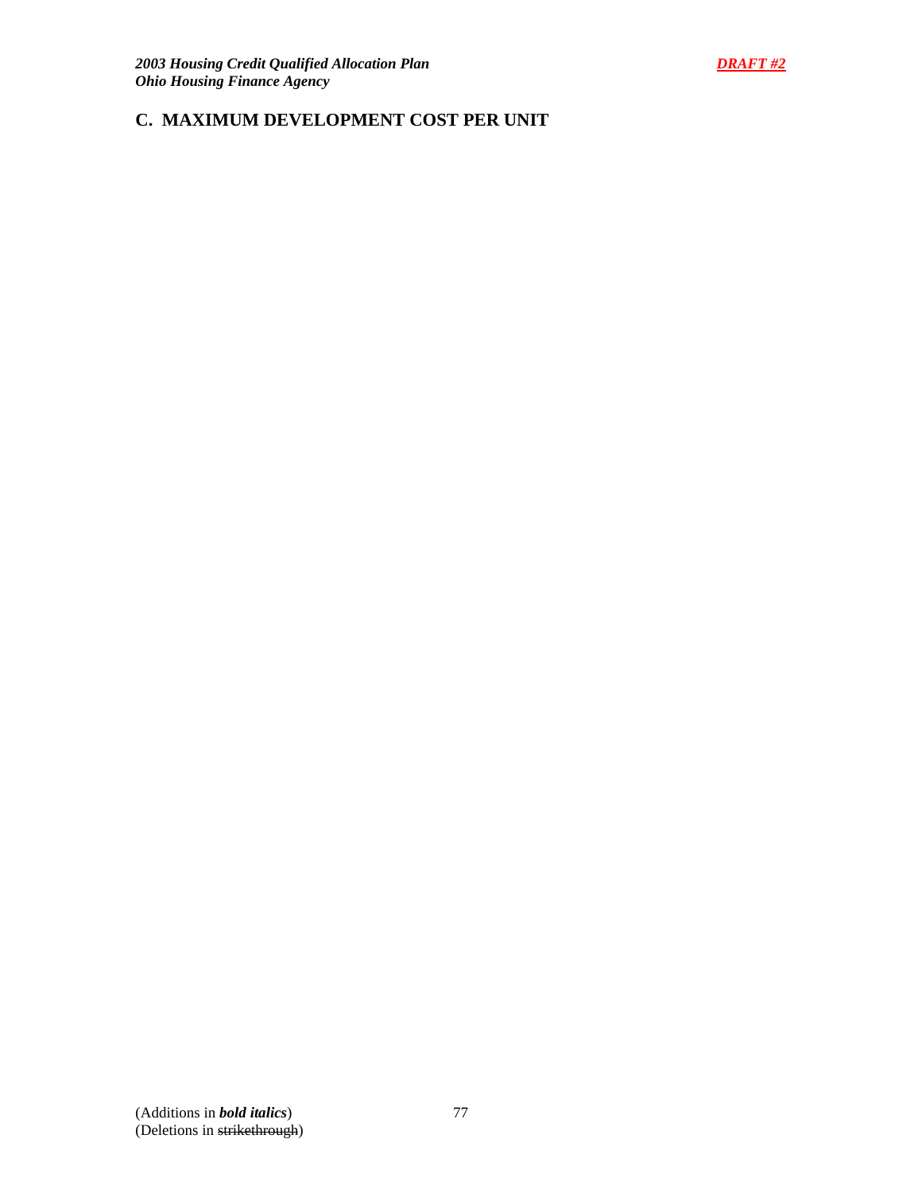## C. MAXIMUM DEVELOPMENT COST PER UNIT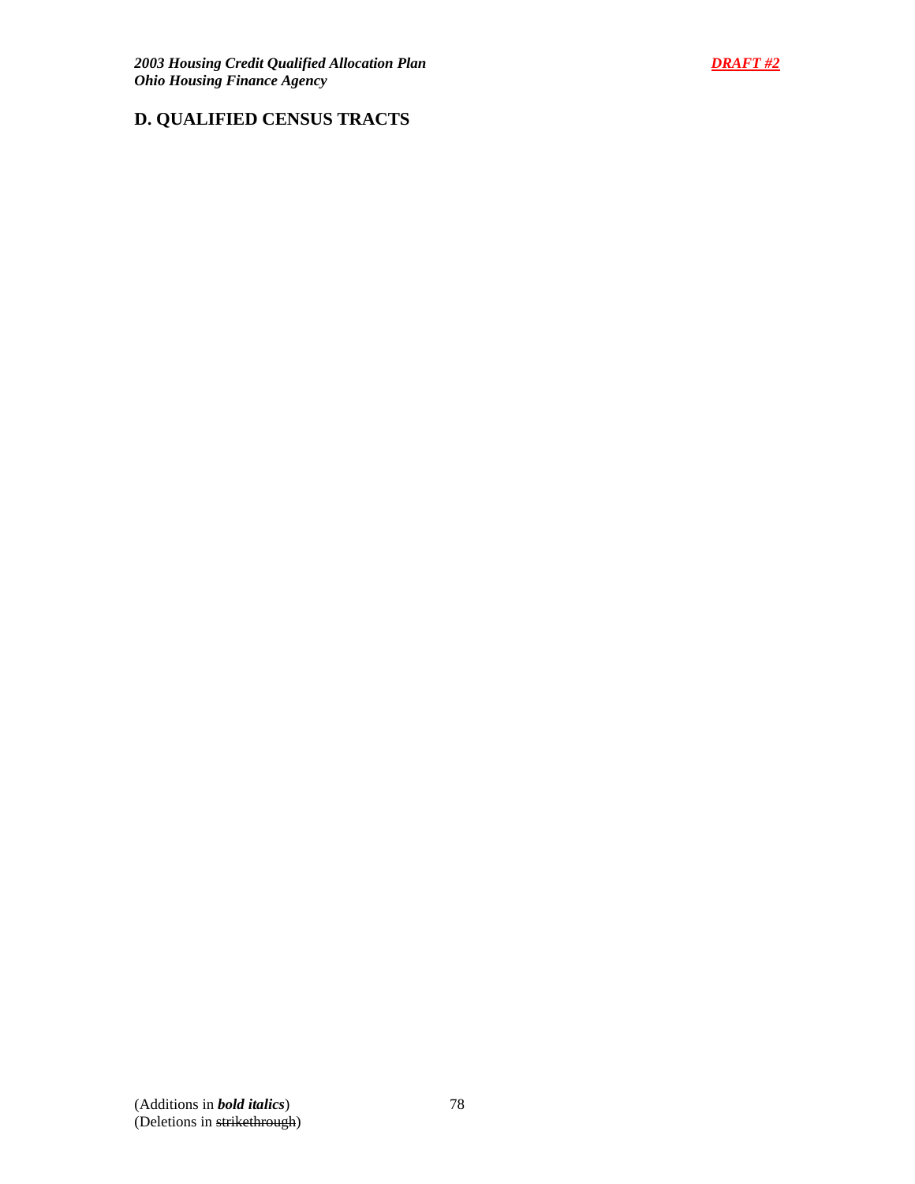## D. QUALIFIED CENSUS TRACTS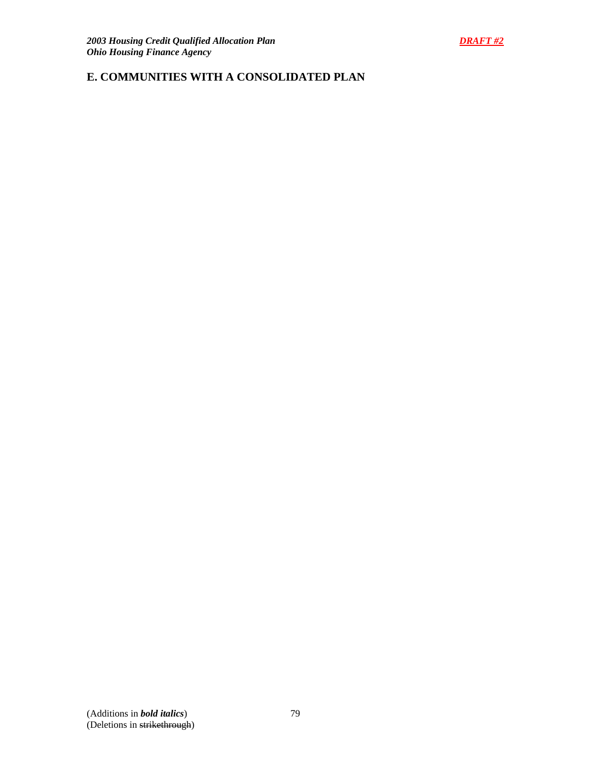## E. COMMUNITIES WITH A CONSOLIDATED PLAN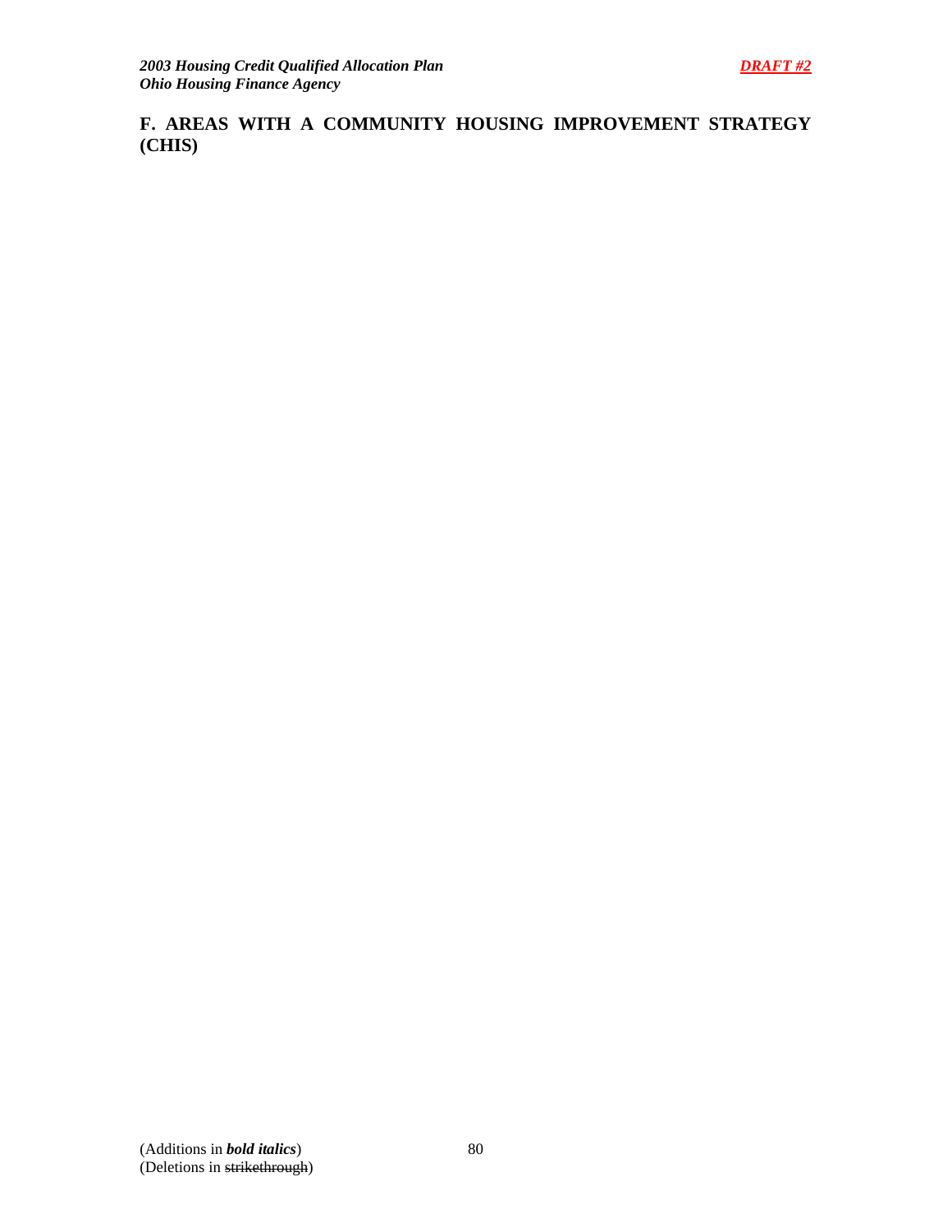## F. AREAS WITH A COMMUNITY HOUSING IMPROVEMENT STRATEGY (CHIS)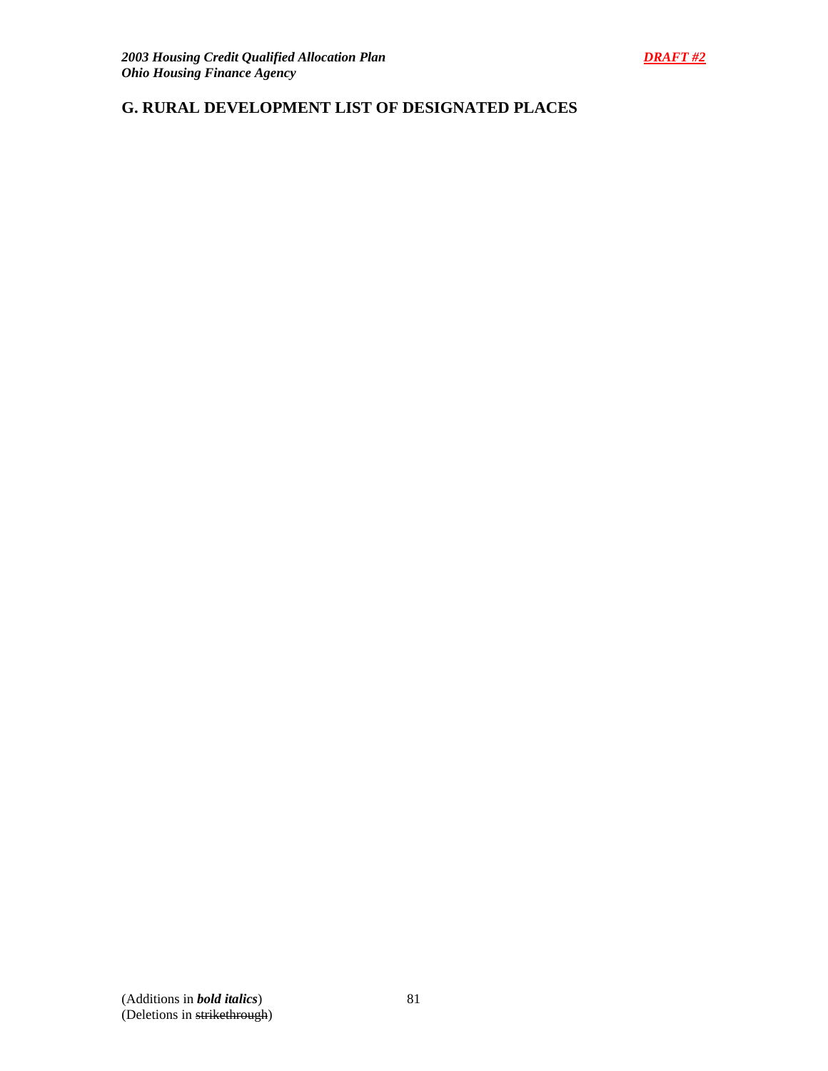## G. RURAL DEVELOPMENT LIST OF DESIGNATED PLACES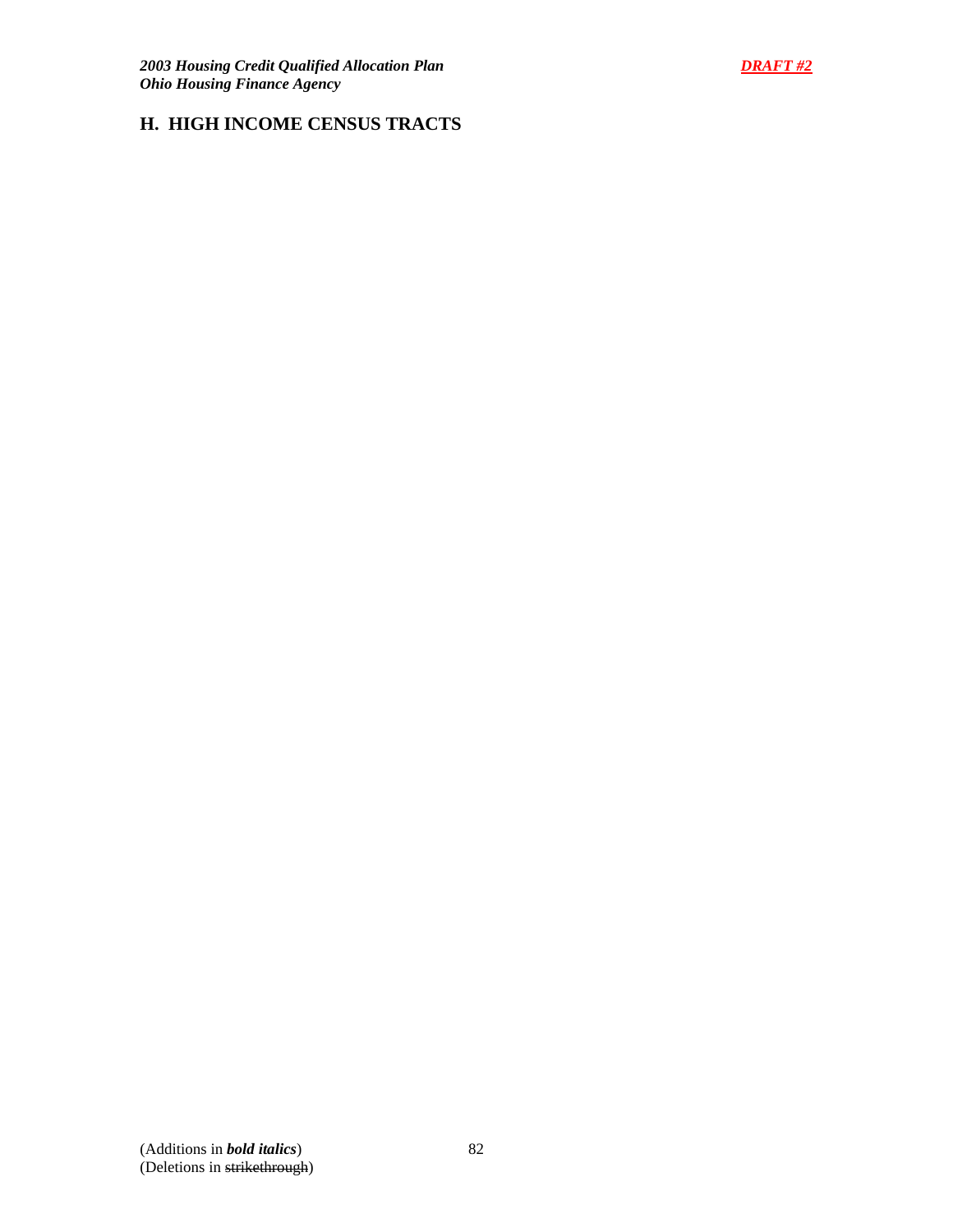## H. HIGH INCOME CENSUS TRACTS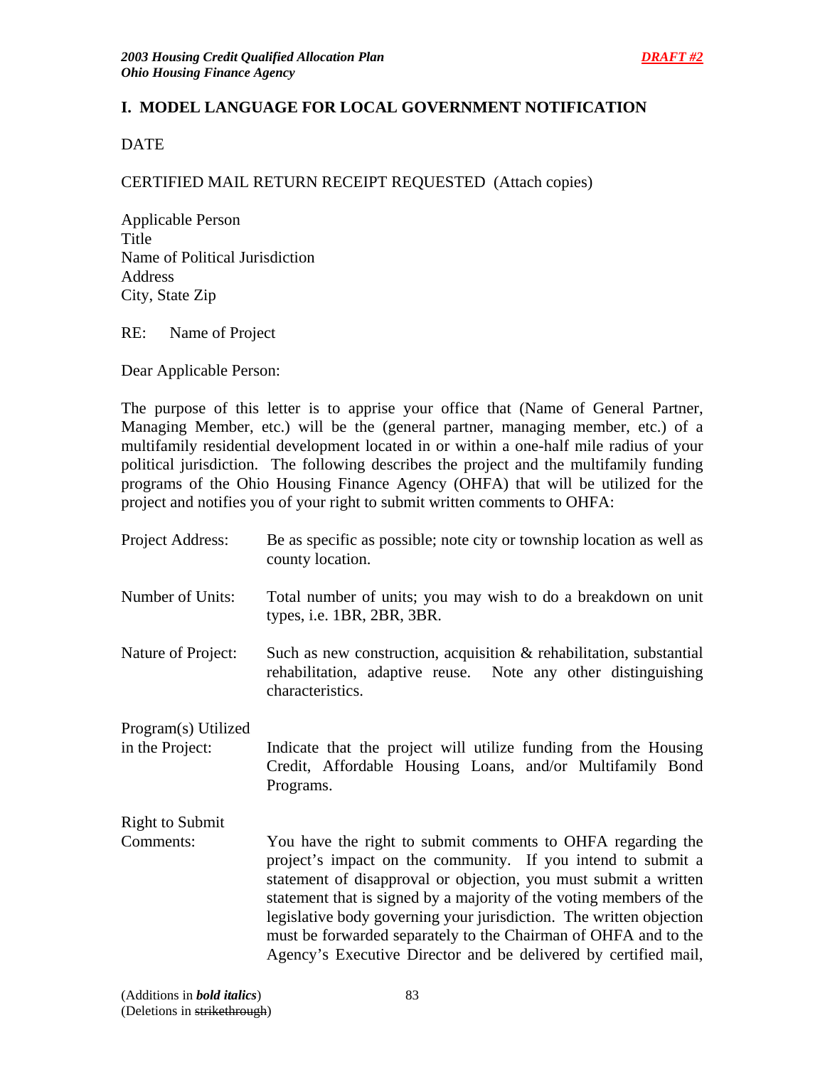## I. MODEL LANGUAGE FOR LOCAL GOVERNMENT NOTIFICATION

DATE

CERTIFIED MAIL RETURN RECEIPT REQUESTED (Attach copies)

Applicable Person
Title
Name of Political Jurisdiction
Address
City, State Zip

RE: Name of Project

Dear Applicable Person:

The purpose of this letter is to apprise your office that (Name of General Partner, Managing Member, etc.) will be the (general partner, managing member, etc.) of a multifamily residential development located in or within a one-half mile radius of your political jurisdiction. The following describes the project and the multifamily funding programs of the Ohio Housing Finance Agency (OHFA) that will be utilized for the project and notifies you of your right to submit written comments to OHFA:

Project Address: Be as specific as possible; note city or township location as well as county location.

Number of Units: Total number of units; you may wish to do a breakdown on unit types, i.e. 1BR, 2BR, 3BR.

Nature of Project: Such as new construction, acquisition & rehabilitation, substantial rehabilitation, adaptive reuse. Note any other distinguishing characteristics.

Program(s) Utilized in the Project: Indicate that the project will utilize funding from the Housing Credit, Affordable Housing Loans, and/or Multifamily Bond Programs.

Right to Submit Comments: You have the right to submit comments to OHFA regarding the project's impact on the community. If you intend to submit a statement of disapproval or objection, you must submit a written statement that is signed by a majority of the voting members of the legislative body governing your jurisdiction. The written objection must be forwarded separately to the Chairman of OHFA and to the Agency's Executive Director and be delivered by certified mail,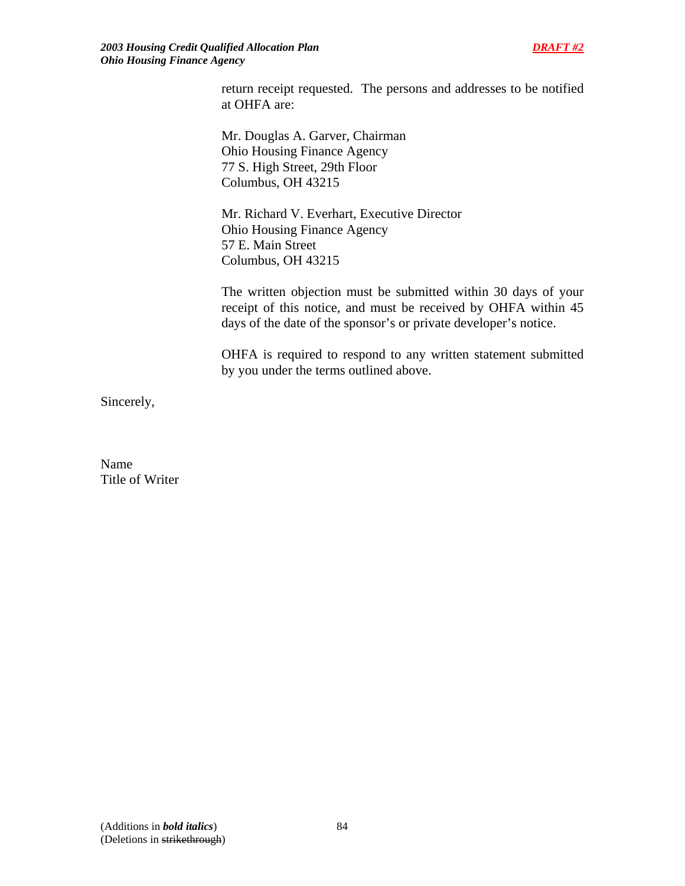return receipt requested. The persons and addresses to be notified at OHFA are:

Mr. Douglas A. Garver, Chairman
Ohio Housing Finance Agency
77 S. High Street, 29th Floor
Columbus, OH 43215

Mr. Richard V. Everhart, Executive Director
Ohio Housing Finance Agency
57 E. Main Street
Columbus, OH 43215

The written objection must be submitted within 30 days of your receipt of this notice, and must be received by OHFA within 45 days of the date of the sponsor's or private developer's notice.

OHFA is required to respond to any written statement submitted by you under the terms outlined above.

Sincerely,

Name
Title of Writer

(Additions in ***bold italics***)
(Deletions in ~~strikethrough~~)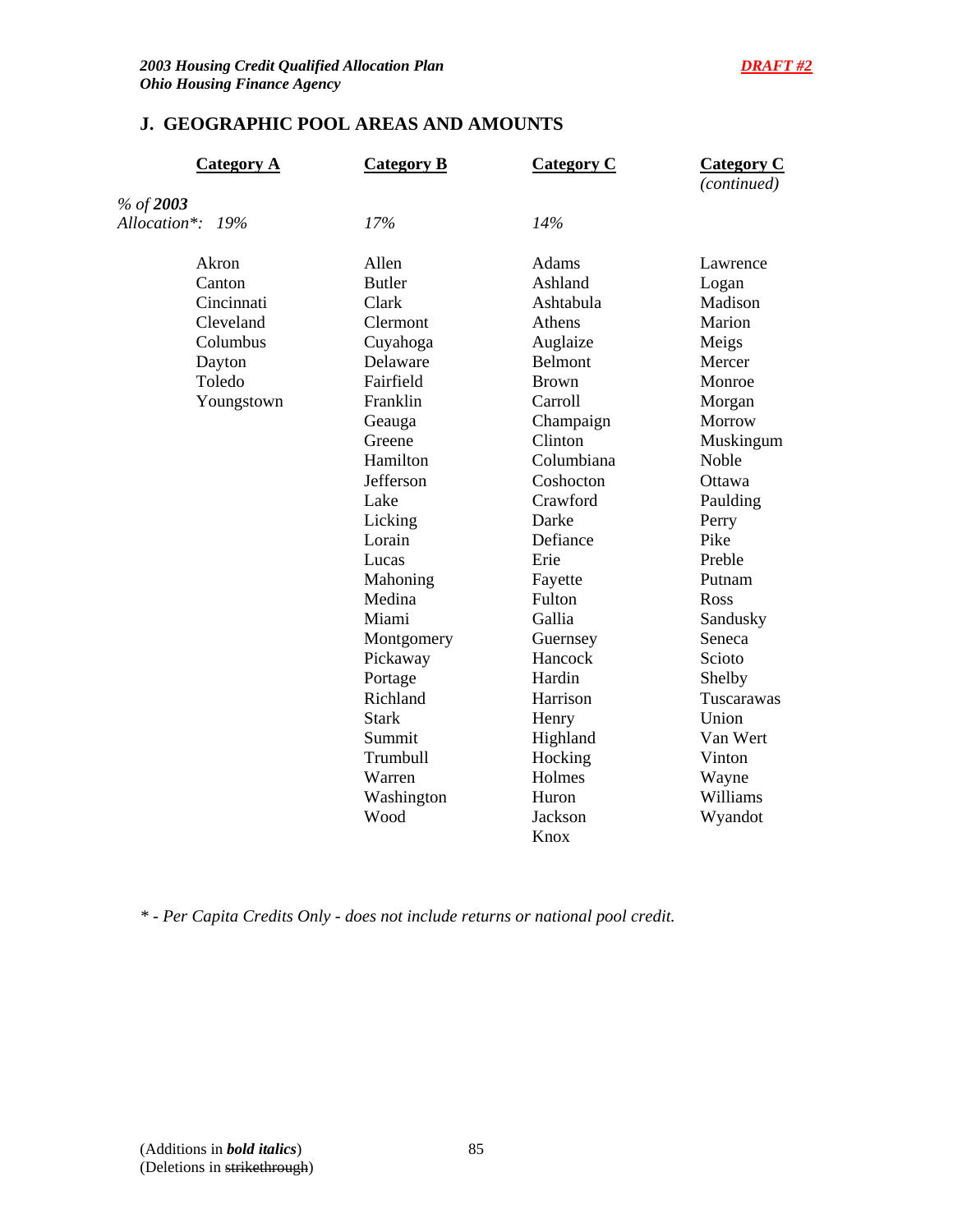## J. GEOGRAPHIC POOL AREAS AND AMOUNTS

| | Category A | Category B | Category C | Category C *(continued)* |
|---|---|---|---|---|
| *% of **2003** Allocation\**: | *19%* | *17%* | *14%* | |
| | Akron | Allen | Adams | Lawrence |
| | Canton | Butler | Ashland | Logan |
| | Cincinnati | Clark | Ashtabula | Madison |
| | Cleveland | Clermont | Athens | Marion |
| | Columbus | Cuyahoga | Auglaize | Meigs |
| | Dayton | Delaware | Belmont | Mercer |
| | Toledo | Fairfield | Brown | Monroe |
| | Youngstown | Franklin | Carroll | Morgan |
| | | Geauga | Champaign | Morrow |
| | | Greene | Clinton | Muskingum |
| | | Hamilton | Columbiana | Noble |
| | | Jefferson | Coshocton | Ottawa |
| | | Lake | Crawford | Paulding |
| | | Licking | Darke | Perry |
| | | Lorain | Defiance | Pike |
| | | Lucas | Erie | Preble |
| | | Mahoning | Fayette | Putnam |
| | | Medina | Fulton | Ross |
| | | Miami | Gallia | Sandusky |
| | | Montgomery | Guernsey | Seneca |
| | | Pickaway | Hancock | Scioto |
| | | Portage | Hardin | Shelby |
| | | Richland | Harrison | Tuscarawas |
| | | Stark | Henry | Union |
| | | Summit | Highland | Van Wert |
| | | Trumbull | Hocking | Vinton |
| | | Warren | Holmes | Wayne |
| | | Washington | Huron | Williams |
| | | Wood | Jackson | Wyandot |
| | | | Knox | |

*\* - Per Capita Credits Only - does not include returns or national pool credit.*

(Additions in ***bold italics***)
(Deletions in ~~strikethrough~~)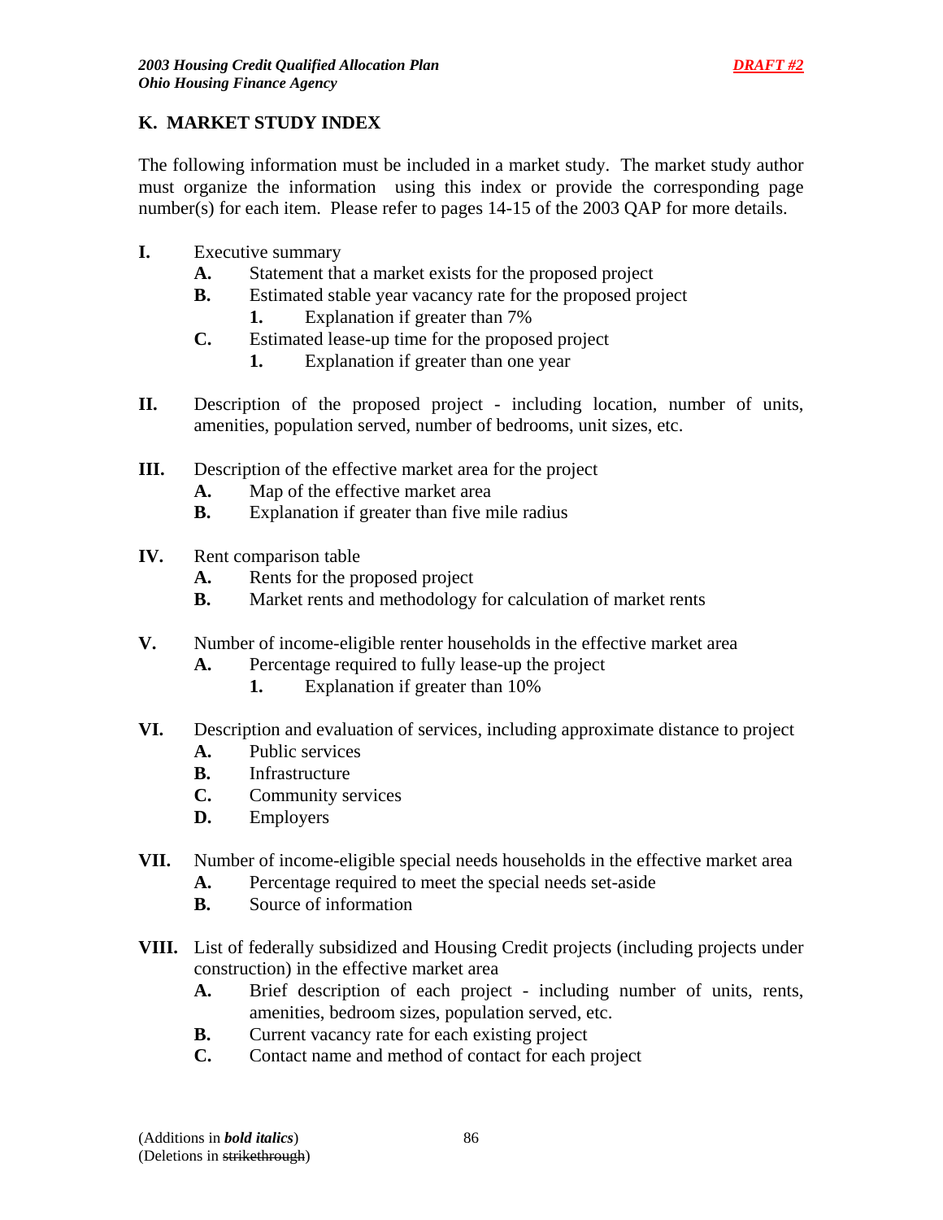## K. MARKET STUDY INDEX

The following information must be included in a market study. The market study author must organize the information using this index or provide the corresponding page number(s) for each item. Please refer to pages 14-15 of the 2003 QAP for more details.

**I.** Executive summary
- **A.** Statement that a market exists for the proposed project
- **B.** Estimated stable year vacancy rate for the proposed project
  - **1.** Explanation if greater than 7%
- **C.** Estimated lease-up time for the proposed project
  - **1.** Explanation if greater than one year

**II.** Description of the proposed project - including location, number of units, amenities, population served, number of bedrooms, unit sizes, etc.

**III.** Description of the effective market area for the project
- **A.** Map of the effective market area
- **B.** Explanation if greater than five mile radius

**IV.** Rent comparison table
- **A.** Rents for the proposed project
- **B.** Market rents and methodology for calculation of market rents

**V.** Number of income-eligible renter households in the effective market area
- **A.** Percentage required to fully lease-up the project
  - **1.** Explanation if greater than 10%

**VI.** Description and evaluation of services, including approximate distance to project
- **A.** Public services
- **B.** Infrastructure
- **C.** Community services
- **D.** Employers

**VII.** Number of income-eligible special needs households in the effective market area
- **A.** Percentage required to meet the special needs set-aside
- **B.** Source of information

**VIII.** List of federally subsidized and Housing Credit projects (including projects under construction) in the effective market area
- **A.** Brief description of each project - including number of units, rents, amenities, bedroom sizes, population served, etc.
- **B.** Current vacancy rate for each existing project
- **C.** Contact name and method of contact for each project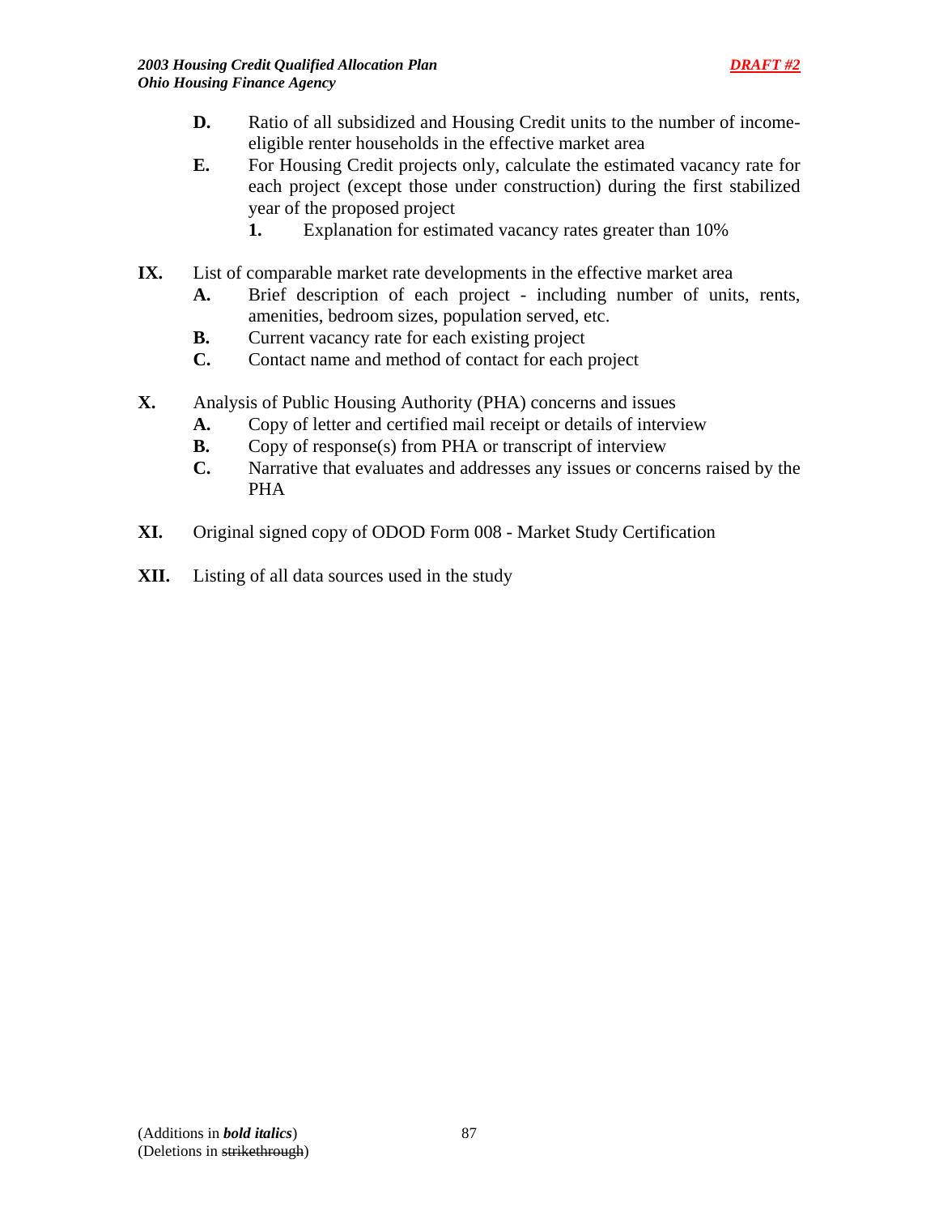- **D.** Ratio of all subsidized and Housing Credit units to the number of income-eligible renter households in the effective market area
- **E.** For Housing Credit projects only, calculate the estimated vacancy rate for each project (except those under construction) during the first stabilized year of the proposed project
    - **1.** Explanation for estimated vacancy rates greater than 10%

**IX.** List of comparable market rate developments in the effective market area

- **A.** Brief description of each project - including number of units, rents, amenities, bedroom sizes, population served, etc.
- **B.** Current vacancy rate for each existing project
- **C.** Contact name and method of contact for each project

**X.** Analysis of Public Housing Authority (PHA) concerns and issues

- **A.** Copy of letter and certified mail receipt or details of interview
- **B.** Copy of response(s) from PHA or transcript of interview
- **C.** Narrative that evaluates and addresses any issues or concerns raised by the PHA

**XI.** Original signed copy of ODOD Form 008 - Market Study Certification

**XII.** Listing of all data sources used in the study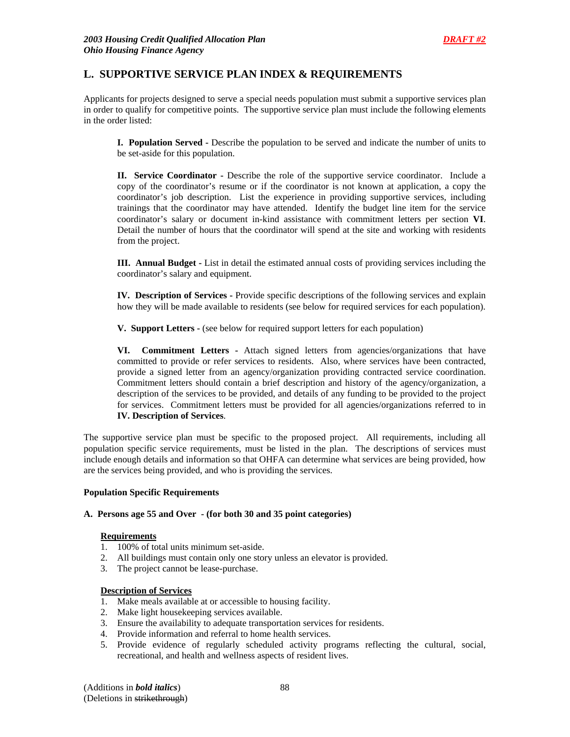## L. SUPPORTIVE SERVICE PLAN INDEX & REQUIREMENTS

Applicants for projects designed to serve a special needs population must submit a supportive services plan in order to qualify for competitive points. The supportive service plan must include the following elements in the order listed:

**I. Population Served** - Describe the population to be served and indicate the number of units to be set-aside for this population.

**II. Service Coordinator** - Describe the role of the supportive service coordinator. Include a copy of the coordinator's resume or if the coordinator is not known at application, a copy the coordinator's job description. List the experience in providing supportive services, including trainings that the coordinator may have attended. Identify the budget line item for the service coordinator's salary or document in-kind assistance with commitment letters per section **VI**. Detail the number of hours that the coordinator will spend at the site and working with residents from the project.

**III. Annual Budget -** List in detail the estimated annual costs of providing services including the coordinator's salary and equipment.

**IV. Description of Services -** Provide specific descriptions of the following services and explain how they will be made available to residents (see below for required services for each population).

**V. Support Letters** - (see below for required support letters for each population)

**VI. Commitment Letters -** Attach signed letters from agencies/organizations that have committed to provide or refer services to residents. Also, where services have been contracted, provide a signed letter from an agency/organization providing contracted service coordination. Commitment letters should contain a brief description and history of the agency/organization, a description of the services to be provided, and details of any funding to be provided to the project for services. Commitment letters must be provided for all agencies/organizations referred to in **IV. Description of Services**.

The supportive service plan must be specific to the proposed project. All requirements, including all population specific service requirements, must be listed in the plan. The descriptions of services must include enough details and information so that OHFA can determine what services are being provided, how are the services being provided, and who is providing the services.

**Population Specific Requirements**

**A. Persons age 55 and Over - (for both 30 and 35 point categories)**

__Requirements__

1. 100% of total units minimum set-aside.
2. All buildings must contain only one story unless an elevator is provided.
3. The project cannot be lease-purchase.

__Description of Services__

1. Make meals available at or accessible to housing facility.
2. Make light housekeeping services available.
3. Ensure the availability to adequate transportation services for residents.
4. Provide information and referral to home health services.
5. Provide evidence of regularly scheduled activity programs reflecting the cultural, social, recreational, and health and wellness aspects of resident lives.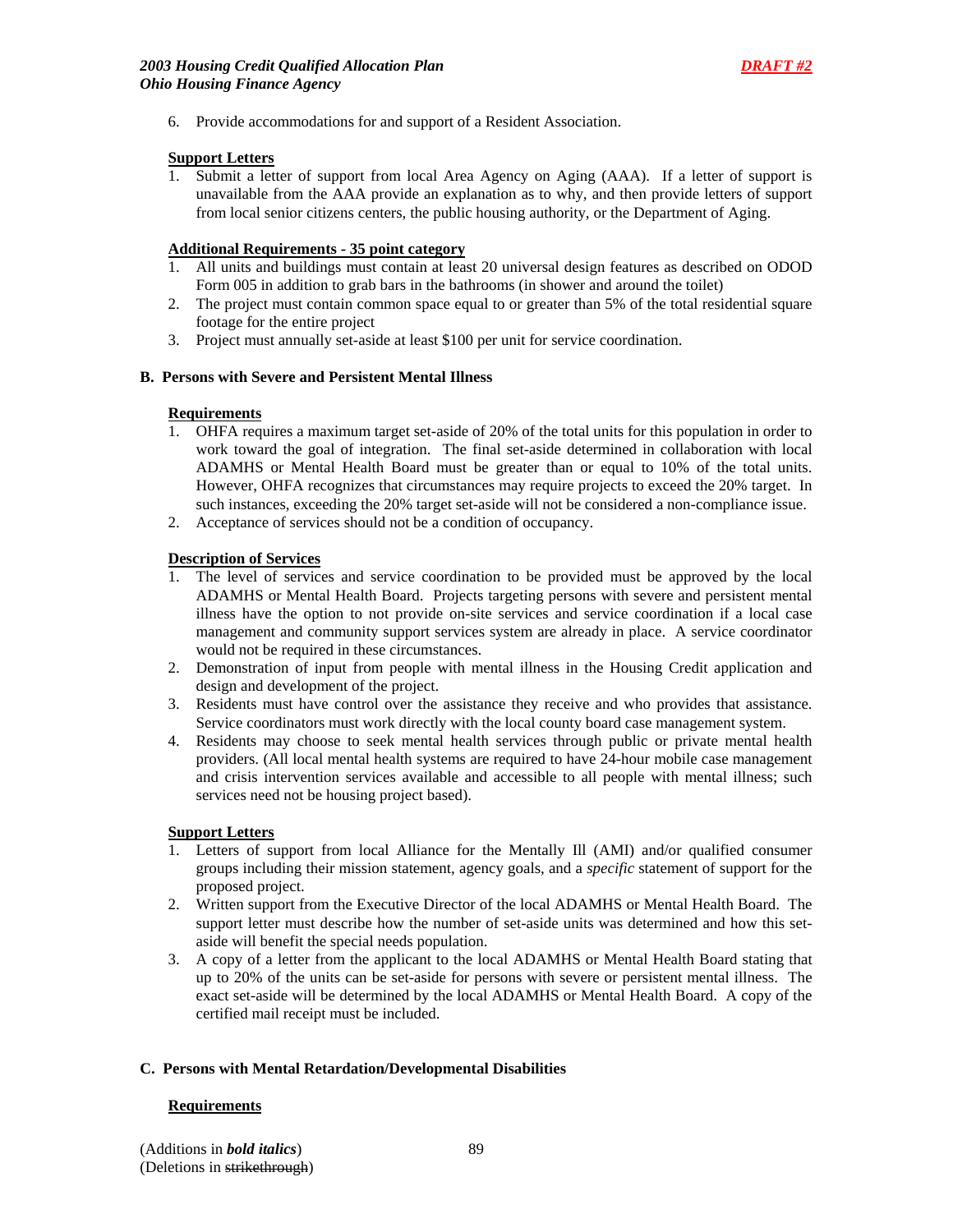6. Provide accommodations for and support of a Resident Association.

**Support Letters**

1. Submit a letter of support from local Area Agency on Aging (AAA). If a letter of support is unavailable from the AAA provide an explanation as to why, and then provide letters of support from local senior citizens centers, the public housing authority, or the Department of Aging.

**Additional Requirements - 35 point category**

1. All units and buildings must contain at least 20 universal design features as described on ODOD Form 005 in addition to grab bars in the bathrooms (in shower and around the toilet)
2. The project must contain common space equal to or greater than 5% of the total residential square footage for the entire project
3. Project must annually set-aside at least $100 per unit for service coordination.

### B. Persons with Severe and Persistent Mental Illness

**Requirements**

1. OHFA requires a maximum target set-aside of 20% of the total units for this population in order to work toward the goal of integration. The final set-aside determined in collaboration with local ADAMHS or Mental Health Board must be greater than or equal to 10% of the total units. However, OHFA recognizes that circumstances may require projects to exceed the 20% target. In such instances, exceeding the 20% target set-aside will not be considered a non-compliance issue.
2. Acceptance of services should not be a condition of occupancy.

**Description of Services**

1. The level of services and service coordination to be provided must be approved by the local ADAMHS or Mental Health Board. Projects targeting persons with severe and persistent mental illness have the option to not provide on-site services and service coordination if a local case management and community support services system are already in place. A service coordinator would not be required in these circumstances.
2. Demonstration of input from people with mental illness in the Housing Credit application and design and development of the project.
3. Residents must have control over the assistance they receive and who provides that assistance. Service coordinators must work directly with the local county board case management system.
4. Residents may choose to seek mental health services through public or private mental health providers. (All local mental health systems are required to have 24-hour mobile case management and crisis intervention services available and accessible to all people with mental illness; such services need not be housing project based).

**Support Letters**

1. Letters of support from local Alliance for the Mentally Ill (AMI) and/or qualified consumer groups including their mission statement, agency goals, and a *specific* statement of support for the proposed project.
2. Written support from the Executive Director of the local ADAMHS or Mental Health Board. The support letter must describe how the number of set-aside units was determined and how this set-aside will benefit the special needs population.
3. A copy of a letter from the applicant to the local ADAMHS or Mental Health Board stating that up to 20% of the units can be set-aside for persons with severe or persistent mental illness. The exact set-aside will be determined by the local ADAMHS or Mental Health Board. A copy of the certified mail receipt must be included.

### C. Persons with Mental Retardation/Developmental Disabilities

**Requirements**

(Additions in ***bold italics***)
(Deletions in ~~strikethrough~~)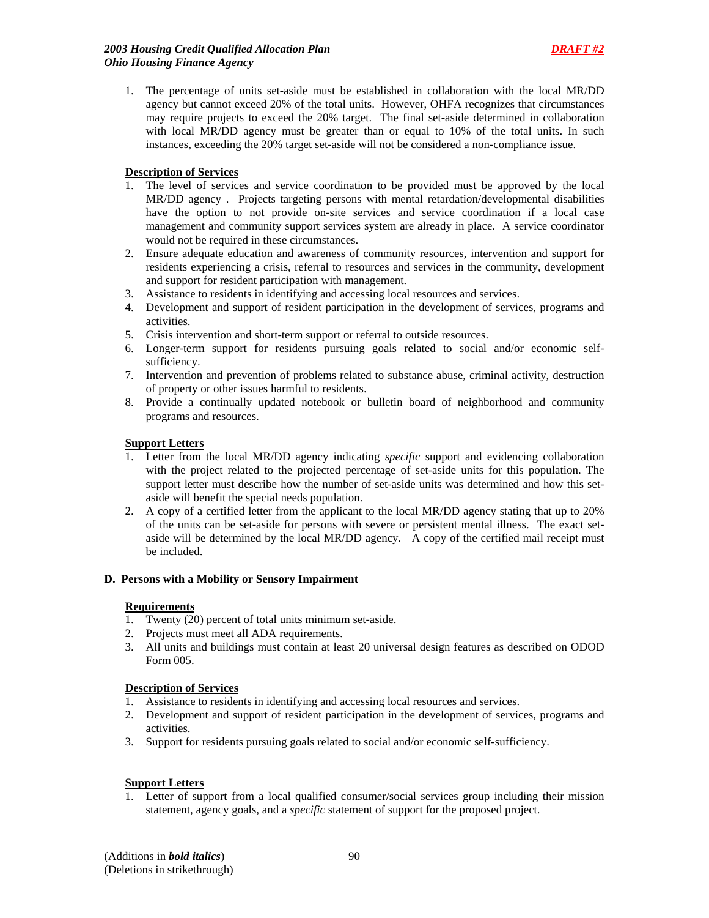1. The percentage of units set-aside must be established in collaboration with the local MR/DD agency but cannot exceed 20% of the total units. However, OHFA recognizes that circumstances may require projects to exceed the 20% target. The final set-aside determined in collaboration with local MR/DD agency must be greater than or equal to 10% of the total units. In such instances, exceeding the 20% target set-aside will not be considered a non-compliance issue.

**Description of Services**

1. The level of services and service coordination to be provided must be approved by the local MR/DD agency . Projects targeting persons with mental retardation/developmental disabilities have the option to not provide on-site services and service coordination if a local case management and community support services system are already in place. A service coordinator would not be required in these circumstances.
2. Ensure adequate education and awareness of community resources, intervention and support for residents experiencing a crisis, referral to resources and services in the community, development and support for resident participation with management.
3. Assistance to residents in identifying and accessing local resources and services.
4. Development and support of resident participation in the development of services, programs and activities.
5. Crisis intervention and short-term support or referral to outside resources.
6. Longer-term support for residents pursuing goals related to social and/or economic self-sufficiency.
7. Intervention and prevention of problems related to substance abuse, criminal activity, destruction of property or other issues harmful to residents.
8. Provide a continually updated notebook or bulletin board of neighborhood and community programs and resources.

**Support Letters**

1. Letter from the local MR/DD agency indicating *specific* support and evidencing collaboration with the project related to the projected percentage of set-aside units for this population. The support letter must describe how the number of set-aside units was determined and how this set-aside will benefit the special needs population.
2. A copy of a certified letter from the applicant to the local MR/DD agency stating that up to 20% of the units can be set-aside for persons with severe or persistent mental illness. The exact set-aside will be determined by the local MR/DD agency. A copy of the certified mail receipt must be included.

### D. Persons with a Mobility or Sensory Impairment

**Requirements**

1. Twenty (20) percent of total units minimum set-aside.
2. Projects must meet all ADA requirements.
3. All units and buildings must contain at least 20 universal design features as described on ODOD Form 005.

**Description of Services**

1. Assistance to residents in identifying and accessing local resources and services.
2. Development and support of resident participation in the development of services, programs and activities.
3. Support for residents pursuing goals related to social and/or economic self-sufficiency.

**Support Letters**

1. Letter of support from a local qualified consumer/social services group including their mission statement, agency goals, and a *specific* statement of support for the proposed project.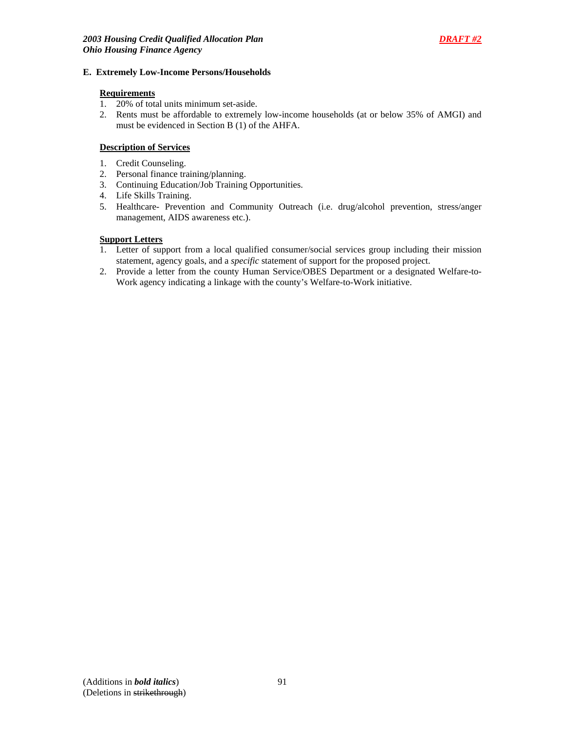**E. Extremely Low-Income Persons/Households**

**Requirements**

1. 20% of total units minimum set-aside.
2. Rents must be affordable to extremely low-income households (at or below 35% of AMGI) and must be evidenced in Section B (1) of the AHFA.

**Description of Services**

1. Credit Counseling.
2. Personal finance training/planning.
3. Continuing Education/Job Training Opportunities.
4. Life Skills Training.
5. Healthcare- Prevention and Community Outreach (i.e. drug/alcohol prevention, stress/anger management, AIDS awareness etc.).

**Support Letters**

1. Letter of support from a local qualified consumer/social services group including their mission statement, agency goals, and a *specific* statement of support for the proposed project.
2. Provide a letter from the county Human Service/OBES Department or a designated Welfare-to-Work agency indicating a linkage with the county's Welfare-to-Work initiative.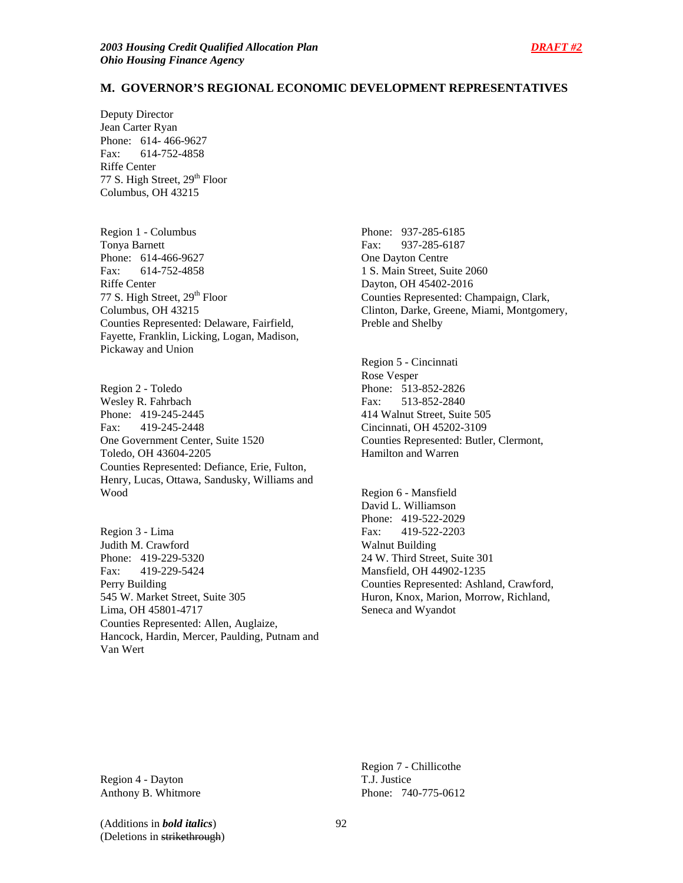## M. GOVERNOR'S REGIONAL ECONOMIC DEVELOPMENT REPRESENTATIVES

Deputy Director
Jean Carter Ryan
Phone: 614- 466-9627
Fax: 614-752-4858
Riffe Center
77 S. High Street, 29th Floor
Columbus, OH 43215

Region 1 - Columbus
Tonya Barnett
Phone: 614-466-9627
Fax: 614-752-4858
Riffe Center
77 S. High Street, 29th Floor
Columbus, OH 43215
Counties Represented: Delaware, Fairfield, Fayette, Franklin, Licking, Logan, Madison, Pickaway and Union

Region 2 - Toledo
Wesley R. Fahrbach
Phone: 419-245-2445
Fax: 419-245-2448
One Government Center, Suite 1520
Toledo, OH 43604-2205
Counties Represented: Defiance, Erie, Fulton, Henry, Lucas, Ottawa, Sandusky, Williams and Wood

Region 3 - Lima
Judith M. Crawford
Phone: 419-229-5320
Fax: 419-229-5424
Perry Building
545 W. Market Street, Suite 305
Lima, OH 45801-4717
Counties Represented: Allen, Auglaize, Hancock, Hardin, Mercer, Paulding, Putnam and Van Wert

Region 4 - Dayton
Anthony B. Whitmore
Phone: 937-285-6185
Fax: 937-285-6187
One Dayton Centre
1 S. Main Street, Suite 2060
Dayton, OH 45402-2016
Counties Represented: Champaign, Clark, Clinton, Darke, Greene, Miami, Montgomery, Preble and Shelby

Region 5 - Cincinnati
Rose Vesper
Phone: 513-852-2826
Fax: 513-852-2840
414 Walnut Street, Suite 505
Cincinnati, OH 45202-3109
Counties Represented: Butler, Clermont, Hamilton and Warren

Region 6 - Mansfield
David L. Williamson
Phone: 419-522-2029
Fax: 419-522-2203
Walnut Building
24 W. Third Street, Suite 301
Mansfield, OH 44902-1235
Counties Represented: Ashland, Crawford, Huron, Knox, Marion, Morrow, Richland, Seneca and Wyandot

Region 7 - Chillicothe
T.J. Justice
Phone: 740-775-0612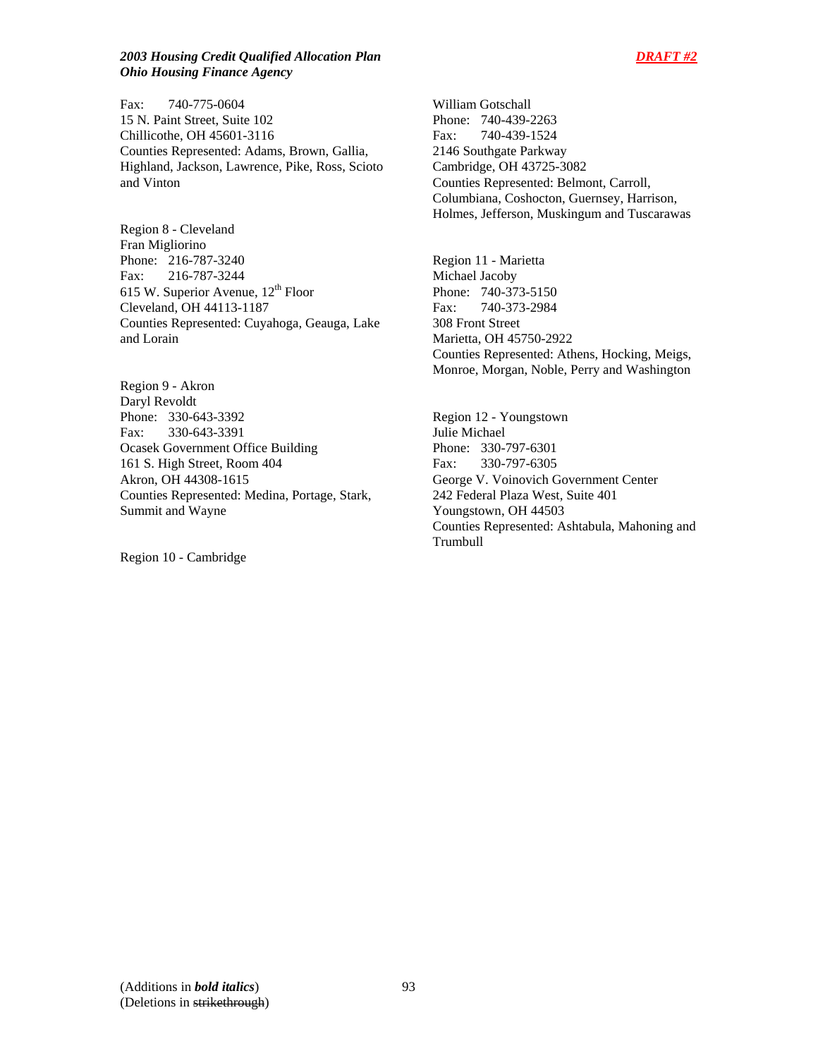Fax: 740-775-0604
15 N. Paint Street, Suite 102
Chillicothe, OH 45601-3116
Counties Represented: Adams, Brown, Gallia, Highland, Jackson, Lawrence, Pike, Ross, Scioto and Vinton

Region 8 - Cleveland
Fran Migliorino
Phone: 216-787-3240
Fax: 216-787-3244
615 W. Superior Avenue, 12th Floor
Cleveland, OH 44113-1187
Counties Represented: Cuyahoga, Geauga, Lake and Lorain

Region 9 - Akron
Daryl Revoldt
Phone: 330-643-3392
Fax: 330-643-3391
Ocasek Government Office Building
161 S. High Street, Room 404
Akron, OH 44308-1615
Counties Represented: Medina, Portage, Stark, Summit and Wayne

Region 10 - Cambridge
William Gotschall
Phone: 740-439-2263
Fax: 740-439-1524
2146 Southgate Parkway
Cambridge, OH 43725-3082
Counties Represented: Belmont, Carroll, Columbiana, Coshocton, Guernsey, Harrison, Holmes, Jefferson, Muskingum and Tuscarawas

Region 11 - Marietta
Michael Jacoby
Phone: 740-373-5150
Fax: 740-373-2984
308 Front Street
Marietta, OH 45750-2922
Counties Represented: Athens, Hocking, Meigs, Monroe, Morgan, Noble, Perry and Washington

Region 12 - Youngstown
Julie Michael
Phone: 330-797-6301
Fax: 330-797-6305
George V. Voinovich Government Center
242 Federal Plaza West, Suite 401
Youngstown, OH 44503
Counties Represented: Ashtabula, Mahoning and Trumbull

(Additions in ***bold italics***)
(Deletions in ~~strikethrough~~)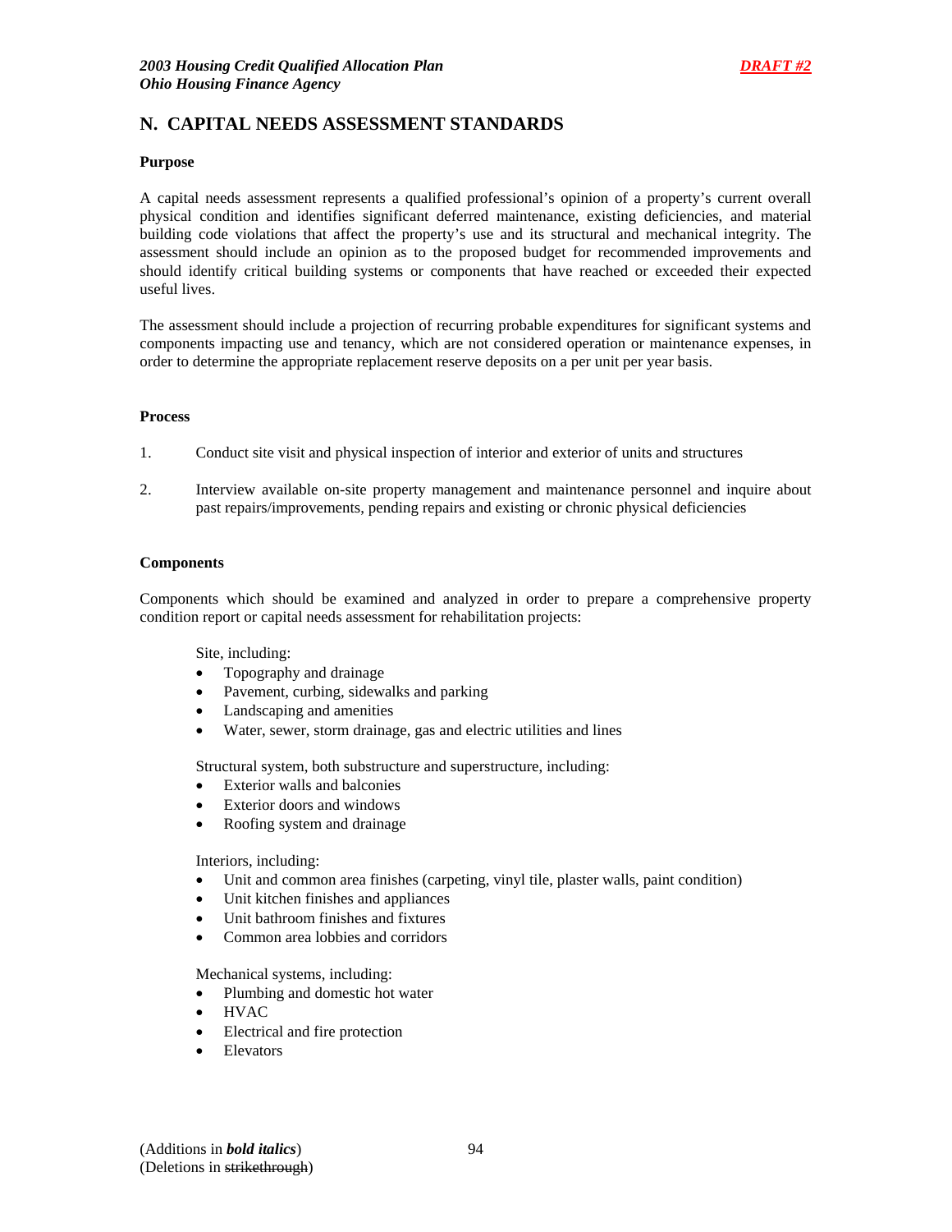## N. CAPITAL NEEDS ASSESSMENT STANDARDS

**Purpose**

A capital needs assessment represents a qualified professional's opinion of a property's current overall physical condition and identifies significant deferred maintenance, existing deficiencies, and material building code violations that affect the property's use and its structural and mechanical integrity. The assessment should include an opinion as to the proposed budget for recommended improvements and should identify critical building systems or components that have reached or exceeded their expected useful lives.

The assessment should include a projection of recurring probable expenditures for significant systems and components impacting use and tenancy, which are not considered operation or maintenance expenses, in order to determine the appropriate replacement reserve deposits on a per unit per year basis.

**Process**

1. Conduct site visit and physical inspection of interior and exterior of units and structures

2. Interview available on-site property management and maintenance personnel and inquire about past repairs/improvements, pending repairs and existing or chronic physical deficiencies

**Components**

Components which should be examined and analyzed in order to prepare a comprehensive property condition report or capital needs assessment for rehabilitation projects:

Site, including:

- Topography and drainage
- Pavement, curbing, sidewalks and parking
- Landscaping and amenities
- Water, sewer, storm drainage, gas and electric utilities and lines

Structural system, both substructure and superstructure, including:

- Exterior walls and balconies
- Exterior doors and windows
- Roofing system and drainage

Interiors, including:

- Unit and common area finishes (carpeting, vinyl tile, plaster walls, paint condition)
- Unit kitchen finishes and appliances
- Unit bathroom finishes and fixtures
- Common area lobbies and corridors

Mechanical systems, including:

- Plumbing and domestic hot water
- HVAC
- Electrical and fire protection
- Elevators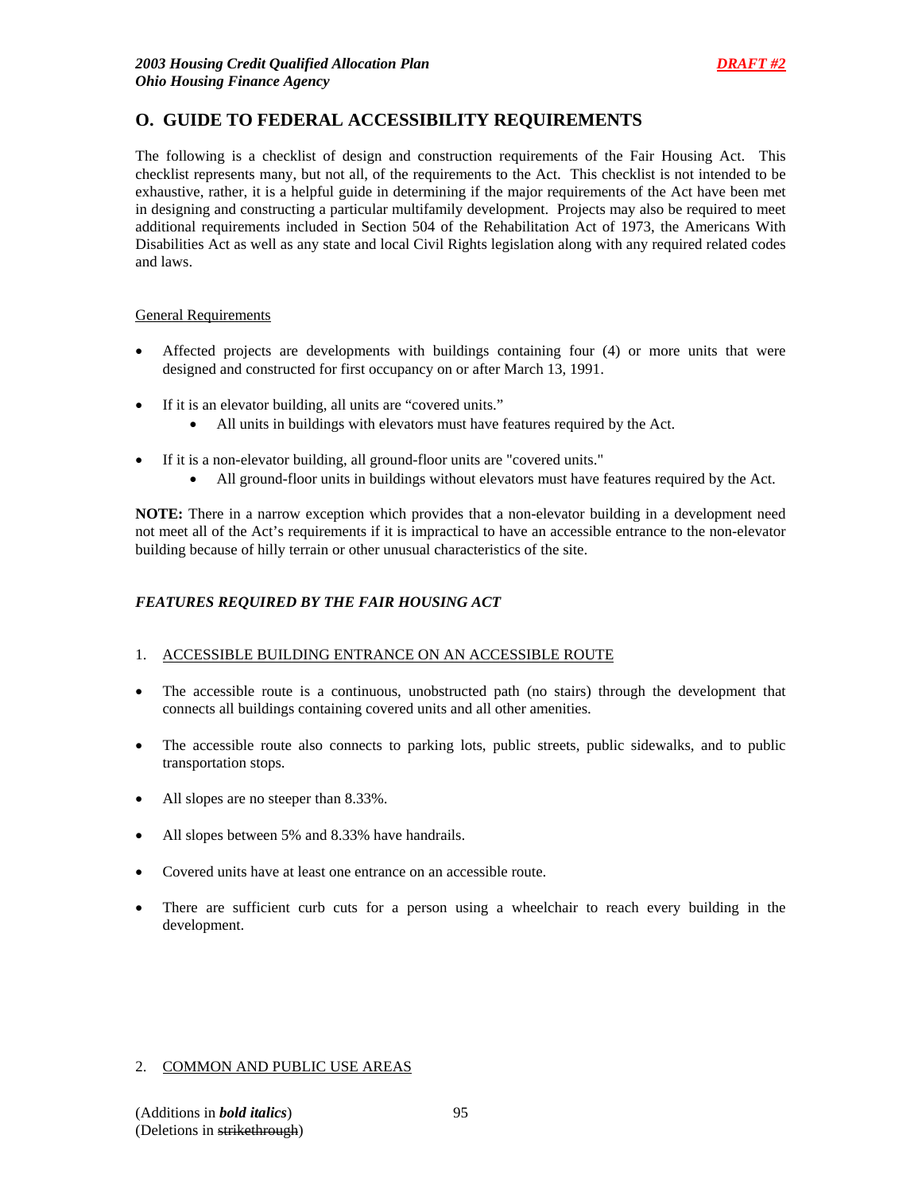## O. GUIDE TO FEDERAL ACCESSIBILITY REQUIREMENTS

The following is a checklist of design and construction requirements of the Fair Housing Act. This checklist represents many, but not all, of the requirements to the Act. This checklist is not intended to be exhaustive, rather, it is a helpful guide in determining if the major requirements of the Act have been met in designing and constructing a particular multifamily development. Projects may also be required to meet additional requirements included in Section 504 of the Rehabilitation Act of 1973, the Americans With Disabilities Act as well as any state and local Civil Rights legislation along with any required related codes and laws.

General Requirements

- Affected projects are developments with buildings containing four (4) or more units that were designed and constructed for first occupancy on or after March 13, 1991.
- If it is an elevator building, all units are "covered units."
  - All units in buildings with elevators must have features required by the Act.
- If it is a non-elevator building, all ground-floor units are "covered units."
  - All ground-floor units in buildings without elevators must have features required by the Act.

**NOTE:** There in a narrow exception which provides that a non-elevator building in a development need not meet all of the Act's requirements if it is impractical to have an accessible entrance to the non-elevator building because of hilly terrain or other unusual characteristics of the site.

***FEATURES REQUIRED BY THE FAIR HOUSING ACT***

1. ACCESSIBLE BUILDING ENTRANCE ON AN ACCESSIBLE ROUTE

- The accessible route is a continuous, unobstructed path (no stairs) through the development that connects all buildings containing covered units and all other amenities.
- The accessible route also connects to parking lots, public streets, public sidewalks, and to public transportation stops.
- All slopes are no steeper than 8.33%.
- All slopes between 5% and 8.33% have handrails.
- Covered units have at least one entrance on an accessible route.
- There are sufficient curb cuts for a person using a wheelchair to reach every building in the development.

2. COMMON AND PUBLIC USE AREAS

(Additions in ***bold italics***)
(Deletions in ~~strikethrough~~)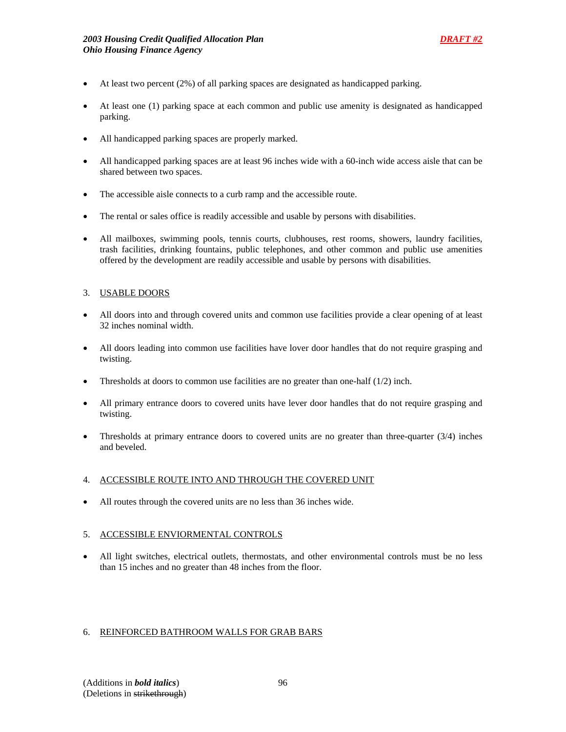- At least two percent (2%) of all parking spaces are designated as handicapped parking.

- At least one (1) parking space at each common and public use amenity is designated as handicapped parking.

- All handicapped parking spaces are properly marked.

- All handicapped parking spaces are at least 96 inches wide with a 60-inch wide access aisle that can be shared between two spaces.

- The accessible aisle connects to a curb ramp and the accessible route.

- The rental or sales office is readily accessible and usable by persons with disabilities.

- All mailboxes, swimming pools, tennis courts, clubhouses, rest rooms, showers, laundry facilities, trash facilities, drinking fountains, public telephones, and other common and public use amenities offered by the development are readily accessible and usable by persons with disabilities.

3. USABLE DOORS

- All doors into and through covered units and common use facilities provide a clear opening of at least 32 inches nominal width.

- All doors leading into common use facilities have lover door handles that do not require grasping and twisting.

- Thresholds at doors to common use facilities are no greater than one-half (1/2) inch.

- All primary entrance doors to covered units have lever door handles that do not require grasping and twisting.

- Thresholds at primary entrance doors to covered units are no greater than three-quarter (3/4) inches and beveled.

4. ACCESSIBLE ROUTE INTO AND THROUGH THE COVERED UNIT

- All routes through the covered units are no less than 36 inches wide.

5. ACCESSIBLE ENVIORMENTAL CONTROLS

- All light switches, electrical outlets, thermostats, and other environmental controls must be no less than 15 inches and no greater than 48 inches from the floor.

6. REINFORCED BATHROOM WALLS FOR GRAB BARS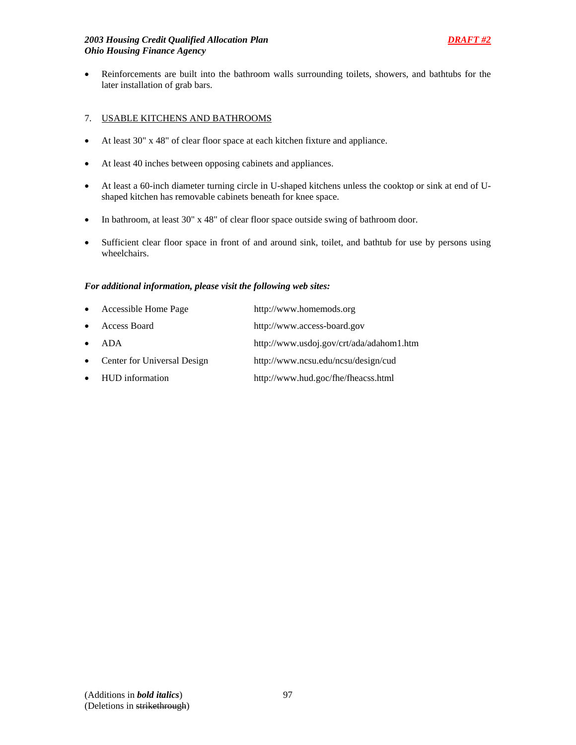- Reinforcements are built into the bathroom walls surrounding toilets, showers, and bathtubs for the later installation of grab bars.

7. USABLE KITCHENS AND BATHROOMS

- At least 30" x 48" of clear floor space at each kitchen fixture and appliance.
- At least 40 inches between opposing cabinets and appliances.
- At least a 60-inch diameter turning circle in U-shaped kitchens unless the cooktop or sink at end of U-shaped kitchen has removable cabinets beneath for knee space.
- In bathroom, at least 30" x 48" of clear floor space outside swing of bathroom door.
- Sufficient clear floor space in front of and around sink, toilet, and bathtub for use by persons using wheelchairs.

***For additional information, please visit the following web sites:***

- Accessible Home Page — http://www.homemods.org
- Access Board — http://www.access-board.gov
- ADA — http://www.usdoj.gov/crt/ada/adahom1.htm
- Center for Universal Design — http://www.ncsu.edu/ncsu/design/cud
- HUD information — http://www.hud.goc/fhe/fheacss.html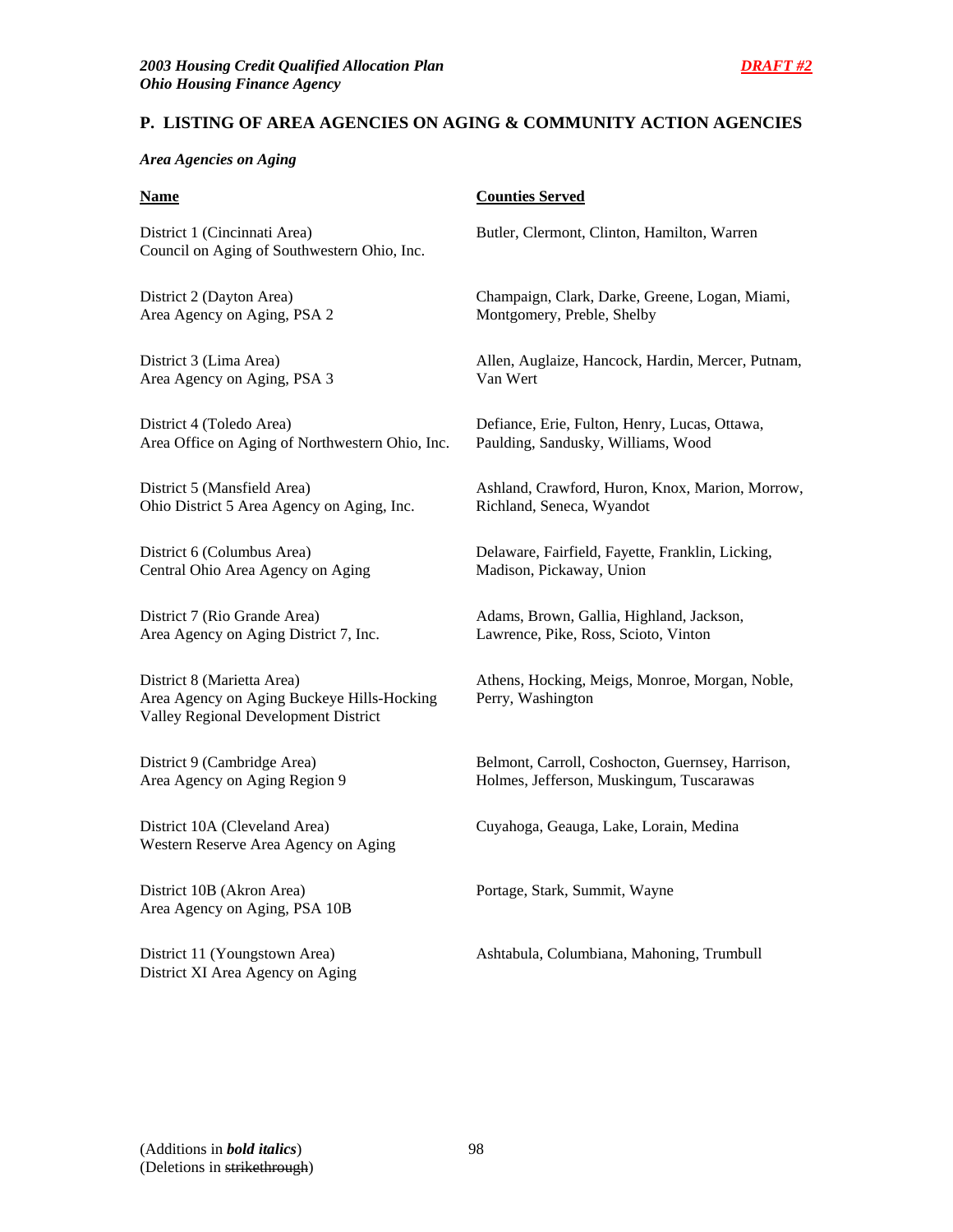## P. LISTING OF AREA AGENCIES ON AGING & COMMUNITY ACTION AGENCIES

*Area Agencies on Aging*

| Name | Counties Served |
|---|---|
| District 1 (Cincinnati Area) Council on Aging of Southwestern Ohio, Inc. | Butler, Clermont, Clinton, Hamilton, Warren |
| District 2 (Dayton Area) Area Agency on Aging, PSA 2 | Champaign, Clark, Darke, Greene, Logan, Miami, Montgomery, Preble, Shelby |
| District 3 (Lima Area) Area Agency on Aging, PSA 3 | Allen, Auglaize, Hancock, Hardin, Mercer, Putnam, Van Wert |
| District 4 (Toledo Area) Area Office on Aging of Northwestern Ohio, Inc. | Defiance, Erie, Fulton, Henry, Lucas, Ottawa, Paulding, Sandusky, Williams, Wood |
| District 5 (Mansfield Area) Ohio District 5 Area Agency on Aging, Inc. | Ashland, Crawford, Huron, Knox, Marion, Morrow, Richland, Seneca, Wyandot |
| District 6 (Columbus Area) Central Ohio Area Agency on Aging | Delaware, Fairfield, Fayette, Franklin, Licking, Madison, Pickaway, Union |
| District 7 (Rio Grande Area) Area Agency on Aging District 7, Inc. | Adams, Brown, Gallia, Highland, Jackson, Lawrence, Pike, Ross, Scioto, Vinton |
| District 8 (Marietta Area) Area Agency on Aging Buckeye Hills-Hocking Valley Regional Development District | Athens, Hocking, Meigs, Monroe, Morgan, Noble, Perry, Washington |
| District 9 (Cambridge Area) Area Agency on Aging Region 9 | Belmont, Carroll, Coshocton, Guernsey, Harrison, Holmes, Jefferson, Muskingum, Tuscarawas |
| District 10A (Cleveland Area) Western Reserve Area Agency on Aging | Cuyahoga, Geauga, Lake, Lorain, Medina |
| District 10B (Akron Area) Area Agency on Aging, PSA 10B | Portage, Stark, Summit, Wayne |
| District 11 (Youngstown Area) District XI Area Agency on Aging | Ashtabula, Columbiana, Mahoning, Trumbull |

(Additions in ***bold italics***)
(Deletions in ~~strikethrough~~)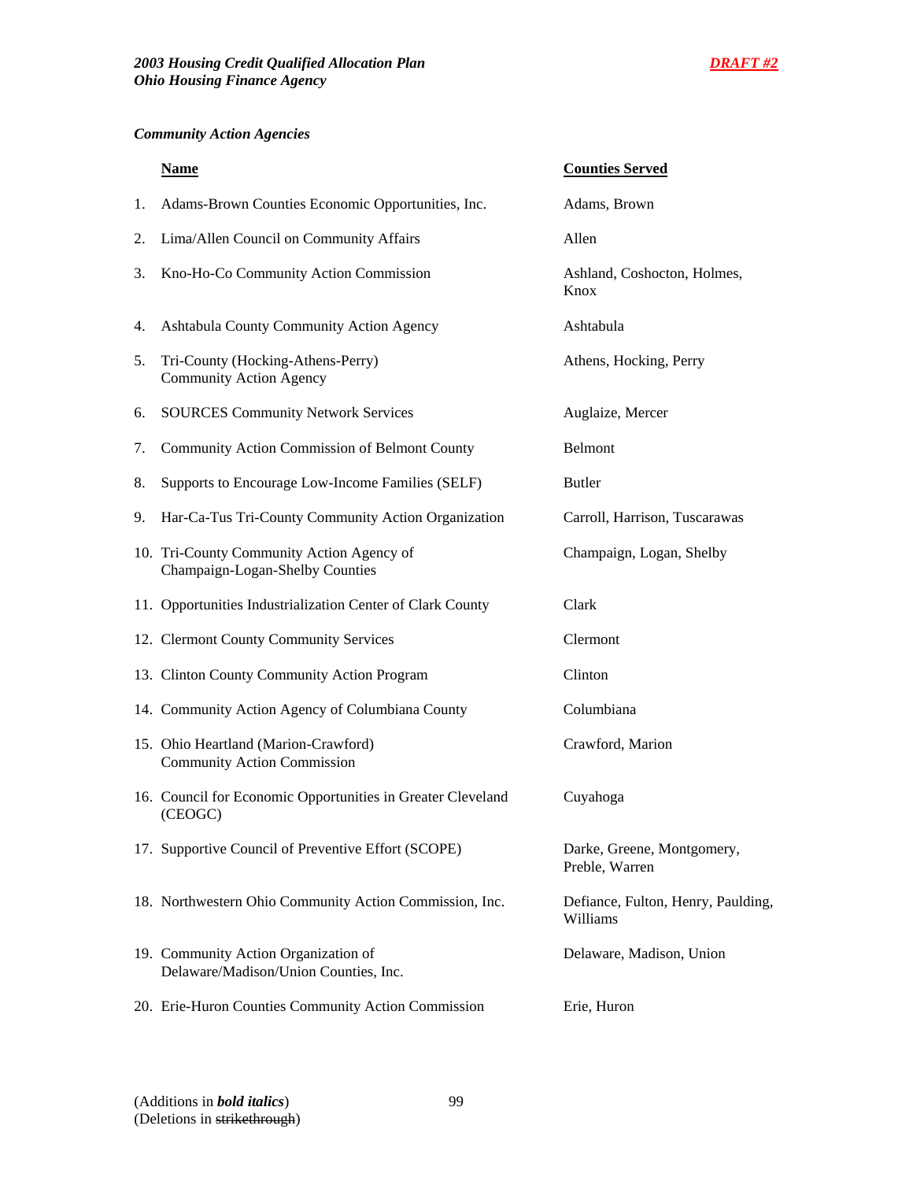*Community Action Agencies*

| | Name | Counties Served |
|---|---|---|
| 1. | Adams-Brown Counties Economic Opportunities, Inc. | Adams, Brown |
| 2. | Lima/Allen Council on Community Affairs | Allen |
| 3. | Kno-Ho-Co Community Action Commission | Ashland, Coshocton, Holmes, Knox |
| 4. | Ashtabula County Community Action Agency | Ashtabula |
| 5. | Tri-County (Hocking-Athens-Perry) Community Action Agency | Athens, Hocking, Perry |
| 6. | SOURCES Community Network Services | Auglaize, Mercer |
| 7. | Community Action Commission of Belmont County | Belmont |
| 8. | Supports to Encourage Low-Income Families (SELF) | Butler |
| 9. | Har-Ca-Tus Tri-County Community Action Organization | Carroll, Harrison, Tuscarawas |
| 10. | Tri-County Community Action Agency of Champaign-Logan-Shelby Counties | Champaign, Logan, Shelby |
| 11. | Opportunities Industrialization Center of Clark County | Clark |
| 12. | Clermont County Community Services | Clermont |
| 13. | Clinton County Community Action Program | Clinton |
| 14. | Community Action Agency of Columbiana County | Columbiana |
| 15. | Ohio Heartland (Marion-Crawford) Community Action Commission | Crawford, Marion |
| 16. | Council for Economic Opportunities in Greater Cleveland (CEOGC) | Cuyahoga |
| 17. | Supportive Council of Preventive Effort (SCOPE) | Darke, Greene, Montgomery, Preble, Warren |
| 18. | Northwestern Ohio Community Action Commission, Inc. | Defiance, Fulton, Henry, Paulding, Williams |
| 19. | Community Action Organization of Delaware/Madison/Union Counties, Inc. | Delaware, Madison, Union |
| 20. | Erie-Huron Counties Community Action Commission | Erie, Huron |

(Additions in ***bold italics***)
(Deletions in ~~strikethrough~~)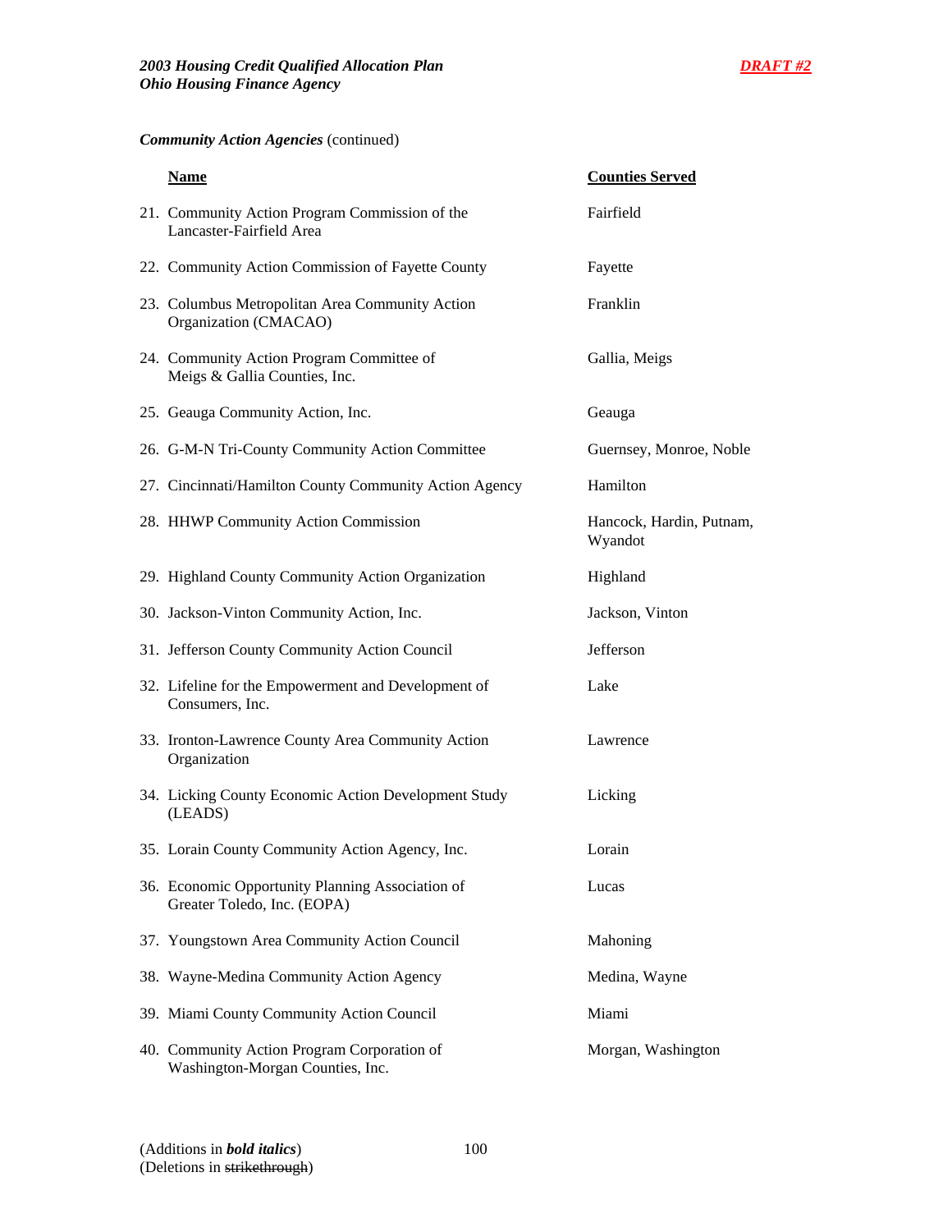***Community Action Agencies*** (continued)

| Name | Counties Served |
|---|---|
| 21. Community Action Program Commission of the Lancaster-Fairfield Area | Fairfield |
| 22. Community Action Commission of Fayette County | Fayette |
| 23. Columbus Metropolitan Area Community Action Organization (CMACAO) | Franklin |
| 24. Community Action Program Committee of Meigs & Gallia Counties, Inc. | Gallia, Meigs |
| 25. Geauga Community Action, Inc. | Geauga |
| 26. G-M-N Tri-County Community Action Committee | Guernsey, Monroe, Noble |
| 27. Cincinnati/Hamilton County Community Action Agency | Hamilton |
| 28. HHWP Community Action Commission | Hancock, Hardin, Putnam, Wyandot |
| 29. Highland County Community Action Organization | Highland |
| 30. Jackson-Vinton Community Action, Inc. | Jackson, Vinton |
| 31. Jefferson County Community Action Council | Jefferson |
| 32. Lifeline for the Empowerment and Development of Consumers, Inc. | Lake |
| 33. Ironton-Lawrence County Area Community Action Organization | Lawrence |
| 34. Licking County Economic Action Development Study (LEADS) | Licking |
| 35. Lorain County Community Action Agency, Inc. | Lorain |
| 36. Economic Opportunity Planning Association of Greater Toledo, Inc. (EOPA) | Lucas |
| 37. Youngstown Area Community Action Council | Mahoning |
| 38. Wayne-Medina Community Action Agency | Medina, Wayne |
| 39. Miami County Community Action Council | Miami |
| 40. Community Action Program Corporation of Washington-Morgan Counties, Inc. | Morgan, Washington |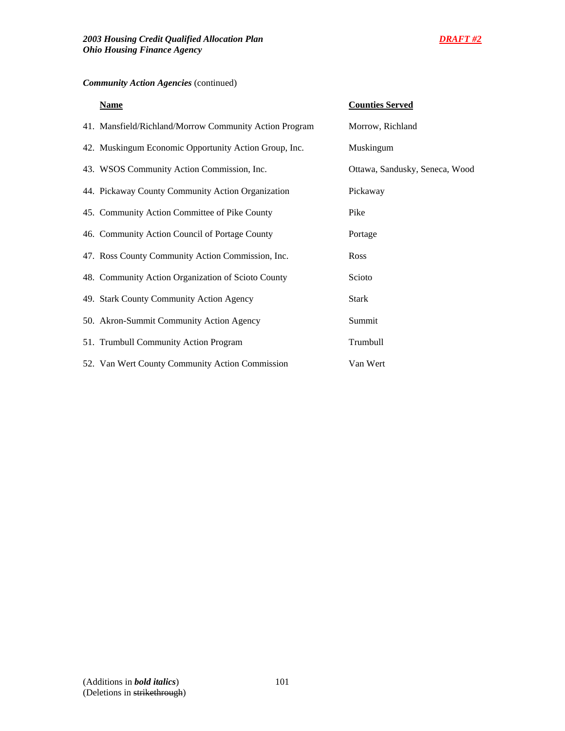***Community Action Agencies*** (continued)

| | Name | Counties Served |
|---|---|---|
| 41. | Mansfield/Richland/Morrow Community Action Program | Morrow, Richland |
| 42. | Muskingum Economic Opportunity Action Group, Inc. | Muskingum |
| 43. | WSOS Community Action Commission, Inc. | Ottawa, Sandusky, Seneca, Wood |
| 44. | Pickaway County Community Action Organization | Pickaway |
| 45. | Community Action Committee of Pike County | Pike |
| 46. | Community Action Council of Portage County | Portage |
| 47. | Ross County Community Action Commission, Inc. | Ross |
| 48. | Community Action Organization of Scioto County | Scioto |
| 49. | Stark County Community Action Agency | Stark |
| 50. | Akron-Summit Community Action Agency | Summit |
| 51. | Trumbull Community Action Program | Trumbull |
| 52. | Van Wert County Community Action Commission | Van Wert |

(Additions in ***bold italics***)
(Deletions in ~~strikethrough~~)